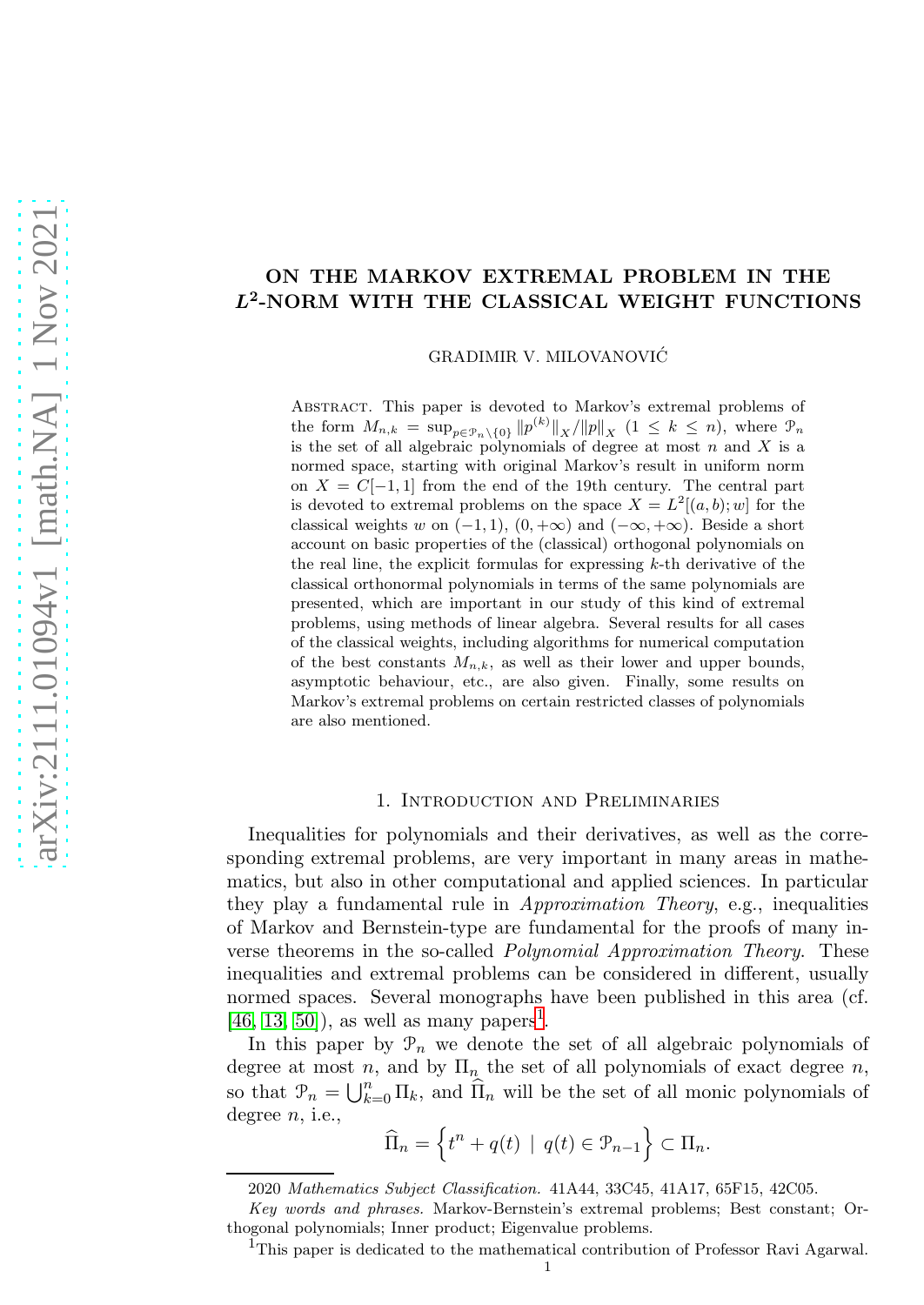# ON THE MARKOV EXTREMAL PROBLEM IN THE $L^2$-NORM WITH THE CLASSICAL WEIGHT FUNCTIONS

GRADIMIR V. MILOVANOVIĆ

Abstract. This paper is devoted to Markov's extremal problems of the form $M_{n,k} = \sup_{p\in\mathcal{P}_n\setminus\{0\}} \|p^{(k)}\|_X/\|p\|_X$ $(1 \le k \le n)$, where $\mathcal{P}_n$ is the set of all algebraic polynomials of degree at most $n$ and $X$ is a normed space, starting with original Markov's result in uniform norm on $X = C[-1,1]$ from the end of the 19th century. The central part is devoted to extremal problems on the space $X = L^2[(a,b);w]$ for the classical weights $w$ on $(-1,1)$, $(0,+\infty)$ and $(-\infty,+\infty)$. Beside a short account on basic properties of the (classical) orthogonal polynomials on the real line, the explicit formulas for expressing $k$-th derivative of the classical orthonormal polynomials in terms of the same polynomials are presented, which are important in our study of this kind of extremal problems, using methods of linear algebra. Several results for all cases of the classical weights, including algorithms for numerical computation of the best constants $M_{n,k}$, as well as their lower and upper bounds, asymptotic behaviour, etc., are also given. Finally, some results on Markov's extremal problems on certain restricted classes of polynomials are also mentioned.

## 1. Introduction and Preliminaries

Inequalities for polynomials and their derivatives, as well as the corresponding extremal problems, are very important in many areas in mathematics, but also in other computational and applied sciences. In particular they play a fundamental rule in *Approximation Theory*, e.g., inequalities of Markov and Bernstein-type are fundamental for the proofs of many inverse theorems in the so-called *Polynomial Approximation Theory*. These inequalities and extremal problems can be considered in different, usually normed spaces. Several monographs have been published in this area (cf. [46, 13, 50]), as well as many papers[1].

In this paper by $\mathcal{P}_n$ we denote the set of all algebraic polynomials of degree at most $n$, and by $\Pi_n$ the set of all polynomials of exact degree $n$, so that $\mathcal{P}_n = \bigcup_{k=0}^n \Pi_k$, and $\widehat{\Pi}_n$ will be the set of all monic polynomials of degree $n$, i.e.,

$$\widehat{\Pi}_n = \left\{ t^n + q(t) \;\middle|\; q(t) \in \mathcal{P}_{n-1} \right\} \subset \Pi_n.$$

2020 *Mathematics Subject Classification.* 41A44, 33C45, 41A17, 65F15, 42C05.

*Key words and phrases.* Markov-Bernstein's extremal problems; Best constant; Orthogonal polynomials; Inner product; Eigenvalue problems.

[1] This paper is dedicated to the mathematical contribution of Professor Ravi Agarwal.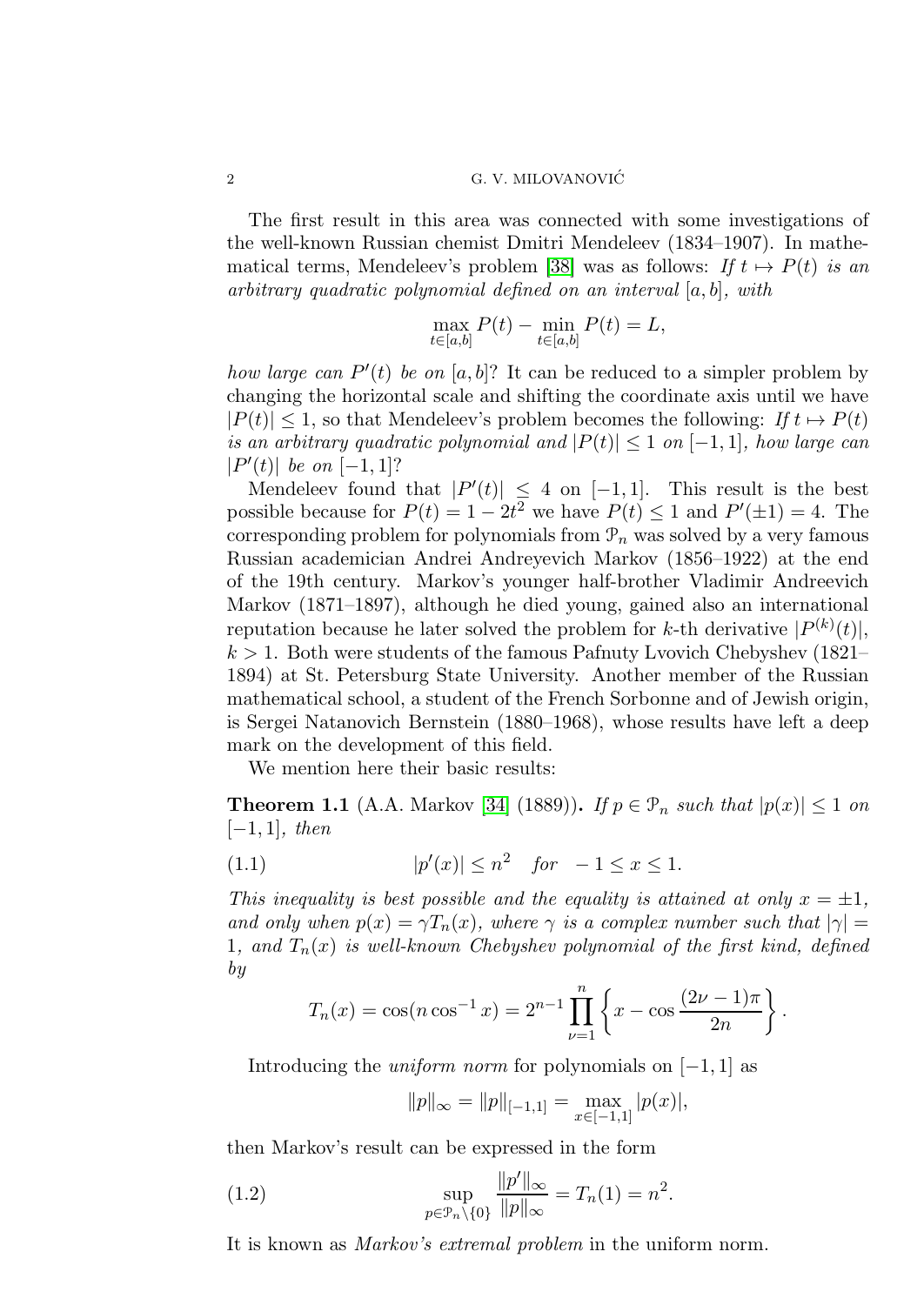The first result in this area was connected with some investigations of the well-known Russian chemist Dmitri Mendeleev (1834–1907). In mathematical terms, Mendeleev's problem [38] was as follows: *If $t \mapsto P(t)$ is an arbitrary quadratic polynomial defined on an interval $[a, b]$, with*

$$\max_{t\in[a,b]} P(t) - \min_{t\in[a,b]} P(t) = L,$$

*how large can $P'(t)$ be on $[a, b]$?* It can be reduced to a simpler problem by changing the horizontal scale and shifting the coordinate axis until we have $|P(t)| \le 1$, so that Mendeleev's problem becomes the following: *If $t \mapsto P(t)$ is an arbitrary quadratic polynomial and $|P(t)| \le 1$ on $[-1, 1]$, how large can $|P'(t)|$ be on $[-1, 1]$?*

Mendeleev found that $|P'(t)| \le 4$ on $[-1, 1]$. This result is the best possible because for $P(t) = 1 - 2t^2$ we have $P(t) \le 1$ and $P'(\pm 1) = 4$. The corresponding problem for polynomials from $\mathcal{P}_n$ was solved by a very famous Russian academician Andrei Andreyevich Markov (1856–1922) at the end of the 19th century. Markov's younger half-brother Vladimir Andreevich Markov (1871–1897), although he died young, gained also an international reputation because he later solved the problem for $k$-th derivative $|P^{(k)}(t)|$, $k > 1$. Both were students of the famous Pafnuty Lvovich Chebyshev (1821–1894) at St. Petersburg State University. Another member of the Russian mathematical school, a student of the French Sorbonne and of Jewish origin, is Sergei Natanovich Bernstein (1880–1968), whose results have left a deep mark on the development of this field.

We mention here their basic results:

**Theorem 1.1** (A.A. Markov [34] (1889))**.** *If $p \in \mathcal{P}_n$ such that $|p(x)| \le 1$ on $[-1, 1]$, then*

$$|p'(x)| \le n^2 \quad \text{for} \quad -1 \le x \le 1. \tag{1.1}$$

*This inequality is best possible and the equality is attained at only $x = \pm 1$, and only when $p(x) = \gamma T_n(x)$, where $\gamma$ is a complex number such that $|\gamma| = 1$, and $T_n(x)$ is well-known Chebyshev polynomial of the first kind, defined by*

$$T_n(x) = \cos(n \cos^{-1} x) = 2^{n-1} \prod_{\nu=1}^{n} \left\{ x - \cos \frac{(2\nu - 1)\pi}{2n} \right\}.$$

Introducing the *uniform norm* for polynomials on $[-1, 1]$ as

$$\|p\|_\infty = \|p\|_{[-1,1]} = \max_{x\in[-1,1]} |p(x)|,$$

then Markov's result can be expressed in the form

$$\sup_{p\in\mathcal{P}_n\setminus\{0\}} \frac{\|p'\|_\infty}{\|p\|_\infty} = T_n(1) = n^2. \tag{1.2}$$

It is known as *Markov's extremal problem* in the uniform norm.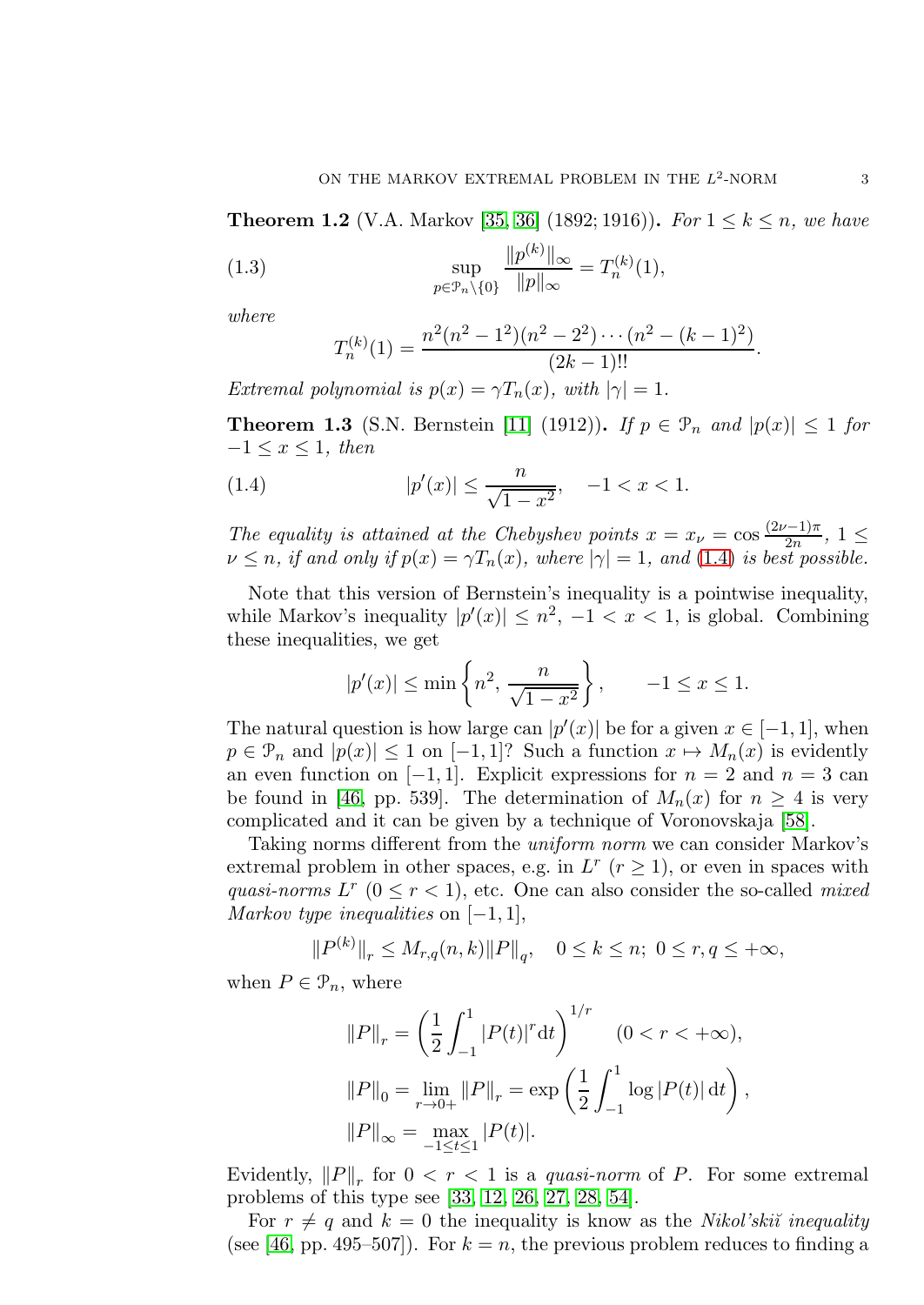**Theorem 1.2** (V.A. Markov [35, 36] (1892; 1916))**.** *For $1 \le k \le n$, we have*

$$\sup_{p\in\mathcal{P}_n\setminus\{0\}} \frac{\|p^{(k)}\|_\infty}{\|p\|_\infty} = T_n^{(k)}(1), \tag{1.3}$$

*where*

$$T_n^{(k)}(1) = \frac{n^2(n^2-1^2)(n^2-2^2)\cdots(n^2-(k-1)^2)}{(2k-1)!!}.$$

*Extremal polynomial is $p(x) = \gamma T_n(x)$, with $|\gamma| = 1$.*

**Theorem 1.3** (S.N. Bernstein [11] (1912))**.** *If $p \in \mathcal{P}_n$ and $|p(x)| \le 1$ for $-1 \le x \le 1$, then*

$$|p'(x)| \le \frac{n}{\sqrt{1-x^2}}, \quad -1 < x < 1. \tag{1.4}$$

*The equality is attained at the Chebyshev points $x = x_\nu = \cos\frac{(2\nu-1)\pi}{2n}$, $1 \le \nu \le n$, if and only if $p(x) = \gamma T_n(x)$, where $|\gamma| = 1$, and (1.4) is best possible.*

Note that this version of Bernstein's inequality is a pointwise inequality, while Markov's inequality $|p'(x)| \le n^2$, $-1 < x < 1$, is global. Combining these inequalities, we get

$$|p'(x)| \le \min\left\{n^2, \frac{n}{\sqrt{1-x^2}}\right\}, \qquad -1 \le x \le 1.$$

The natural question is how large can $|p'(x)|$ be for a given $x \in [-1,1]$, when $p \in \mathcal{P}_n$ and $|p(x)| \le 1$ on $[-1,1]$? Such a function $x \mapsto M_n(x)$ is evidently an even function on $[-1,1]$. Explicit expressions for $n = 2$ and $n = 3$ can be found in [46, pp. 539]. The determination of $M_n(x)$ for $n \ge 4$ is very complicated and it can be given by a technique of Voronovskaja [58].

Taking norms different from the *uniform norm* we can consider Markov's extremal problem in other spaces, e.g. in $L^r$ ($r \ge 1$), or even in spaces with *quasi-norms* $L^r$ ($0 \le r < 1$), etc. One can also consider the so-called *mixed Markov type inequalities* on $[-1,1]$,

$$\|P^{(k)}\|_r \le M_{r,q}(n,k)\|P\|_q, \quad 0 \le k \le n;\ 0 \le r, q \le +\infty,$$

when $P \in \mathcal{P}_n$, where

$$\|P\|_r = \left(\frac{1}{2}\int_{-1}^{1} |P(t)|^r \mathrm{d}t\right)^{1/r} \qquad (0 < r < +\infty),$$

$$\|P\|_0 = \lim_{r\to 0+}\|P\|_r = \exp\left(\frac{1}{2}\int_{-1}^{1}\log|P(t)|\,\mathrm{d}t\right),$$

$$\|P\|_\infty = \max_{-1\le t\le 1}|P(t)|.$$

Evidently, $\|P\|_r$ for $0 < r < 1$ is a *quasi-norm* of $P$. For some extremal problems of this type see [33, 12, 26, 27, 28, 54].

For $r \ne q$ and $k = 0$ the inequality is know as the *Nikol'skiĭ inequality* (see [46, pp. 495–507]). For $k = n$, the previous problem reduces to finding a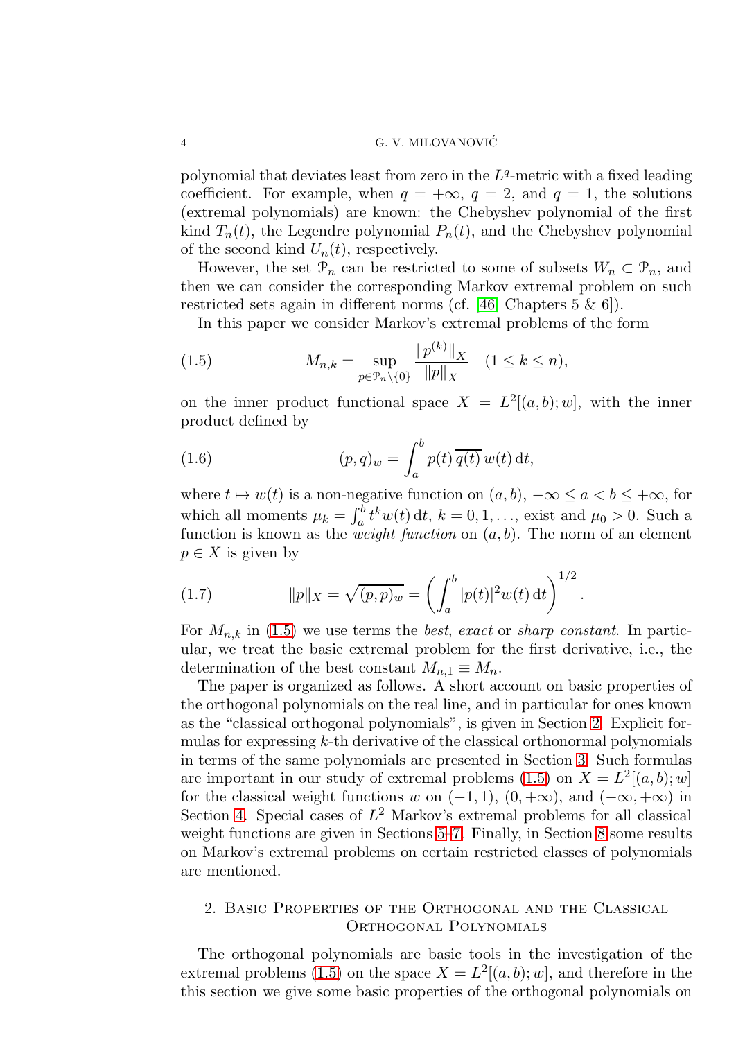polynomial that deviates least from zero in the $L^q$-metric with a fixed leading coefficient. For example, when $q = +\infty$, $q = 2$, and $q = 1$, the solutions (extremal polynomials) are known: the Chebyshev polynomial of the first kind $T_n(t)$, the Legendre polynomial $P_n(t)$, and the Chebyshev polynomial of the second kind $U_n(t)$, respectively.

However, the set $\mathcal{P}_n$ can be restricted to some of subsets $W_n \subset \mathcal{P}_n$, and then we can consider the corresponding Markov extremal problem on such restricted sets again in different norms (cf. [46, Chapters 5 & 6]).

In this paper we consider Markov's extremal problems of the form

$$
M_{n,k} = \sup_{p \in \mathcal{P}_n \setminus \{0\}} \frac{\|p^{(k)}\|_X}{\|p\|_X} \quad (1 \le k \le n), \tag{1.5}
$$

on the inner product functional space $X = L^2[(a, b); w]$, with the inner product defined by

$$
(p, q)_w = \int_a^b p(t)\, \overline{q(t)}\, w(t)\, \mathrm{d}t, \tag{1.6}
$$

where $t \mapsto w(t)$ is a non-negative function on $(a, b)$, $-\infty \le a < b \le +\infty$, for which all moments $\mu_k = \int_a^b t^k w(t)\, \mathrm{d}t$, $k = 0, 1, \ldots$, exist and $\mu_0 > 0$. Such a function is known as the *weight function* on $(a, b)$. The norm of an element $p \in X$ is given by

$$
\|p\|_X = \sqrt{(p, p)_w} = \left( \int_a^b |p(t)|^2 w(t)\, \mathrm{d}t \right)^{1/2}. \tag{1.7}
$$

For $M_{n,k}$ in (1.5) we use terms the *best*, *exact* or *sharp constant*. In particular, we treat the basic extremal problem for the first derivative, i.e., the determination of the best constant $M_{n,1} \equiv M_n$.

The paper is organized as follows. A short account on basic properties of the orthogonal polynomials on the real line, and in particular for ones known as the "classical orthogonal polynomials", is given in Section 2. Explicit formulas for expressing $k$-th derivative of the classical orthonormal polynomials in terms of the same polynomials are presented in Section 3. Such formulas are important in our study of extremal problems (1.5) on $X = L^2[(a, b); w]$ for the classical weight functions $w$ on $(-1, 1)$, $(0, +\infty)$, and $(-\infty, +\infty)$ in Section 4. Special cases of $L^2$ Markov's extremal problems for all classical weight functions are given in Sections 5–7. Finally, in Section 8 some results on Markov's extremal problems on certain restricted classes of polynomials are mentioned.

## 2. Basic Properties of the Orthogonal and the Classical Orthogonal Polynomials

The orthogonal polynomials are basic tools in the investigation of the extremal problems (1.5) on the space $X = L^2[(a, b); w]$, and therefore in the this section we give some basic properties of the orthogonal polynomials on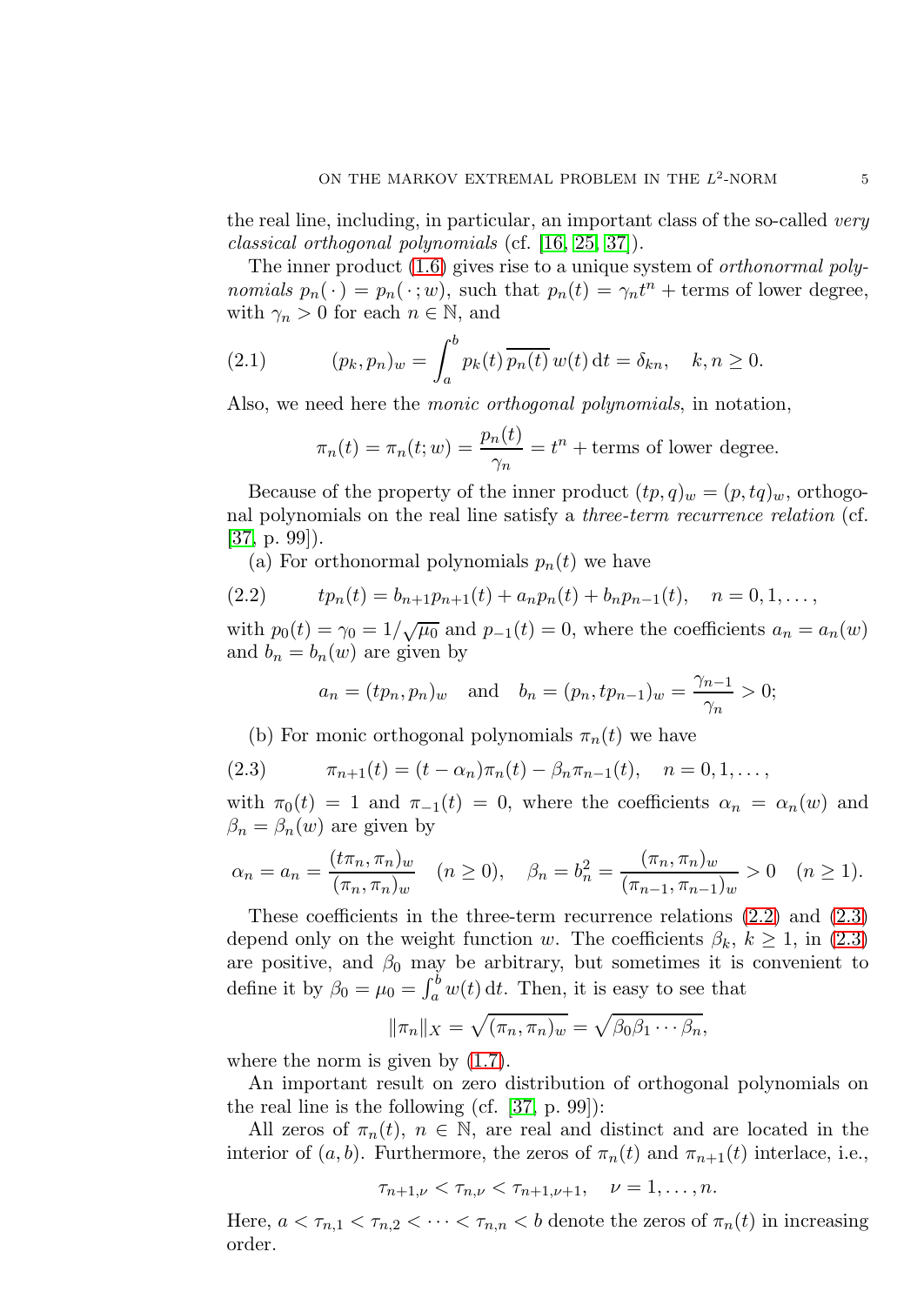the real line, including, in particular, an important class of the so-called *very classical orthogonal polynomials* (cf. [16, 25, 37]).

The inner product (1.6) gives rise to a unique system of *orthonormal polynomials* $p_n(\,\cdot\,) = p_n(\,\cdot\,; w)$, such that $p_n(t) = \gamma_n t^n +$ terms of lower degree, with $\gamma_n > 0$ for each $n \in \mathbb{N}$, and

$$(p_k, p_n)_w = \int_a^b p_k(t)\, \overline{p_n(t)}\, w(t)\, \mathrm{d}t = \delta_{kn}, \quad k, n \geq 0. \tag{2.1}$$

Also, we need here the *monic orthogonal polynomials*, in notation,

$$\pi_n(t) = \pi_n(t; w) = \frac{p_n(t)}{\gamma_n} = t^n + \text{terms of lower degree.}$$

Because of the property of the inner product $(tp, q)_w = (p, tq)_w$, orthogonal polynomials on the real line satisfy a *three-term recurrence relation* (cf. [37, p. 99]).

(a) For orthonormal polynomials $p_n(t)$ we have

$$tp_n(t) = b_{n+1} p_{n+1}(t) + a_n p_n(t) + b_n p_{n-1}(t), \quad n = 0, 1, \ldots, \tag{2.2}$$

with $p_0(t) = \gamma_0 = 1/\sqrt{\mu_0}$ and $p_{-1}(t) = 0$, where the coefficients $a_n = a_n(w)$ and $b_n = b_n(w)$ are given by

$$a_n = (tp_n, p_n)_w \quad \text{and} \quad b_n = (p_n, tp_{n-1})_w = \frac{\gamma_{n-1}}{\gamma_n} > 0;$$

(b) For monic orthogonal polynomials $\pi_n(t)$ we have

$$\pi_{n+1}(t) = (t - \alpha_n)\pi_n(t) - \beta_n \pi_{n-1}(t), \quad n = 0, 1, \ldots, \tag{2.3}$$

with $\pi_0(t) = 1$ and $\pi_{-1}(t) = 0$, where the coefficients $\alpha_n = \alpha_n(w)$ and $\beta_n = \beta_n(w)$ are given by

$$\alpha_n = a_n = \frac{(t\pi_n, \pi_n)_w}{(\pi_n, \pi_n)_w} \quad (n \geq 0), \quad \beta_n = b_n^2 = \frac{(\pi_n, \pi_n)_w}{(\pi_{n-1}, \pi_{n-1})_w} > 0 \quad (n \geq 1).$$

These coefficients in the three-term recurrence relations (2.2) and (2.3) depend only on the weight function $w$. The coefficients $\beta_k$, $k \geq 1$, in (2.3) are positive, and $\beta_0$ may be arbitrary, but sometimes it is convenient to define it by $\beta_0 = \mu_0 = \int_a^b w(t)\, \mathrm{d}t$. Then, it is easy to see that

$$\|\pi_n\|_X = \sqrt{(\pi_n, \pi_n)_w} = \sqrt{\beta_0 \beta_1 \cdots \beta_n},$$

where the norm is given by (1.7).

An important result on zero distribution of orthogonal polynomials on the real line is the following (cf. [37, p. 99]):

All zeros of $\pi_n(t)$, $n \in \mathbb{N}$, are real and distinct and are located in the interior of $(a, b)$. Furthermore, the zeros of $\pi_n(t)$ and $\pi_{n+1}(t)$ interlace, i.e.,

$$\tau_{n+1,\nu} < \tau_{n,\nu} < \tau_{n+1,\nu+1}, \quad \nu = 1, \ldots, n.$$

Here, $a < \tau_{n,1} < \tau_{n,2} < \cdots < \tau_{n,n} < b$ denote the zeros of $\pi_n(t)$ in increasing order.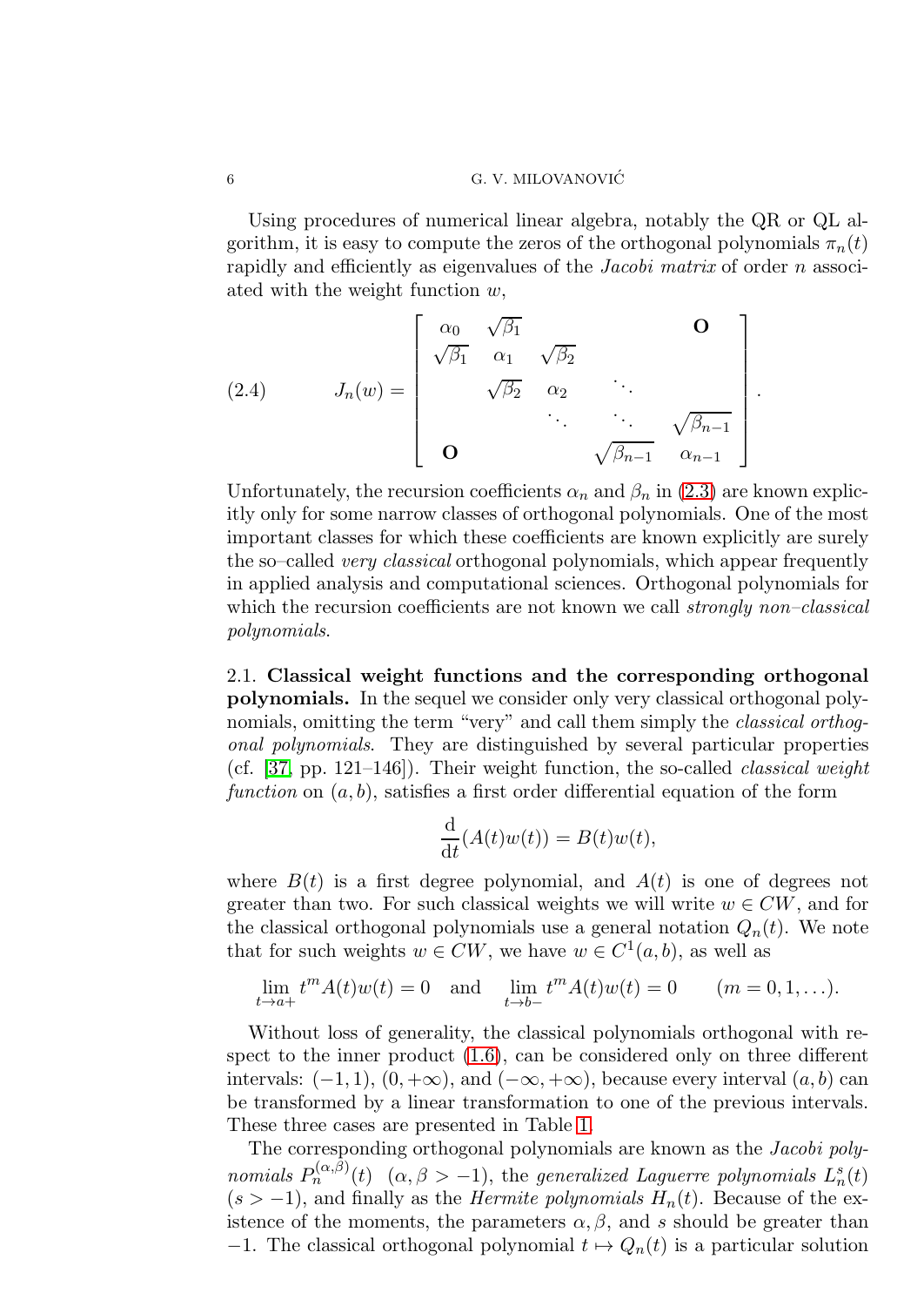Using procedures of numerical linear algebra, notably the QR or QL algorithm, it is easy to compute the zeros of the orthogonal polynomials $\pi_n(t)$ rapidly and efficiently as eigenvalues of the *Jacobi matrix* of order $n$ associated with the weight function $w$,

$$J_n(w) = \begin{bmatrix} \alpha_0 & \sqrt{\beta_1} & & & \mathbf{O} \\ \sqrt{\beta_1} & \alpha_1 & \sqrt{\beta_2} & & \\ & \sqrt{\beta_2} & \alpha_2 & \ddots & \\ & & \ddots & \ddots & \sqrt{\beta_{n-1}} \\ \mathbf{O} & & & \sqrt{\beta_{n-1}} & \alpha_{n-1} \end{bmatrix}. \tag{2.4}$$

Unfortunately, the recursion coefficients $\alpha_n$ and $\beta_n$ in (2.3) are known explicitly only for some narrow classes of orthogonal polynomials. One of the most important classes for which these coefficients are known explicitly are surely the so–called *very classical* orthogonal polynomials, which appear frequently in applied analysis and computational sciences. Orthogonal polynomials for which the recursion coefficients are not known we call *strongly non–classical polynomials*.

**2.1. Classical weight functions and the corresponding orthogonal polynomials.** In the sequel we consider only very classical orthogonal polynomials, omitting the term "very" and call them simply the *classical orthogonal polynomials*. They are distinguished by several particular properties (cf. [37, pp. 121–146]). Their weight function, the so-called *classical weight function* on $(a, b)$, satisfies a first order differential equation of the form

$$\frac{\mathrm{d}}{\mathrm{d}t}(A(t)w(t)) = B(t)w(t),$$

where $B(t)$ is a first degree polynomial, and $A(t)$ is one of degrees not greater than two. For such classical weights we will write $w \in CW$, and for the classical orthogonal polynomials use a general notation $Q_n(t)$. We note that for such weights $w \in CW$, we have $w \in C^1(a, b)$, as well as

$$\lim_{t\to a+} t^m A(t)w(t) = 0 \quad \text{and} \quad \lim_{t\to b-} t^m A(t)w(t) = 0 \qquad (m = 0, 1, \ldots).$$

Without loss of generality, the classical polynomials orthogonal with respect to the inner product (1.6), can be considered only on three different intervals: $(-1, 1)$, $(0, +\infty)$, and $(-\infty, +\infty)$, because every interval $(a, b)$ can be transformed by a linear transformation to one of the previous intervals. These three cases are presented in Table 1.

The corresponding orthogonal polynomials are known as the *Jacobi polynomials* $P_n^{(\alpha,\beta)}(t)$ $(\alpha, \beta > -1)$, the *generalized Laguerre polynomials* $L_n^s(t)$ $(s > -1)$, and finally as the *Hermite polynomials* $H_n(t)$. Because of the existence of the moments, the parameters $\alpha, \beta$, and $s$ should be greater than $-1$. The classical orthogonal polynomial $t \mapsto Q_n(t)$ is a particular solution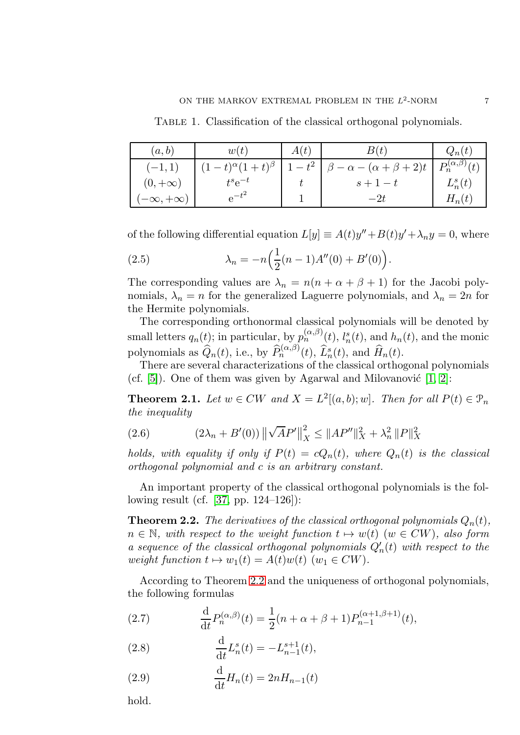Table 1. Classification of the classical orthogonal polynomials.

| $(a,b)$ | $w(t)$ | $A(t)$ | $B(t)$ | $Q_n(t)$ |
|---|---|---|---|---|
| $(-1,1)$ | $(1-t)^\alpha(1+t)^\beta$ | $1-t^2$ | $\beta-\alpha-(\alpha+\beta+2)t$ | $P_n^{(\alpha,\beta)}(t)$ |
| $(0,+\infty)$ | $t^s\mathrm{e}^{-t}$ | $t$ | $s+1-t$ | $L_n^s(t)$ |
| $(-\infty,+\infty)$ | $\mathrm{e}^{-t^2}$ | $1$ | $-2t$ | $H_n(t)$ |

of the following differential equation $L[y] \equiv A(t)y''+B(t)y'+\lambda_n y=0$, where

$$\lambda_n = -n\Big(\frac{1}{2}(n-1)A''(0)+B'(0)\Big). \tag{2.5}$$

The corresponding values are $\lambda_n = n(n+\alpha+\beta+1)$ for the Jacobi polynomials, $\lambda_n = n$ for the generalized Laguerre polynomials, and $\lambda_n = 2n$ for the Hermite polynomials.

The corresponding orthonormal classical polynomials will be denoted by small letters $q_n(t)$; in particular, by $p_n^{(\alpha,\beta)}(t)$, $l_n^s(t)$, and $h_n(t)$, and the monic polynomials as $\widehat{Q}_n(t)$, i.e., by $\widehat{P}_n^{(\alpha,\beta)}(t)$, $\widehat{L}_n^s(t)$, and $\widehat{H}_n(t)$.

There are several characterizations of the classical orthogonal polynomials (cf. [5]). One of them was given by Agarwal and Milovanović [1, 2]:

**Theorem 2.1.** *Let $w \in CW$ and $X = L^2[(a,b);w]$. Then for all $P(t) \in \mathcal{P}_n$ the inequality*

$$(2\lambda_n + B'(0))\left\|\sqrt{A}P'\right\|_X^2 \leq \|AP''\|_X^2 + \lambda_n^2\,\|P\|_X^2 \tag{2.6}$$

*holds, with equality if only if $P(t) = cQ_n(t)$, where $Q_n(t)$ is the classical orthogonal polynomial and $c$ is an arbitrary constant.*

An important property of the classical orthogonal polynomials is the following result (cf. [37, pp. 124–126]):

**Theorem 2.2.** *The derivatives of the classical orthogonal polynomials $Q_n(t)$, $n \in \mathbb{N}$, with respect to the weight function $t \mapsto w(t)$ ($w \in CW$), also form a sequence of the classical orthogonal polynomials $Q_n'(t)$ with respect to the weight function $t \mapsto w_1(t) = A(t)w(t)$ ($w_1 \in CW$).*

According to Theorem 2.2 and the uniqueness of orthogonal polynomials, the following formulas

$$\frac{\mathrm{d}}{\mathrm{d}t}P_n^{(\alpha,\beta)}(t) = \frac{1}{2}(n+\alpha+\beta+1)P_{n-1}^{(\alpha+1,\beta+1)}(t), \tag{2.7}$$

$$\frac{\mathrm{d}}{\mathrm{d}t}L_n^s(t) = -L_{n-1}^{s+1}(t), \tag{2.8}$$

$$\frac{\mathrm{d}}{\mathrm{d}t}H_n(t) = 2nH_{n-1}(t) \tag{2.9}$$

hold.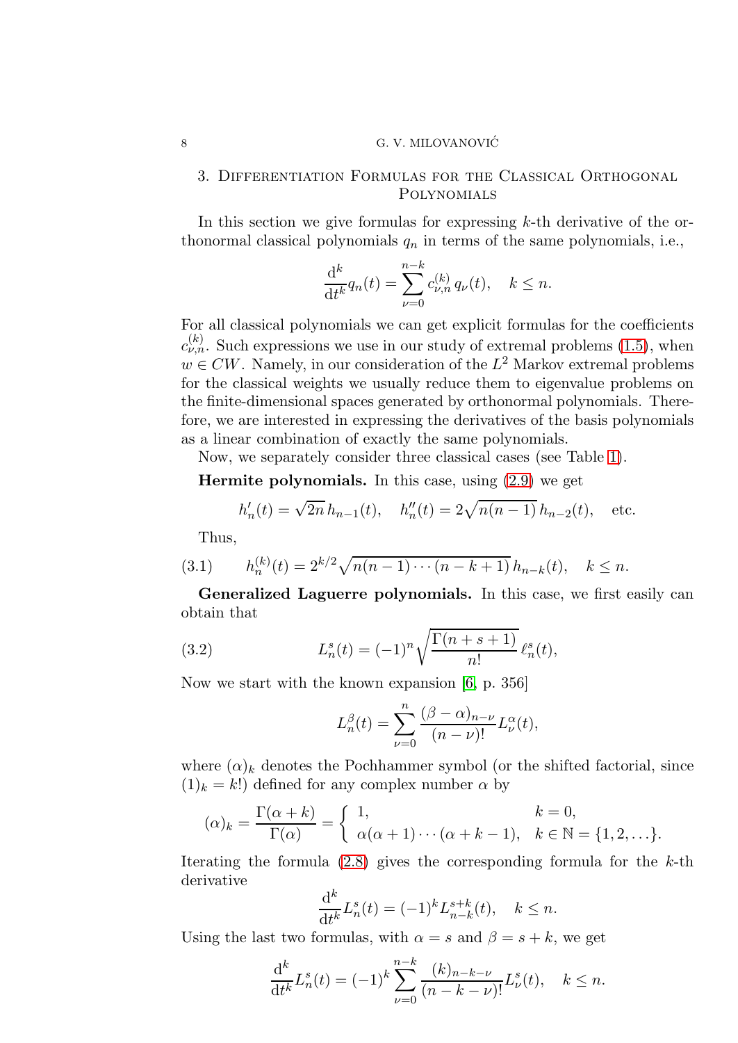## 3. Differentiation Formulas for the Classical Orthogonal Polynomials

In this section we give formulas for expressing $k$-th derivative of the orthonormal classical polynomials $q_n$ in terms of the same polynomials, i.e.,

$$\frac{\mathrm{d}^k}{\mathrm{d}t^k} q_n(t) = \sum_{\nu=0}^{n-k} c_{\nu,n}^{(k)}\, q_\nu(t), \quad k \le n.$$

For all classical polynomials we can get explicit formulas for the coefficients $c_{\nu,n}^{(k)}$. Such expressions we use in our study of extremal problems (1.5), when $w \in CW$. Namely, in our consideration of the $L^2$ Markov extremal problems for the classical weights we usually reduce them to eigenvalue problems on the finite-dimensional spaces generated by orthonormal polynomials. Therefore, we are interested in expressing the derivatives of the basis polynomials as a linear combination of exactly the same polynomials.

Now, we separately consider three classical cases (see Table 1).

**Hermite polynomials.** In this case, using (2.9) we get

$$h_n'(t) = \sqrt{2n}\, h_{n-1}(t), \quad h_n''(t) = 2\sqrt{n(n-1)}\, h_{n-2}(t), \quad \text{etc.}$$

Thus,

$$h_n^{(k)}(t) = 2^{k/2}\sqrt{n(n-1)\cdots(n-k+1)}\, h_{n-k}(t), \quad k \le n. \tag{3.1}$$

**Generalized Laguerre polynomials.** In this case, we first easily can obtain that

$$L_n^s(t) = (-1)^n \sqrt{\frac{\Gamma(n+s+1)}{n!}}\, \ell_n^s(t), \tag{3.2}$$

Now we start with the known expansion [6, p. 356]

$$L_n^\beta(t) = \sum_{\nu=0}^{n} \frac{(\beta-\alpha)_{n-\nu}}{(n-\nu)!} L_\nu^\alpha(t),$$

where $(\alpha)_k$ denotes the Pochhammer symbol (or the shifted factorial, since $(1)_k = k!$) defined for any complex number $\alpha$ by

$$(\alpha)_k = \frac{\Gamma(\alpha+k)}{\Gamma(\alpha)} = \begin{cases} 1, & k = 0, \\ \alpha(\alpha+1)\cdots(\alpha+k-1), & k \in \mathbb{N} = \{1, 2, \ldots\}. \end{cases}$$

Iterating the formula (2.8) gives the corresponding formula for the $k$-th derivative

$$\frac{\mathrm{d}^k}{\mathrm{d}t^k} L_n^s(t) = (-1)^k L_{n-k}^{s+k}(t), \quad k \le n.$$

Using the last two formulas, with $\alpha = s$ and $\beta = s + k$, we get

$$\frac{\mathrm{d}^k}{\mathrm{d}t^k} L_n^s(t) = (-1)^k \sum_{\nu=0}^{n-k} \frac{(k)_{n-k-\nu}}{(n-k-\nu)!} L_\nu^s(t), \quad k \le n.$$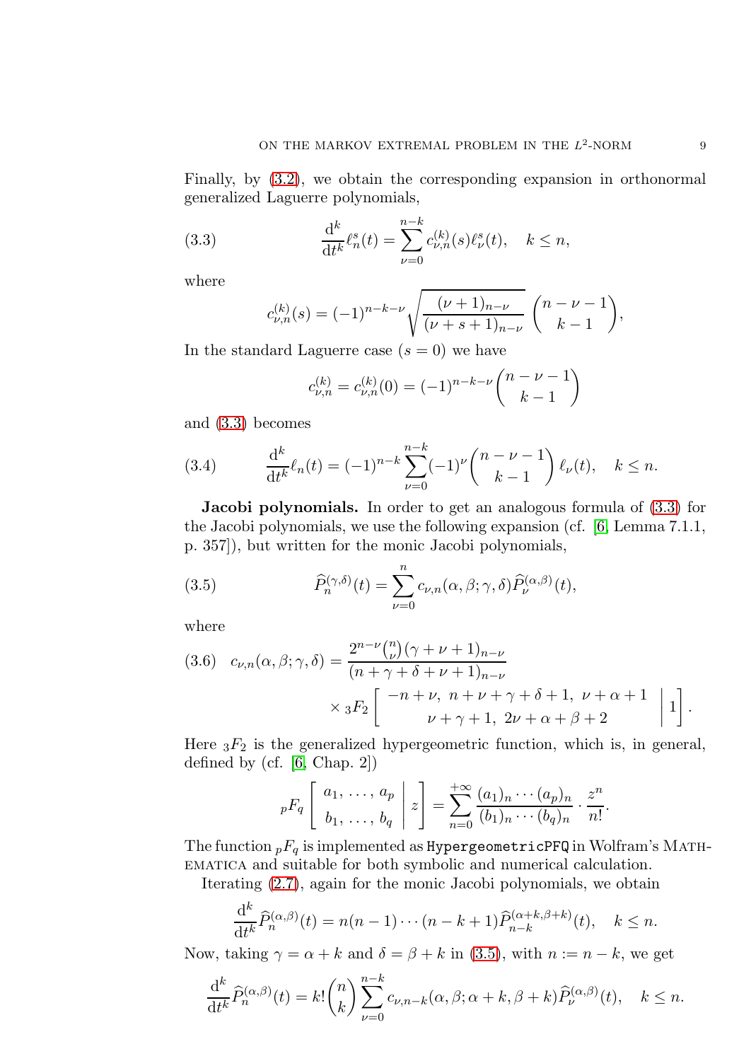Finally, by (3.2), we obtain the corresponding expansion in orthonormal generalized Laguerre polynomials,

$$\frac{\mathrm{d}^k}{\mathrm{d}t^k}\ell_n^s(t) = \sum_{\nu=0}^{n-k} c_{\nu,n}^{(k)}(s)\ell_\nu^s(t), \quad k \le n, \tag{3.3}$$

where

$$c_{\nu,n}^{(k)}(s) = (-1)^{n-k-\nu}\sqrt{\frac{(\nu+1)_{n-\nu}}{(\nu+s+1)_{n-\nu}}}\binom{n-\nu-1}{k-1},$$

In the standard Laguerre case ($s = 0$) we have

$$c_{\nu,n}^{(k)} = c_{\nu,n}^{(k)}(0) = (-1)^{n-k-\nu}\binom{n-\nu-1}{k-1}$$

and (3.3) becomes

$$\frac{\mathrm{d}^k}{\mathrm{d}t^k}\ell_n(t) = (-1)^{n-k}\sum_{\nu=0}^{n-k}(-1)^{\nu}\binom{n-\nu-1}{k-1}\ell_\nu(t), \quad k \le n. \tag{3.4}$$

**Jacobi polynomials.** In order to get an analogous formula of (3.3) for the Jacobi polynomials, we use the following expansion (cf. [6, Lemma 7.1.1, p. 357]), but written for the monic Jacobi polynomials,

$$\widehat{P}_n^{(\gamma,\delta)}(t) = \sum_{\nu=0}^{n} c_{\nu,n}(\alpha,\beta;\gamma,\delta)\widehat{P}_\nu^{(\alpha,\beta)}(t), \tag{3.5}$$

where

$$c_{\nu,n}(\alpha,\beta;\gamma,\delta) = \frac{2^{n-\nu}\binom{n}{\nu}(\gamma+\nu+1)_{n-\nu}}{(n+\gamma+\delta+\nu+1)_{n-\nu}} \times {}_3F_2\left[\begin{array}{c} -n+\nu,\ n+\nu+\gamma+\delta+1,\ \nu+\alpha+1 \\ \nu+\gamma+1,\ 2\nu+\alpha+\beta+2 \end{array}\middle|\, 1\right]. \tag{3.6}$$

Here ${}_3F_2$ is the generalized hypergeometric function, which is, in general, defined by (cf. [6, Chap. 2])

$${}_pF_q\left[\begin{array}{c} a_1,\ \ldots,\ a_p \\ b_1,\ \ldots,\ b_q \end{array}\middle|\, z\right] = \sum_{n=0}^{+\infty}\frac{(a_1)_n\cdots(a_p)_n}{(b_1)_n\cdots(b_q)_n}\cdot\frac{z^n}{n!}.$$

The function ${}_pF_q$ is implemented as `HypergeometricPFQ` in Wolfram's Mathematica and suitable for both symbolic and numerical calculation.

Iterating (2.7), again for the monic Jacobi polynomials, we obtain

$$\frac{\mathrm{d}^k}{\mathrm{d}t^k}\widehat{P}_n^{(\alpha,\beta)}(t) = n(n-1)\cdots(n-k+1)\widehat{P}_{n-k}^{(\alpha+k,\beta+k)}(t), \quad k \le n.$$

Now, taking $\gamma = \alpha + k$ and $\delta = \beta + k$ in (3.5), with $n := n - k$, we get

$$\frac{\mathrm{d}^k}{\mathrm{d}t^k}\widehat{P}_n^{(\alpha,\beta)}(t) = k!\binom{n}{k}\sum_{\nu=0}^{n-k} c_{\nu,n-k}(\alpha,\beta;\alpha+k,\beta+k)\widehat{P}_\nu^{(\alpha,\beta)}(t), \quad k \le n.$$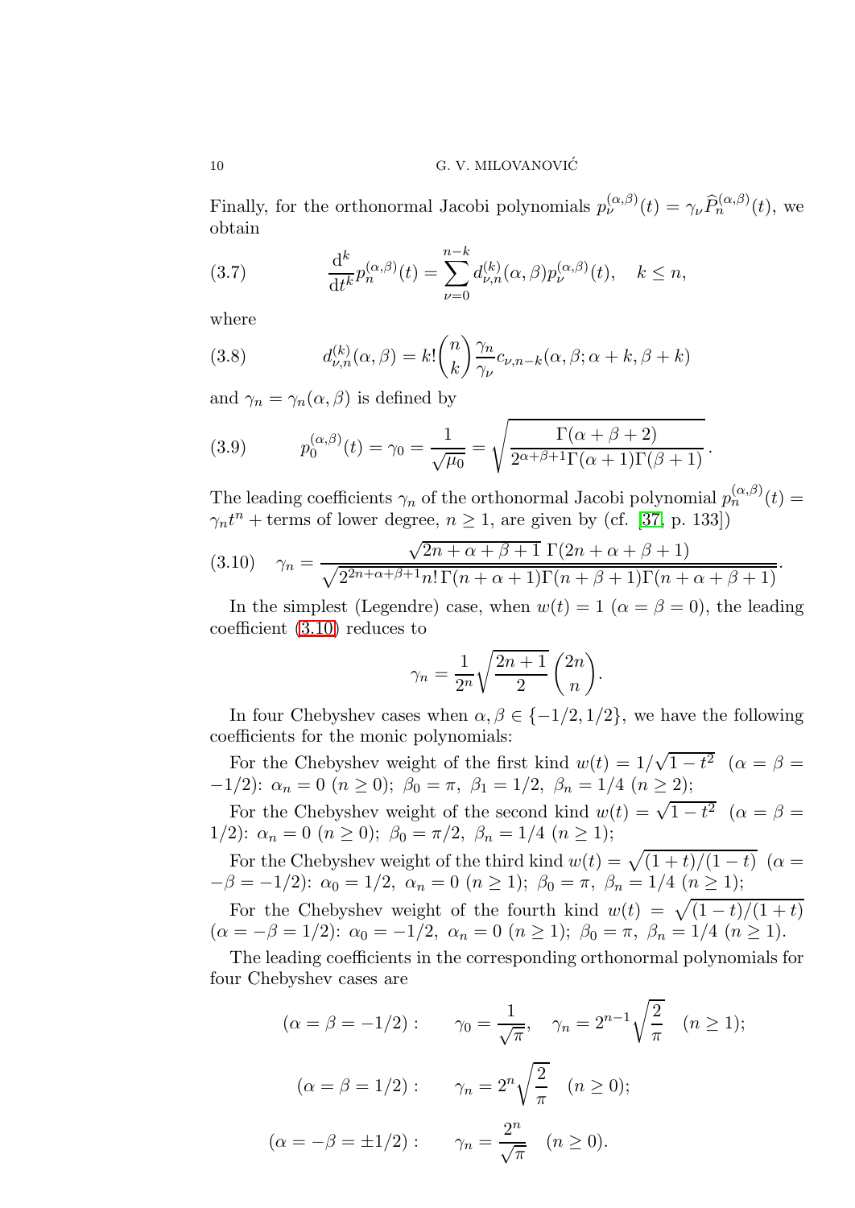Finally, for the orthonormal Jacobi polynomials $p_\nu^{(\alpha,\beta)}(t) = \gamma_\nu \widehat{P}_n^{(\alpha,\beta)}(t)$, we obtain

$$\frac{\mathrm{d}^k}{\mathrm{d}t^k} p_n^{(\alpha,\beta)}(t) = \sum_{\nu=0}^{n-k} d_{\nu,n}^{(k)}(\alpha,\beta) p_\nu^{(\alpha,\beta)}(t), \quad k \le n, \tag{3.7}$$

where

$$d_{\nu,n}^{(k)}(\alpha,\beta) = k! \binom{n}{k} \frac{\gamma_n}{\gamma_\nu} c_{\nu,n-k}(\alpha,\beta;\alpha+k,\beta+k) \tag{3.8}$$

and $\gamma_n = \gamma_n(\alpha,\beta)$ is defined by

$$p_0^{(\alpha,\beta)}(t) = \gamma_0 = \frac{1}{\sqrt{\mu_0}} = \sqrt{\frac{\Gamma(\alpha+\beta+2)}{2^{\alpha+\beta+1}\Gamma(\alpha+1)\Gamma(\beta+1)}}. \tag{3.9}$$

The leading coefficients $\gamma_n$ of the orthonormal Jacobi polynomial $p_n^{(\alpha,\beta)}(t) = \gamma_n t^n + \text{terms of lower degree}$, $n \ge 1$, are given by (cf. [37, p. 133])

$$\gamma_n = \frac{\sqrt{2n+\alpha+\beta+1}\ \Gamma(2n+\alpha+\beta+1)}{\sqrt{2^{2n+\alpha+\beta+1} n!\, \Gamma(n+\alpha+1)\Gamma(n+\beta+1)\Gamma(n+\alpha+\beta+1)}}. \tag{3.10}$$

In the simplest (Legendre) case, when $w(t) = 1$ ($\alpha = \beta = 0$), the leading coefficient (3.10) reduces to

$$\gamma_n = \frac{1}{2^n}\sqrt{\frac{2n+1}{2}}\binom{2n}{n}.$$

In four Chebyshev cases when $\alpha,\beta \in \{-1/2, 1/2\}$, we have the following coefficients for the monic polynomials:

For the Chebyshev weight of the first kind $w(t) = 1/\sqrt{1-t^2}$ ($\alpha = \beta = -1/2$): $\alpha_n = 0$ ($n \ge 0$); $\beta_0 = \pi$, $\beta_1 = 1/2$, $\beta_n = 1/4$ ($n \ge 2$);

For the Chebyshev weight of the second kind $w(t) = \sqrt{1-t^2}$ ($\alpha = \beta = 1/2$): $\alpha_n = 0$ ($n \ge 0$); $\beta_0 = \pi/2$, $\beta_n = 1/4$ ($n \ge 1$);

For the Chebyshev weight of the third kind $w(t) = \sqrt{(1+t)/(1-t)}$ ($\alpha = -\beta = -1/2$): $\alpha_0 = 1/2$, $\alpha_n = 0$ ($n \ge 1$); $\beta_0 = \pi$, $\beta_n = 1/4$ ($n \ge 1$);

For the Chebyshev weight of the fourth kind $w(t) = \sqrt{(1-t)/(1+t)}$ ($\alpha = -\beta = 1/2$): $\alpha_0 = -1/2$, $\alpha_n = 0$ ($n \ge 1$); $\beta_0 = \pi$, $\beta_n = 1/4$ ($n \ge 1$).

The leading coefficients in the corresponding orthonormal polynomials for four Chebyshev cases are

$$(\alpha = \beta = -1/2): \qquad \gamma_0 = \frac{1}{\sqrt{\pi}}, \quad \gamma_n = 2^{n-1}\sqrt{\frac{2}{\pi}} \quad (n \ge 1);$$

$$(\alpha = \beta = 1/2): \qquad \gamma_n = 2^n\sqrt{\frac{2}{\pi}} \quad (n \ge 0);$$

$$(\alpha = -\beta = \pm 1/2): \qquad \gamma_n = \frac{2^n}{\sqrt{\pi}} \quad (n \ge 0).$$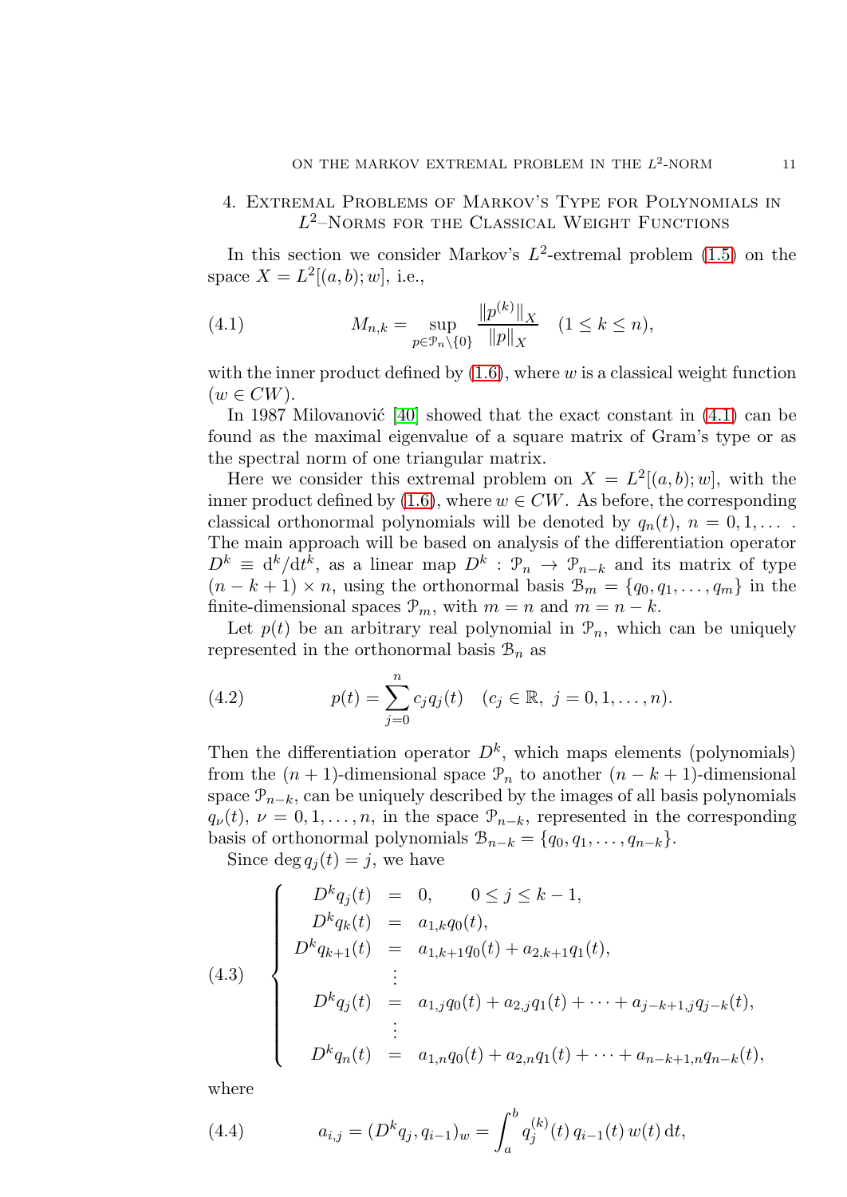## 4. Extremal Problems of Markov's Type for Polynomials in $L^2$–Norms for the Classical Weight Functions

In this section we consider Markov's $L^2$-extremal problem (1.5) on the space $X = L^2[(a,b);w]$, i.e.,

$$M_{n,k} = \sup_{p \in \mathcal{P}_n \setminus \{0\}} \frac{\|p^{(k)}\|_X}{\|p\|_X} \quad (1 \le k \le n), \tag{4.1}$$

with the inner product defined by (1.6), where $w$ is a classical weight function ($w \in CW$).

In 1987 Milovanović [40] showed that the exact constant in (4.1) can be found as the maximal eigenvalue of a square matrix of Gram's type or as the spectral norm of one triangular matrix.

Here we consider this extremal problem on $X = L^2[(a,b);w]$, with the inner product defined by (1.6), where $w \in CW$. As before, the corresponding classical orthonormal polynomials will be denoted by $q_n(t)$, $n = 0, 1, \ldots$ . The main approach will be based on analysis of the differentiation operator $D^k \equiv \mathrm{d}^k/\mathrm{d}t^k$, as a linear map $D^k : \mathcal{P}_n \to \mathcal{P}_{n-k}$ and its matrix of type $(n-k+1) \times n$, using the orthonormal basis $\mathcal{B}_m = \{q_0, q_1, \ldots, q_m\}$ in the finite-dimensional spaces $\mathcal{P}_m$, with $m = n$ and $m = n-k$.

Let $p(t)$ be an arbitrary real polynomial in $\mathcal{P}_n$, which can be uniquely represented in the orthonormal basis $\mathcal{B}_n$ as

$$p(t) = \sum_{j=0}^{n} c_j q_j(t) \quad (c_j \in \mathbb{R},\ j = 0, 1, \ldots, n). \tag{4.2}$$

Then the differentiation operator $D^k$, which maps elements (polynomials) from the $(n+1)$-dimensional space $\mathcal{P}_n$ to another $(n-k+1)$-dimensional space $\mathcal{P}_{n-k}$, can be uniquely described by the images of all basis polynomials $q_\nu(t)$, $\nu = 0, 1, \ldots, n$, in the space $\mathcal{P}_{n-k}$, represented in the corresponding basis of orthonormal polynomials $\mathcal{B}_{n-k} = \{q_0, q_1, \ldots, q_{n-k}\}$.

Since $\deg q_j(t) = j$, we have

$$\left\{
\begin{array}{rcl}
D^k q_j(t) & = & 0, \qquad 0 \le j \le k-1, \\
D^k q_k(t) & = & a_{1,k} q_0(t), \\
D^k q_{k+1}(t) & = & a_{1,k+1} q_0(t) + a_{2,k+1} q_1(t), \\
 & \vdots & \\
D^k q_j(t) & = & a_{1,j} q_0(t) + a_{2,j} q_1(t) + \cdots + a_{j-k+1,j} q_{j-k}(t), \\
 & \vdots & \\
D^k q_n(t) & = & a_{1,n} q_0(t) + a_{2,n} q_1(t) + \cdots + a_{n-k+1,n} q_{n-k}(t),
\end{array}
\right. \tag{4.3}$$

where

$$a_{i,j} = (D^k q_j, q_{i-1})_w = \int_a^b q_j^{(k)}(t)\, q_{i-1}(t)\, w(t)\, \mathrm{d}t, \tag{4.4}$$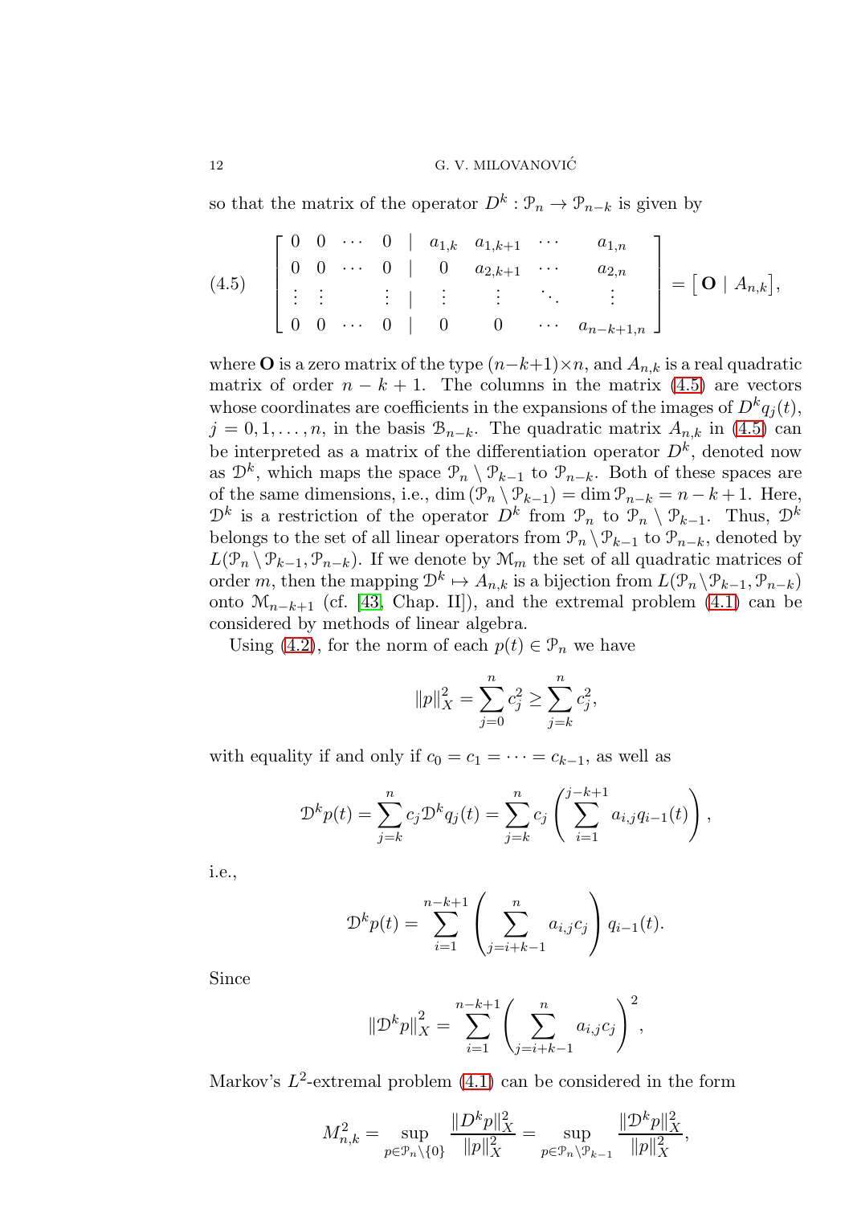so that the matrix of the operator $D^k : \mathcal{P}_n \to \mathcal{P}_{n-k}$ is given by

$$
\begin{bmatrix}
0 & 0 & \cdots & 0 & | & a_{1,k} & a_{1,k+1} & \cdots & a_{1,n} \\
0 & 0 & \cdots & 0 & | & 0 & a_{2,k+1} & \cdots & a_{2,n} \\
\vdots & \vdots & & \vdots & | & \vdots & \vdots & \ddots & \vdots \\
0 & 0 & \cdots & 0 & | & 0 & 0 & \cdots & a_{n-k+1,n}
\end{bmatrix} = \left[\, \mathbf{O} \mid A_{n,k} \right], \tag{4.5}
$$

where $\mathbf{O}$ is a zero matrix of the type $(n-k+1)\times n$, and $A_{n,k}$ is a real quadratic matrix of order $n-k+1$. The columns in the matrix (4.5) are vectors whose coordinates are coefficients in the expansions of the images of $D^k q_j(t)$, $j = 0, 1, \ldots, n$, in the basis $\mathcal{B}_{n-k}$. The quadratic matrix $A_{n,k}$ in (4.5) can be interpreted as a matrix of the differentiation operator $D^k$, denoted now as $\mathcal{D}^k$, which maps the space $\mathcal{P}_n \setminus \mathcal{P}_{k-1}$ to $\mathcal{P}_{n-k}$. Both of these spaces are of the same dimensions, i.e., $\dim(\mathcal{P}_n \setminus \mathcal{P}_{k-1}) = \dim \mathcal{P}_{n-k} = n-k+1$. Here, $\mathcal{D}^k$ is a restriction of the operator $D^k$ from $\mathcal{P}_n$ to $\mathcal{P}_n \setminus \mathcal{P}_{k-1}$. Thus, $\mathcal{D}^k$ belongs to the set of all linear operators from $\mathcal{P}_n \setminus \mathcal{P}_{k-1}$ to $\mathcal{P}_{n-k}$, denoted by $L(\mathcal{P}_n \setminus \mathcal{P}_{k-1}, \mathcal{P}_{n-k})$. If we denote by $\mathcal{M}_m$ the set of all quadratic matrices of order $m$, then the mapping $\mathcal{D}^k \mapsto A_{n,k}$ is a bijection from $L(\mathcal{P}_n \setminus \mathcal{P}_{k-1}, \mathcal{P}_{n-k})$ onto $\mathcal{M}_{n-k+1}$ (cf. [43, Chap. II]), and the extremal problem (4.1) can be considered by methods of linear algebra.

Using (4.2), for the norm of each $p(t) \in \mathcal{P}_n$ we have

$$
\|p\|_X^2 = \sum_{j=0}^{n} c_j^2 \geq \sum_{j=k}^{n} c_j^2,
$$

with equality if and only if $c_0 = c_1 = \cdots = c_{k-1}$, as well as

$$
\mathcal{D}^k p(t) = \sum_{j=k}^{n} c_j \mathcal{D}^k q_j(t) = \sum_{j=k}^{n} c_j \left( \sum_{i=1}^{j-k+1} a_{i,j} q_{i-1}(t) \right),
$$

i.e.,

$$
\mathcal{D}^k p(t) = \sum_{i=1}^{n-k+1} \left( \sum_{j=i+k-1}^{n} a_{i,j} c_j \right) q_{i-1}(t).
$$

Since

$$
\|\mathcal{D}^k p\|_X^2 = \sum_{i=1}^{n-k+1} \left( \sum_{j=i+k-1}^{n} a_{i,j} c_j \right)^2,
$$

Markov's $L^2$-extremal problem (4.1) can be considered in the form

$$
M_{n,k}^2 = \sup_{p \in \mathcal{P}_n \setminus \{0\}} \frac{\|D^k p\|_X^2}{\|p\|_X^2} = \sup_{p \in \mathcal{P}_n \setminus \mathcal{P}_{k-1}} \frac{\|\mathcal{D}^k p\|_X^2}{\|p\|_X^2},
$$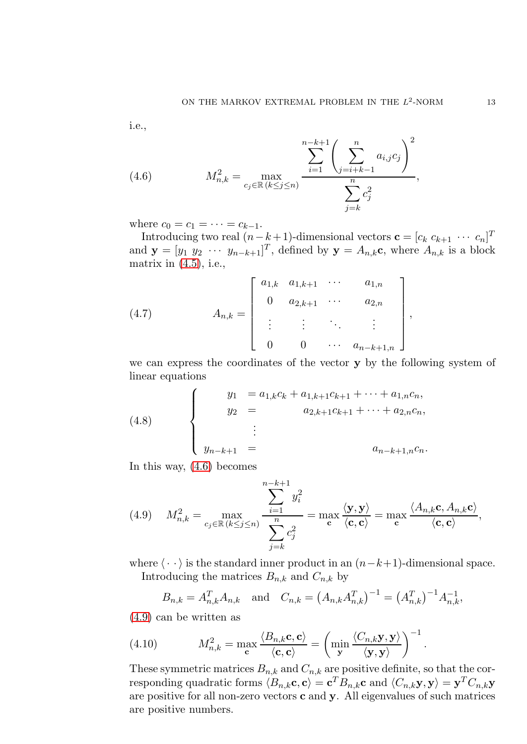i.e.,

$$
M_{n,k}^2 = \max_{c_j \in \mathbb{R}\,(k\le j\le n)} \frac{\displaystyle\sum_{i=1}^{n-k+1}\Bigg(\sum_{j=i+k-1}^{n} a_{i,j}c_j\Bigg)^2}{\displaystyle\sum_{j=k}^{n} c_j^2}, \tag{4.6}
$$

where $c_0 = c_1 = \cdots = c_{k-1}$.

Introducing two real $(n-k+1)$-dimensional vectors $\mathbf{c} = [c_k\ c_{k+1}\ \cdots\ c_n]^T$ and $\mathbf{y} = [y_1\ y_2\ \cdots\ y_{n-k+1}]^T$, defined by $\mathbf{y} = A_{n,k}\mathbf{c}$, where $A_{n,k}$ is a block matrix in (4.5), i.e.,

$$
A_{n,k} = \begin{bmatrix} a_{1,k} & a_{1,k+1} & \cdots & a_{1,n} \\ 0 & a_{2,k+1} & \cdots & a_{2,n} \\ \vdots & \vdots & \ddots & \vdots \\ 0 & 0 & \cdots & a_{n-k+1,n} \end{bmatrix}, \tag{4.7}
$$

we can express the coordinates of the vector $\mathbf{y}$ by the following system of linear equations

$$
\left\{ \begin{array}{rl} y_1 &= a_{1,k}c_k + a_{1,k+1}c_{k+1} + \cdots + a_{1,n}c_n, \\ y_2 &= \qquad\qquad a_{2,k+1}c_{k+1} + \cdots + a_{2,n}c_n, \\ &\ \vdots \\ y_{n-k+1} &= \qquad\qquad\qquad\qquad\qquad a_{n-k+1,n}c_n. \end{array} \right. \tag{4.8}
$$

In this way, (4.6) becomes

$$
M_{n,k}^2 = \max_{c_j \in \mathbb{R}\,(k\le j\le n)} \frac{\displaystyle\sum_{i=1}^{n-k+1} y_i^2}{\displaystyle\sum_{j=k}^{n} c_j^2} = \max_{\mathbf{c}} \frac{\langle \mathbf{y},\mathbf{y}\rangle}{\langle \mathbf{c},\mathbf{c}\rangle} = \max_{\mathbf{c}} \frac{\langle A_{n,k}\mathbf{c}, A_{n,k}\mathbf{c}\rangle}{\langle \mathbf{c},\mathbf{c}\rangle}, \tag{4.9}
$$

where $\langle \cdot\,\cdot\rangle$ is the standard inner product in an $(n-k+1)$-dimensional space.

Introducing the matrices $B_{n,k}$ and $C_{n,k}$ by

$$
B_{n,k} = A_{n,k}^T A_{n,k} \quad \text{and} \quad C_{n,k} = \left(A_{n,k}A_{n,k}^T\right)^{-1} = \left(A_{n,k}^T\right)^{-1} A_{n,k}^{-1},
$$

(4.9) can be written as

$$
M_{n,k}^2 = \max_{\mathbf{c}} \frac{\langle B_{n,k}\mathbf{c},\mathbf{c}\rangle}{\langle \mathbf{c},\mathbf{c}\rangle} = \left(\min_{\mathbf{y}} \frac{\langle C_{n,k}\mathbf{y},\mathbf{y}\rangle}{\langle \mathbf{y},\mathbf{y}\rangle}\right)^{-1}. \tag{4.10}
$$

These symmetric matrices $B_{n,k}$ and $C_{n,k}$ are positive definite, so that the corresponding quadratic forms $\langle B_{n,k}\mathbf{c},\mathbf{c}\rangle = \mathbf{c}^T B_{n,k}\mathbf{c}$ and $\langle C_{n,k}\mathbf{y},\mathbf{y}\rangle = \mathbf{y}^T C_{n,k}\mathbf{y}$ are positive for all non-zero vectors $\mathbf{c}$ and $\mathbf{y}$. All eigenvalues of such matrices are positive numbers.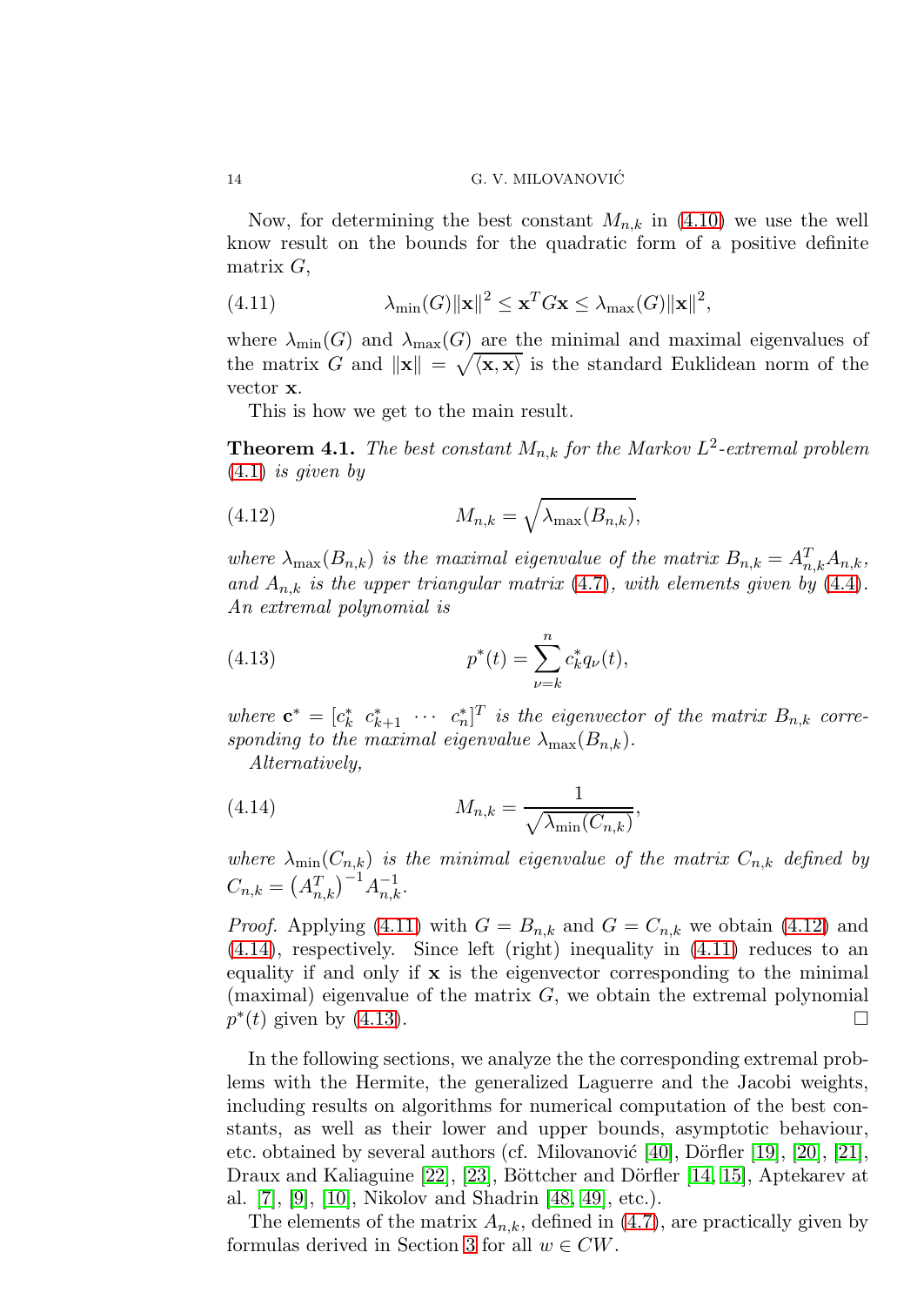Now, for determining the best constant $M_{n,k}$ in (4.10) we use the well know result on the bounds for the quadratic form of a positive definite matrix $G$,

$$\lambda_{\min}(G)\|\mathbf{x}\|^2 \le \mathbf{x}^T G\mathbf{x} \le \lambda_{\max}(G)\|\mathbf{x}\|^2, \tag{4.11}$$

where $\lambda_{\min}(G)$ and $\lambda_{\max}(G)$ are the minimal and maximal eigenvalues of the matrix $G$ and $\|\mathbf{x}\| = \sqrt{\langle \mathbf{x}, \mathbf{x}\rangle}$ is the standard Euklidean norm of the vector $\mathbf{x}$.

This is how we get to the main result.

**Theorem 4.1.** *The best constant $M_{n,k}$ for the Markov $L^2$-extremal problem (4.1) is given by*

$$M_{n,k} = \sqrt{\lambda_{\max}(B_{n,k})}, \tag{4.12}$$

*where $\lambda_{\max}(B_{n,k})$ is the maximal eigenvalue of the matrix $B_{n,k} = A_{n,k}^T A_{n,k}$, and $A_{n,k}$ is the upper triangular matrix (4.7), with elements given by (4.4). An extremal polynomial is*

$$p^*(t) = \sum_{\nu=k}^{n} c_k^* q_\nu(t), \tag{4.13}$$

*where $\mathbf{c}^* = [c_k^* \ c_{k+1}^* \ \cdots \ c_n^*]^T$ is the eigenvector of the matrix $B_{n,k}$ corresponding to the maximal eigenvalue $\lambda_{\max}(B_{n,k})$.*

*Alternatively,*

$$M_{n,k} = \frac{1}{\sqrt{\lambda_{\min}(C_{n,k})}}, \tag{4.14}$$

*where $\lambda_{\min}(C_{n,k})$ is the minimal eigenvalue of the matrix $C_{n,k}$ defined by $C_{n,k} = \left(A_{n,k}^T\right)^{-1} A_{n,k}^{-1}$.*

*Proof.* Applying (4.11) with $G = B_{n,k}$ and $G = C_{n,k}$ we obtain (4.12) and (4.14), respectively. Since left (right) inequality in (4.11) reduces to an equality if and only if $\mathbf{x}$ is the eigenvector corresponding to the minimal (maximal) eigenvalue of the matrix $G$, we obtain the extremal polynomial $p^*(t)$ given by (4.13). $\square$

In the following sections, we analyze the the corresponding extremal problems with the Hermite, the generalized Laguerre and the Jacobi weights, including results on algorithms for numerical computation of the best constants, as well as their lower and upper bounds, asymptotic behaviour, etc. obtained by several authors (cf. Milovanović [40], Dörfler [19], [20], [21], Draux and Kaliaguine [22], [23], Böttcher and Dörfler [14, 15], Aptekarev at al. [7], [9], [10], Nikolov and Shadrin [48, 49], etc.).

The elements of the matrix $A_{n,k}$, defined in (4.7), are practically given by formulas derived in Section 3 for all $w \in CW$.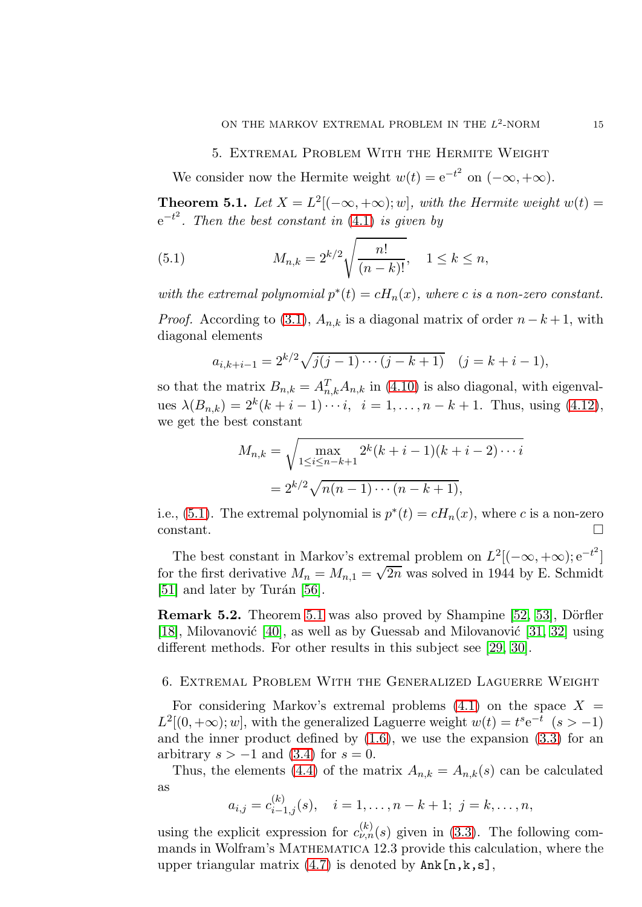## 5. Extremal Problem With the Hermite Weight

We consider now the Hermite weight $w(t) = \mathrm{e}^{-t^2}$ on $(-\infty, +\infty)$.

**Theorem 5.1.** *Let $X = L^2[(-\infty, +\infty); w]$, with the Hermite weight $w(t) = \mathrm{e}^{-t^2}$. Then the best constant in (4.1) is given by*

$$M_{n,k} = 2^{k/2}\sqrt{\frac{n!}{(n-k)!}}, \quad 1 \le k \le n, \tag{5.1}$$

*with the extremal polynomial $p^*(t) = cH_n(x)$, where $c$ is a non-zero constant.*

*Proof.* According to (3.1), $A_{n,k}$ is a diagonal matrix of order $n-k+1$, with diagonal elements

$$a_{i,k+i-1} = 2^{k/2}\sqrt{j(j-1)\cdots(j-k+1)} \quad (j = k+i-1),$$

so that the matrix $B_{n,k} = A_{n,k}^T A_{n,k}$ in (4.10) is also diagonal, with eigenvalues $\lambda(B_{n,k}) = 2^k(k+i-1)\cdots i$, $i = 1, \ldots, n-k+1$. Thus, using (4.12), we get the best constant

$$\begin{aligned} M_{n,k} &= \sqrt{\max_{1\le i\le n-k+1} 2^k(k+i-1)(k+i-2)\cdots i} \\ &= 2^{k/2}\sqrt{n(n-1)\cdots(n-k+1)}, \end{aligned}$$

i.e., (5.1). The extremal polynomial is $p^*(t) = cH_n(x)$, where $c$ is a non-zero constant. □

The best constant in Markov's extremal problem on $L^2[(-\infty, +\infty); \mathrm{e}^{-t^2}]$ for the first derivative $M_n = M_{n,1} = \sqrt{2n}$ was solved in 1944 by E. Schmidt [51] and later by Turán [56].

**Remark 5.2.** Theorem 5.1 was also proved by Shampine [52, 53], Dörfler [18], Milovanović [40], as well as by Guessab and Milovanović [31, 32] using different methods. For other results in this subject see [29, 30].

## 6. Extremal Problem With the Generalized Laguerre Weight

For considering Markov's extremal problems (4.1) on the space $X = L^2[(0, +\infty); w]$, with the generalized Laguerre weight $w(t) = t^s\mathrm{e}^{-t}$ $(s > -1)$ and the inner product defined by (1.6), we use the expansion (3.3) for an arbitrary $s > -1$ and (3.4) for $s = 0$.

Thus, the elements (4.4) of the matrix $A_{n,k} = A_{n,k}(s)$ can be calculated as

$$a_{i,j} = c_{i-1,j}^{(k)}(s), \quad i = 1, \ldots, n-k+1;\ j = k, \ldots, n,$$

using the explicit expression for $c_{\nu,n}^{(k)}(s)$ given in (3.3). The following commands in Wolfram's Mathematica 12.3 provide this calculation, where the upper triangular matrix (4.7) is denoted by `Ank[n,k,s]`,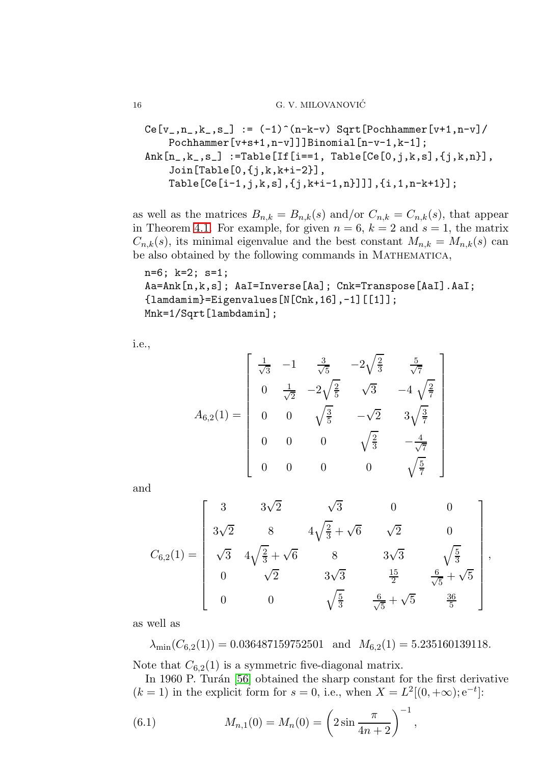```
Ce[v_,n_,k_,s_] := (-1)^(n-k-v) Sqrt[Pochhammer[v+1,n-v]/
    Pochhammer[v+s+1,n-v]]]Binomial[n-v-1,k-1];
Ank[n_,k_,s_] :=Table[If[i==1, Table[Ce[0,j,k,s],{j,k,n}],
    Join[Table[0,{j,k,k+i-2}],
    Table[Ce[i-1,j,k,s],{j,k+i-1,n}]]],{i,1,n-k+1}];
```

as well as the matrices $B_{n,k} = B_{n,k}(s)$ and/or $C_{n,k} = C_{n,k}(s)$, that appear in Theorem 4.1. For example, for given $n = 6$, $k = 2$ and $s = 1$, the matrix $C_{n,k}(s)$, its minimal eigenvalue and the best constant $M_{n,k} = M_{n,k}(s)$ can be also obtained by the following commands in MATHEMATICA,

```
n=6; k=2; s=1;
Aa=Ank[n,k,s]; AaI=Inverse[Aa]; Cnk=Transpose[AaI].AaI;
{lamdamim}=Eigenvalues[N[Cnk,16],-1][[1]];
Mnk=1/Sqrt[lambdamin];
```

i.e.,

$$A_{6,2}(1) = \begin{bmatrix} \frac{1}{\sqrt{3}} & -1 & \frac{3}{\sqrt{5}} & -2\sqrt{\frac{2}{3}} & \frac{5}{\sqrt{7}} \\ 0 & \frac{1}{\sqrt{2}} & -2\sqrt{\frac{2}{5}} & \sqrt{3} & -4\sqrt{\frac{2}{7}} \\ 0 & 0 & \sqrt{\frac{3}{5}} & -\sqrt{2} & 3\sqrt{\frac{3}{7}} \\ 0 & 0 & 0 & \sqrt{\frac{2}{3}} & -\frac{4}{\sqrt{7}} \\ 0 & 0 & 0 & 0 & \sqrt{\frac{5}{7}} \end{bmatrix}$$

and

$$C_{6,2}(1) = \begin{bmatrix} 3 & 3\sqrt{2} & \sqrt{3} & 0 & 0 \\ 3\sqrt{2} & 8 & 4\sqrt{\frac{2}{3}}+\sqrt{6} & \sqrt{2} & 0 \\ \sqrt{3} & 4\sqrt{\frac{2}{3}}+\sqrt{6} & 8 & 3\sqrt{3} & \sqrt{\frac{5}{3}} \\ 0 & \sqrt{2} & 3\sqrt{3} & \frac{15}{2} & \frac{6}{\sqrt{5}}+\sqrt{5} \\ 0 & 0 & \sqrt{\frac{5}{3}} & \frac{6}{\sqrt{5}}+\sqrt{5} & \frac{36}{5} \end{bmatrix},$$

as well as

$$\lambda_{\min}(C_{6,2}(1)) = 0.036487159752501 \quad \text{and} \quad M_{6,2}(1) = 5.235160139118.$$

Note that $C_{6,2}(1)$ is a symmetric five-diagonal matrix.

In 1960 P. Turán [56] obtained the sharp constant for the first derivative ($k = 1$) in the explicit form for $s = 0$, i.e., when $X = L^2[(0, +\infty); \mathrm{e}^{-t}]$:

$$M_{n,1}(0) = M_n(0) = \left(2\sin\frac{\pi}{4n+2}\right)^{-1}, \tag{6.1}$$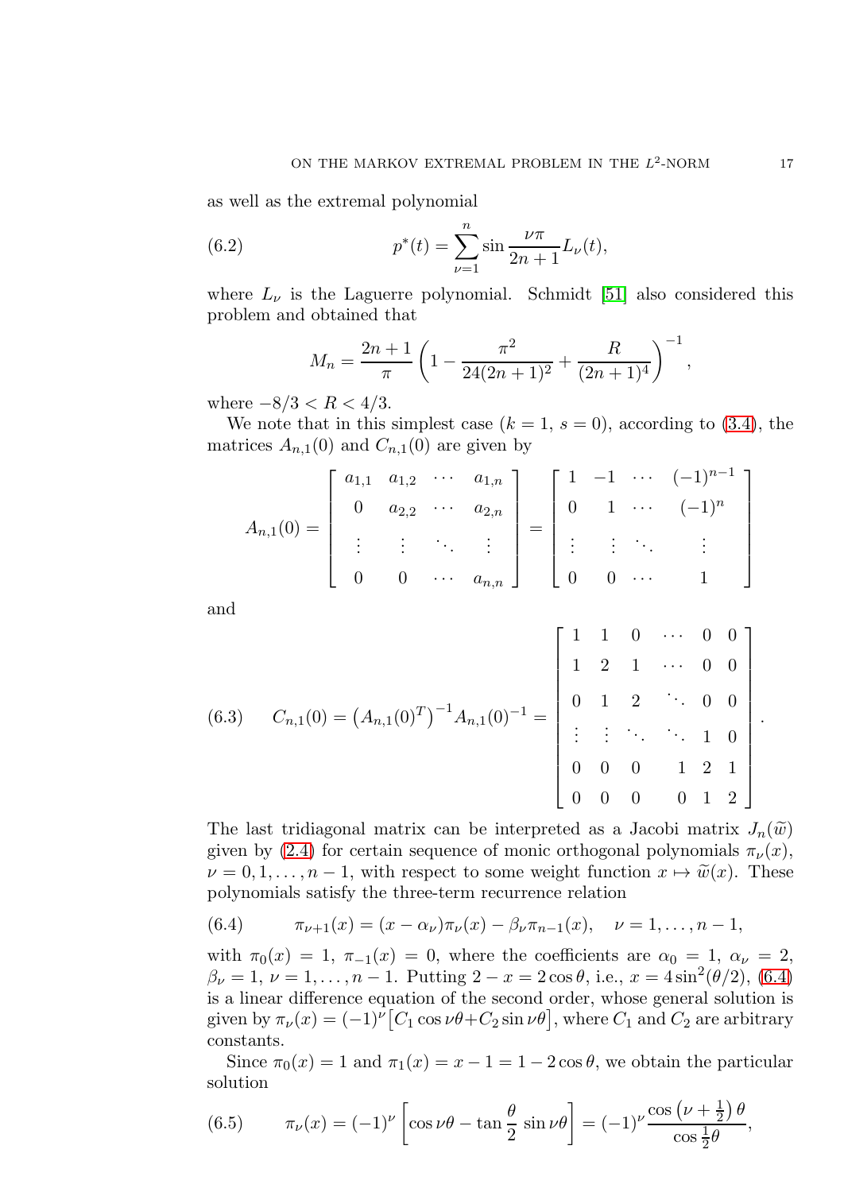as well as the extremal polynomial

$$p^*(t) = \sum_{\nu=1}^{n} \sin \frac{\nu\pi}{2n+1} L_\nu(t), \tag{6.2}$$

where $L_\nu$ is the Laguerre polynomial. Schmidt [51] also considered this problem and obtained that

$$M_n = \frac{2n+1}{\pi}\left(1 - \frac{\pi^2}{24(2n+1)^2} + \frac{R}{(2n+1)^4}\right)^{-1},$$

where $-8/3 < R < 4/3$.

We note that in this simplest case ($k = 1$, $s = 0$), according to (3.4), the matrices $A_{n,1}(0)$ and $C_{n,1}(0)$ are given by

$$A_{n,1}(0) = \begin{bmatrix} a_{1,1} & a_{1,2} & \cdots & a_{1,n} \\ 0 & a_{2,2} & \cdots & a_{2,n} \\ \vdots & \vdots & \ddots & \vdots \\ 0 & 0 & \cdots & a_{n,n} \end{bmatrix} = \begin{bmatrix} 1 & -1 & \cdots & (-1)^{n-1} \\ 0 & 1 & \cdots & (-1)^n \\ \vdots & \vdots & \ddots & \vdots \\ 0 & 0 & \cdots & 1 \end{bmatrix}$$

and

$$C_{n,1}(0) = \left(A_{n,1}(0)^T\right)^{-1} A_{n,1}(0)^{-1} = \begin{bmatrix} 1 & 1 & 0 & \cdots & 0 & 0 \\ 1 & 2 & 1 & \cdots & 0 & 0 \\ 0 & 1 & 2 & \ddots & 0 & 0 \\ \vdots & \vdots & \ddots & \ddots & 1 & 0 \\ 0 & 0 & 0 & 1 & 2 & 1 \\ 0 & 0 & 0 & 0 & 1 & 2 \end{bmatrix}. \tag{6.3}$$

The last tridiagonal matrix can be interpreted as a Jacobi matrix $J_n(\widetilde{w})$ given by (2.4) for certain sequence of monic orthogonal polynomials $\pi_\nu(x)$, $\nu = 0, 1, \ldots, n-1$, with respect to some weight function $x \mapsto \widetilde{w}(x)$. These polynomials satisfy the three-term recurrence relation

$$\pi_{\nu+1}(x) = (x - \alpha_\nu)\pi_\nu(x) - \beta_\nu \pi_{n-1}(x), \quad \nu = 1, \ldots, n-1, \tag{6.4}$$

with $\pi_0(x) = 1$, $\pi_{-1}(x) = 0$, where the coefficients are $\alpha_0 = 1$, $\alpha_\nu = 2$, $\beta_\nu = 1$, $\nu = 1, \ldots, n-1$. Putting $2 - x = 2\cos\theta$, i.e., $x = 4\sin^2(\theta/2)$, (6.4) is a linear difference equation of the second order, whose general solution is given by $\pi_\nu(x) = (-1)^\nu\big[C_1 \cos\nu\theta + C_2 \sin\nu\theta\big]$, where $C_1$ and $C_2$ are arbitrary constants.

Since $\pi_0(x) = 1$ and $\pi_1(x) = x - 1 = 1 - 2\cos\theta$, we obtain the particular solution

$$\pi_\nu(x) = (-1)^\nu \left[\cos\nu\theta - \tan\frac{\theta}{2}\sin\nu\theta\right] = (-1)^\nu \frac{\cos\left(\nu + \frac{1}{2}\right)\theta}{\cos\frac{1}{2}\theta}, \tag{6.5}$$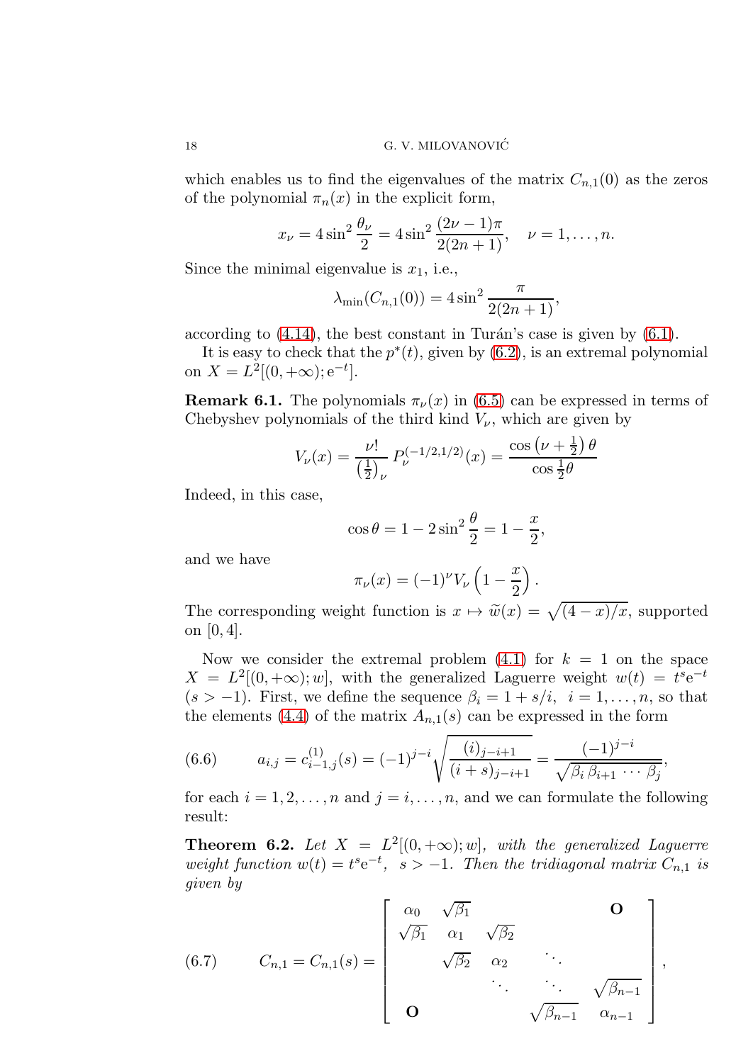which enables us to find the eigenvalues of the matrix $C_{n,1}(0)$ as the zeros of the polynomial $\pi_n(x)$ in the explicit form,

$$x_\nu = 4\sin^2\frac{\theta_\nu}{2} = 4\sin^2\frac{(2\nu-1)\pi}{2(2n+1)}, \quad \nu = 1,\dots,n.$$

Since the minimal eigenvalue is $x_1$, i.e.,

$$\lambda_{\min}(C_{n,1}(0)) = 4\sin^2\frac{\pi}{2(2n+1)},$$

according to (4.14), the best constant in Turán's case is given by (6.1).

It is easy to check that the $p^*(t)$, given by (6.2), is an extremal polynomial on $X = L^2[(0,+\infty);\mathrm{e}^{-t}]$.

**Remark 6.1.** The polynomials $\pi_\nu(x)$ in (6.5) can be expressed in terms of Chebyshev polynomials of the third kind $V_\nu$, which are given by

$$V_\nu(x) = \frac{\nu!}{\left(\frac{1}{2}\right)_\nu} P_\nu^{(-1/2,1/2)}(x) = \frac{\cos\left(\nu+\frac{1}{2}\right)\theta}{\cos\frac{1}{2}\theta}$$

Indeed, in this case,

$$\cos\theta = 1 - 2\sin^2\frac{\theta}{2} = 1 - \frac{x}{2},$$

and we have

$$\pi_\nu(x) = (-1)^\nu V_\nu\left(1-\frac{x}{2}\right).$$

The corresponding weight function is $x \mapsto \widetilde{w}(x) = \sqrt{(4-x)/x}$, supported on $[0,4]$.

Now we consider the extremal problem (4.1) for $k = 1$ on the space $X = L^2[(0,+\infty);w]$, with the generalized Laguerre weight $w(t) = t^s\mathrm{e}^{-t}$ $(s > -1)$. First, we define the sequence $\beta_i = 1 + s/i$, $i = 1,\dots,n$, so that the elements (4.4) of the matrix $A_{n,1}(s)$ can be expressed in the form

$$a_{i,j} = c_{i-1,j}^{(1)}(s) = (-1)^{j-i}\sqrt{\frac{(i)_{j-i+1}}{(i+s)_{j-i+1}}} = \frac{(-1)^{j-i}}{\sqrt{\beta_i\,\beta_{i+1}\,\cdots\,\beta_j}}, \tag{6.6}$$

for each $i = 1,2,\dots,n$ and $j = i,\dots,n$, and we can formulate the following result:

**Theorem 6.2.** *Let $X = L^2[(0,+\infty);w]$, with the generalized Laguerre weight function $w(t) = t^s\mathrm{e}^{-t}$, $s > -1$. Then the tridiagonal matrix $C_{n,1}$ is given by*

$$C_{n,1} = C_{n,1}(s) = \begin{bmatrix} \alpha_0 & \sqrt{\beta_1} & & & \mathbf{O} \\ \sqrt{\beta_1} & \alpha_1 & \sqrt{\beta_2} & & \\ & \sqrt{\beta_2} & \alpha_2 & \ddots & \\ & & \ddots & \ddots & \sqrt{\beta_{n-1}} \\ \mathbf{O} & & & \sqrt{\beta_{n-1}} & \alpha_{n-1} \end{bmatrix}, \tag{6.7}$$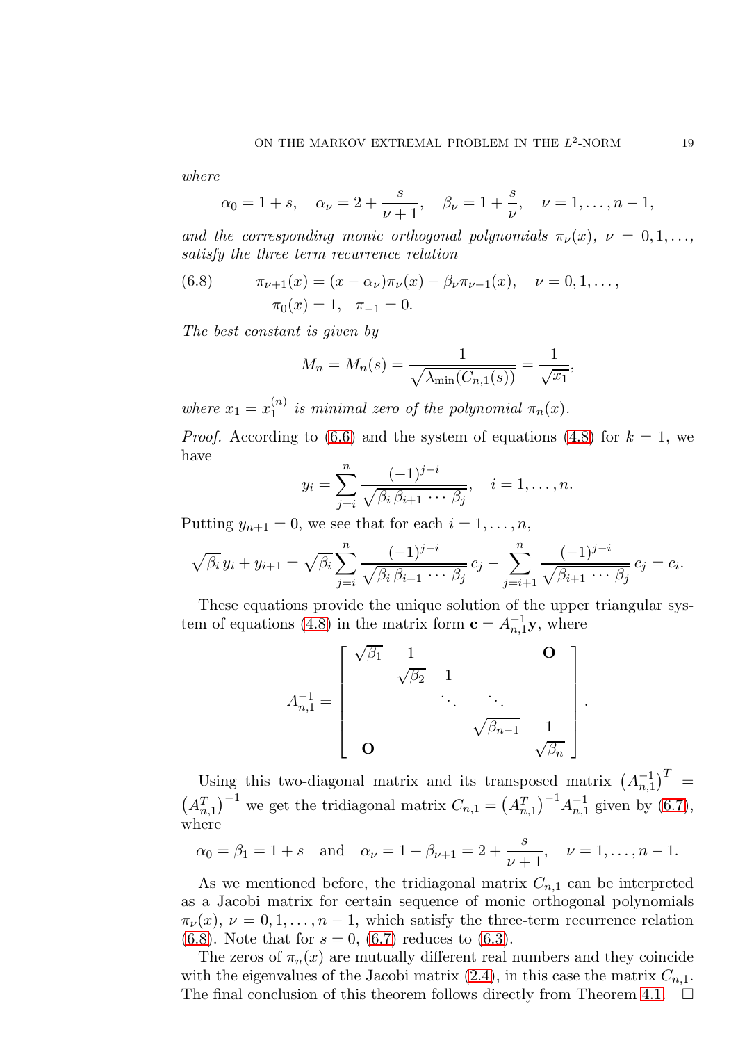*where*

$$\alpha_0 = 1+s, \quad \alpha_\nu = 2 + \frac{s}{\nu+1}, \quad \beta_\nu = 1 + \frac{s}{\nu}, \quad \nu = 1,\ldots,n-1,$$

*and the corresponding monic orthogonal polynomials* $\pi_\nu(x)$, $\nu = 0,1,\ldots,$ *satisfy the three term recurrence relation*

$$\pi_{\nu+1}(x) = (x-\alpha_\nu)\pi_\nu(x) - \beta_\nu \pi_{\nu-1}(x), \quad \nu = 0,1,\ldots, \tag{6.8}$$
$$\pi_0(x) = 1, \quad \pi_{-1} = 0.$$

*The best constant is given by*

$$M_n = M_n(s) = \frac{1}{\sqrt{\lambda_{\min}(C_{n,1}(s))}} = \frac{1}{\sqrt{x_1}},$$

*where* $x_1 = x_1^{(n)}$ *is minimal zero of the polynomial* $\pi_n(x)$.

*Proof.* According to (6.6) and the system of equations (4.8) for $k=1$, we have

$$y_i = \sum_{j=i}^{n} \frac{(-1)^{j-i}}{\sqrt{\beta_i \beta_{i+1} \cdots \beta_j}}, \quad i = 1,\ldots,n.$$

Putting $y_{n+1} = 0$, we see that for each $i = 1,\ldots,n$,

$$\sqrt{\beta_i}\, y_i + y_{i+1} = \sqrt{\beta_i} \sum_{j=i}^{n} \frac{(-1)^{j-i}}{\sqrt{\beta_i \beta_{i+1} \cdots \beta_j}}\, c_j - \sum_{j=i+1}^{n} \frac{(-1)^{j-i}}{\sqrt{\beta_{i+1} \cdots \beta_j}}\, c_j = c_i.$$

These equations provide the unique solution of the upper triangular system of equations (4.8) in the matrix form $\mathbf{c} = A_{n,1}^{-1}\mathbf{y}$, where

$$A_{n,1}^{-1} = \begin{bmatrix} \sqrt{\beta_1} & 1 & & & \mathbf{O} \\ & \sqrt{\beta_2} & 1 & & \\ & & \ddots & \ddots & \\ & & & \sqrt{\beta_{n-1}} & 1 \\ \mathbf{O} & & & & \sqrt{\beta_n} \end{bmatrix}.$$

Using this two-diagonal matrix and its transposed matrix $\left(A_{n,1}^{-1}\right)^T = \left(A_{n,1}^T\right)^{-1}$ we get the tridiagonal matrix $C_{n,1} = \left(A_{n,1}^T\right)^{-1} A_{n,1}^{-1}$ given by (6.7), where

$$\alpha_0 = \beta_1 = 1+s \quad \text{and} \quad \alpha_\nu = 1 + \beta_{\nu+1} = 2 + \frac{s}{\nu+1}, \quad \nu = 1,\ldots,n-1.$$

As we mentioned before, the tridiagonal matrix $C_{n,1}$ can be interpreted as a Jacobi matrix for certain sequence of monic orthogonal polynomials $\pi_\nu(x)$, $\nu = 0,1,\ldots,n-1$, which satisfy the three-term recurrence relation (6.8). Note that for $s=0$, (6.7) reduces to (6.3).

The zeros of $\pi_n(x)$ are mutually different real numbers and they coincide with the eigenvalues of the Jacobi matrix (2.4), in this case the matrix $C_{n,1}$. The final conclusion of this theorem follows directly from Theorem 4.1. $\square$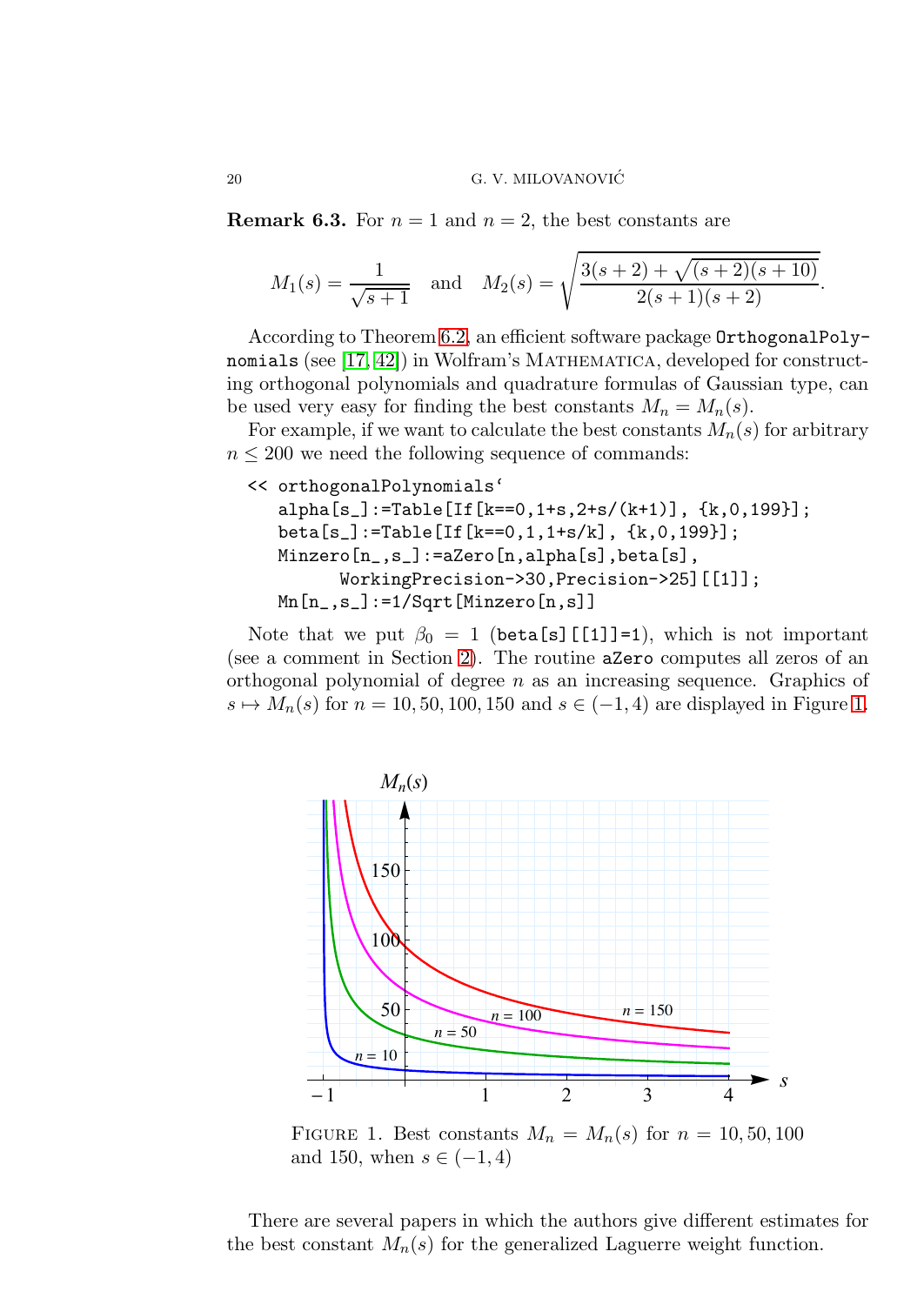**Remark 6.3.** For $n = 1$ and $n = 2$, the best constants are

$$M_1(s) = \frac{1}{\sqrt{s+1}} \quad \text{and} \quad M_2(s) = \sqrt{\frac{3(s+2) + \sqrt{(s+2)(s+10)}}{2(s+1)(s+2)}}.$$

According to Theorem 6.2, an efficient software package `OrthogonalPolynomials` (see [17, 42]) in Wolfram's Mathematica, developed for constructing orthogonal polynomials and quadrature formulas of Gaussian type, can be used very easy for finding the best constants $M_n = M_n(s)$.

For example, if we want to calculate the best constants $M_n(s)$ for arbitrary $n \le 200$ we need the following sequence of commands:

```
<< orthogonalPolynomials`
   alpha[s_]:=Table[If[k==0,1+s,2+s/(k+1)], {k,0,199}];
   beta[s_]:=Table[If[k==0,1,1+s/k], {k,0,199}];
   Minzero[n_,s_]:=aZero[n,alpha[s],beta[s],
         WorkingPrecision->30,Precision->25][[1]];
   Mn[n_,s_]:=1/Sqrt[Minzero[n,s]]
```

Note that we put $\beta_0 = 1$ (`beta[s][[1]]=1`), which is not important (see a comment in Section 2). The routine `aZero` computes all zeros of an orthogonal polynomial of degree $n$ as an increasing sequence. Graphics of $s \mapsto M_n(s)$ for $n = 10, 50, 100, 150$ and $s \in (-1, 4)$ are displayed in Figure 1.

Figure 1. Best constants $M_n = M_n(s)$ for $n = 10, 50, 100$ and 150, when $s \in (-1, 4)$

There are several papers in which the authors give different estimates for the best constant $M_n(s)$ for the generalized Laguerre weight function.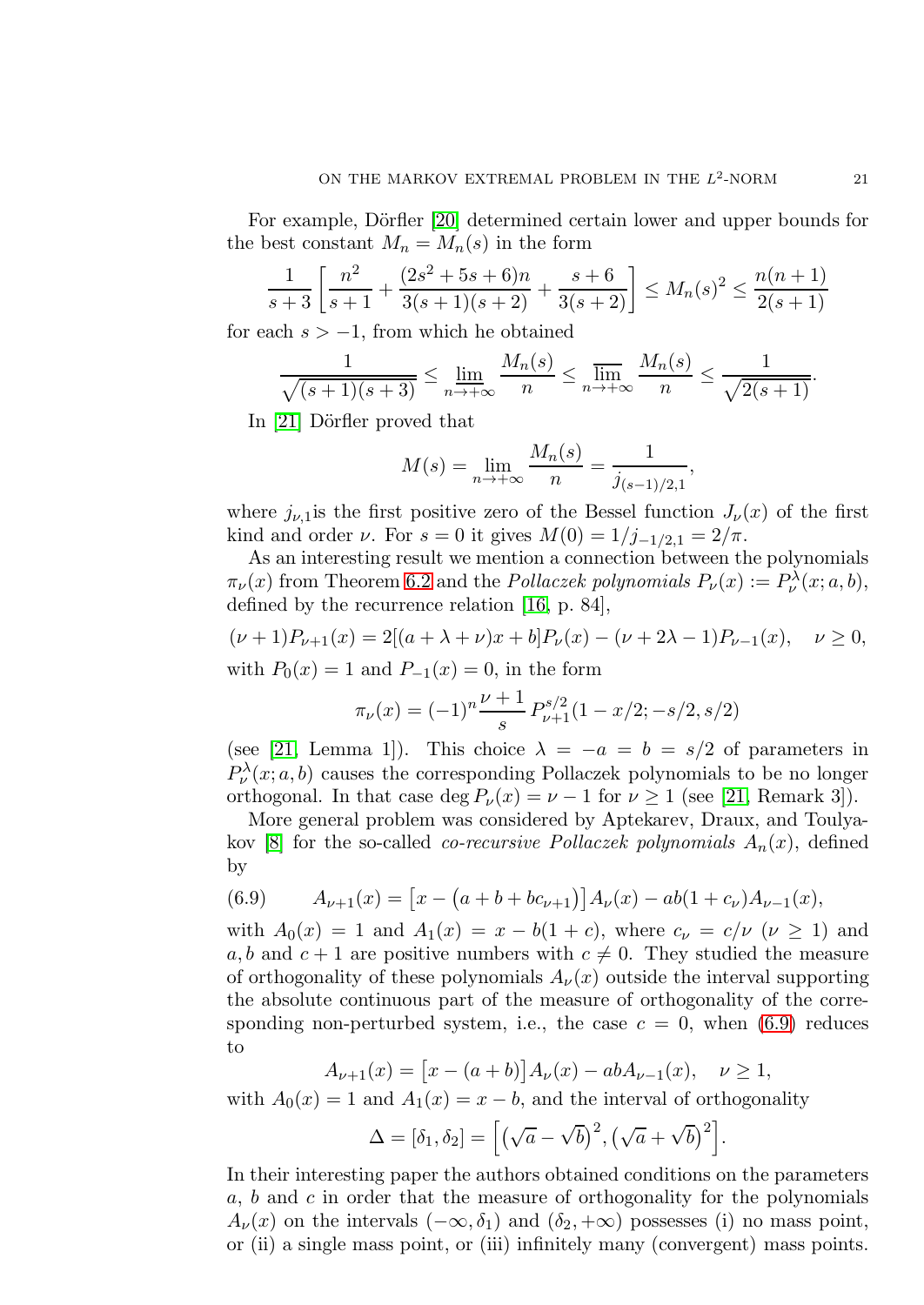For example, Dörfler [20] determined certain lower and upper bounds for the best constant $M_n = M_n(s)$ in the form

$$\frac{1}{s+3}\left[\frac{n^2}{s+1} + \frac{(2s^2+5s+6)n}{3(s+1)(s+2)} + \frac{s+6}{3(s+2)}\right] \le M_n(s)^2 \le \frac{n(n+1)}{2(s+1)}$$

for each $s > -1$, from which he obtained

$$\frac{1}{\sqrt{(s+1)(s+3)}} \le \varliminf_{n\to+\infty} \frac{M_n(s)}{n} \le \varlimsup_{n\to+\infty} \frac{M_n(s)}{n} \le \frac{1}{\sqrt{2(s+1)}}.$$

In [21] Dörfler proved that

$$M(s) = \lim_{n\to+\infty} \frac{M_n(s)}{n} = \frac{1}{j_{(s-1)/2,1}},$$

where $j_{\nu,1}$is the first positive zero of the Bessel function $J_\nu(x)$ of the first kind and order $\nu$. For $s = 0$ it gives $M(0) = 1/j_{-1/2,1} = 2/\pi$.

As an interesting result we mention a connection between the polynomials $\pi_\nu(x)$ from Theorem 6.2 and the *Pollaczek polynomials* $P_\nu(x) := P_\nu^\lambda(x; a, b)$, defined by the recurrence relation [16, p. 84],

$$(\nu+1)P_{\nu+1}(x) = 2[(a+\lambda+\nu)x + b]P_\nu(x) - (\nu+2\lambda-1)P_{\nu-1}(x), \quad \nu \ge 0,$$

with $P_0(x) = 1$ and $P_{-1}(x) = 0$, in the form

$$\pi_\nu(x) = (-1)^n \frac{\nu+1}{s}\, P_{\nu+1}^{s/2}(1 - x/2; -s/2, s/2)$$

(see [21, Lemma 1]). This choice $\lambda = -a = b = s/2$ of parameters in $P_\nu^\lambda(x; a, b)$ causes the corresponding Pollaczek polynomials to be no longer orthogonal. In that case $\deg P_\nu(x) = \nu - 1$ for $\nu \ge 1$ (see [21, Remark 3]).

More general problem was considered by Aptekarev, Draux, and Toulyakov [8] for the so-called *co-recursive Pollaczek polynomials* $A_n(x)$, defined by

$$A_{\nu+1}(x) = \big[x - \big(a + b + bc_{\nu+1}\big)\big]A_\nu(x) - ab(1+c_\nu)A_{\nu-1}(x), \tag{6.9}$$

with $A_0(x) = 1$ and $A_1(x) = x - b(1+c)$, where $c_\nu = c/\nu$ ($\nu \ge 1$) and $a, b$ and $c+1$ are positive numbers with $c \ne 0$. They studied the measure of orthogonality of these polynomials $A_\nu(x)$ outside the interval supporting the absolute continuous part of the measure of orthogonality of the corresponding non-perturbed system, i.e., the case $c = 0$, when (6.9) reduces to

$$A_{\nu+1}(x) = \big[x - (a+b)\big]A_\nu(x) - abA_{\nu-1}(x), \quad \nu \ge 1,$$

with $A_0(x) = 1$ and $A_1(x) = x - b$, and the interval of orthogonality

$$\Delta = [\delta_1, \delta_2] = \Big[\big(\sqrt{a} - \sqrt{b}\big)^2, \big(\sqrt{a} + \sqrt{b}\big)^2\Big].$$

In their interesting paper the authors obtained conditions on the parameters $a$, $b$ and $c$ in order that the measure of orthogonality for the polynomials $A_\nu(x)$ on the intervals $(-\infty, \delta_1)$ and $(\delta_2, +\infty)$ possesses (i) no mass point, or (ii) a single mass point, or (iii) infinitely many (convergent) mass points.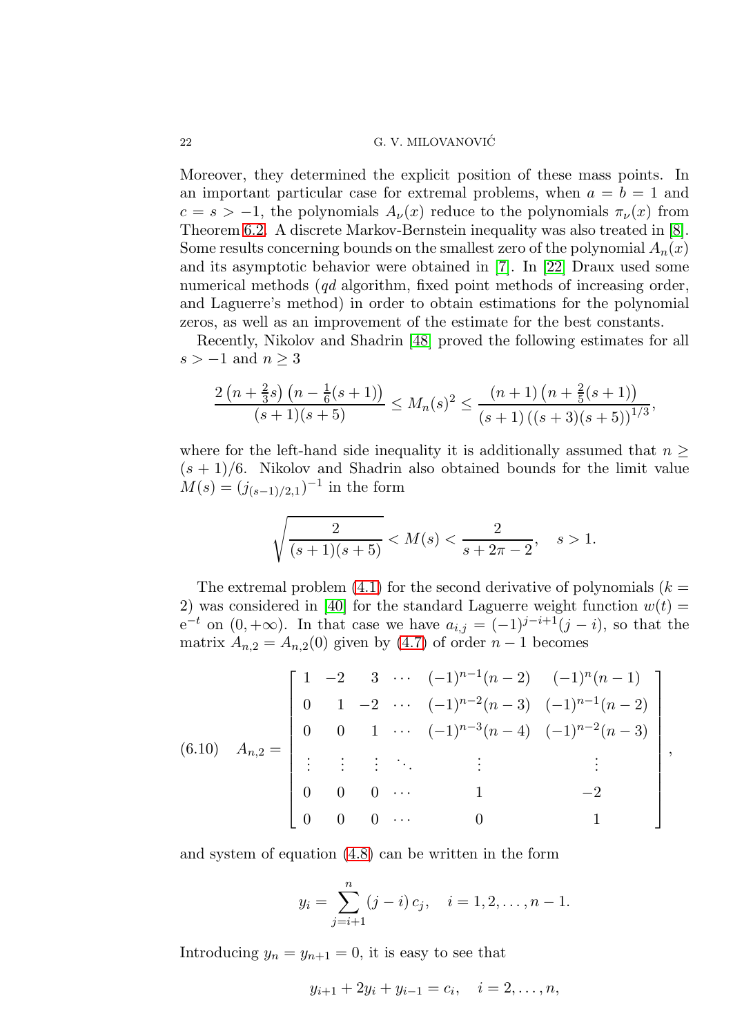Moreover, they determined the explicit position of these mass points. In an important particular case for extremal problems, when $a = b = 1$ and $c = s > -1$, the polynomials $A_\nu(x)$ reduce to the polynomials $\pi_\nu(x)$ from Theorem 6.2. A discrete Markov-Bernstein inequality was also treated in [8]. Some results concerning bounds on the smallest zero of the polynomial $A_n(x)$ and its asymptotic behavior were obtained in [7]. In [22] Draux used some numerical methods (*qd* algorithm, fixed point methods of increasing order, and Laguerre's method) in order to obtain estimations for the polynomial zeros, as well as an improvement of the estimate for the best constants.

Recently, Nikolov and Shadrin [48] proved the following estimates for all $s > -1$ and $n \geq 3$

$$\frac{2\left(n+\frac{2}{3}s\right)\left(n-\frac{1}{6}(s+1)\right)}{(s+1)(s+5)} \leq M_n(s)^2 \leq \frac{(n+1)\left(n+\frac{2}{5}(s+1)\right)}{(s+1)\left((s+3)(s+5)\right)^{1/3}},$$

where for the left-hand side inequality it is additionally assumed that $n \geq (s+1)/6$. Nikolov and Shadrin also obtained bounds for the limit value $M(s) = (j_{(s-1)/2,1})^{-1}$ in the form

$$\sqrt{\frac{2}{(s+1)(s+5)}} < M(s) < \frac{2}{s+2\pi-2}, \quad s > 1.$$

The extremal problem (4.1) for the second derivative of polynomials ($k = 2$) was considered in [40] for the standard Laguerre weight function $w(t) = \mathrm{e}^{-t}$ on $(0, +\infty)$. In that case we have $a_{i,j} = (-1)^{j-i+1}(j-i)$, so that the matrix $A_{n,2} = A_{n,2}(0)$ given by (4.7) of order $n-1$ becomes

$$A_{n,2} = \begin{bmatrix} 1 & -2 & 3 & \cdots & (-1)^{n-1}(n-2) & (-1)^{n}(n-1) \\ 0 & 1 & -2 & \cdots & (-1)^{n-2}(n-3) & (-1)^{n-1}(n-2) \\ 0 & 0 & 1 & \cdots & (-1)^{n-3}(n-4) & (-1)^{n-2}(n-3) \\ \vdots & \vdots & \vdots & \ddots & \vdots & \vdots \\ 0 & 0 & 0 & \cdots & 1 & -2 \\ 0 & 0 & 0 & \cdots & 0 & 1 \end{bmatrix}, \tag{6.10}$$

and system of equation (4.8) can be written in the form

$$y_i = \sum_{j=i+1}^{n} (j-i)\, c_j, \quad i = 1, 2, \ldots, n-1.$$

Introducing $y_n = y_{n+1} = 0$, it is easy to see that

$$y_{i+1} + 2y_i + y_{i-1} = c_i, \quad i = 2, \ldots, n,$$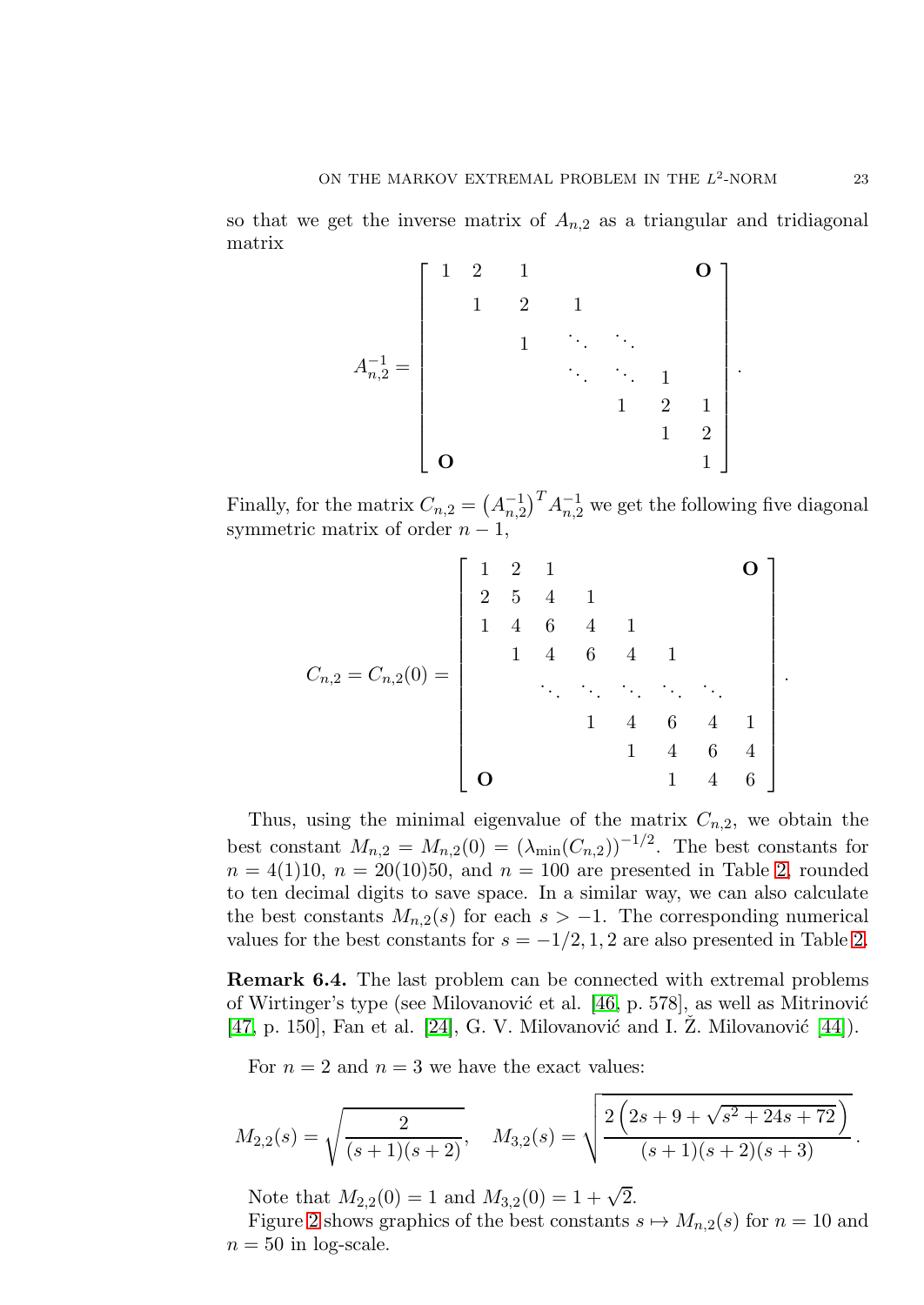so that we get the inverse matrix of $A_{n,2}$ as a triangular and tridiagonal matrix

$$
A_{n,2}^{-1} = \begin{bmatrix}
1 & 2 & 1 & & & & \mathbf{O} \\
 & 1 & 2 & 1 & & & \\
 & & 1 & \ddots & \ddots & & \\
 & & & \ddots & \ddots & 1 & \\
 & & & & 1 & 2 & 1 \\
 & & & & & 1 & 2 \\
\mathbf{O} & & & & & & 1
\end{bmatrix}.
$$

Finally, for the matrix $C_{n,2} = \left(A_{n,2}^{-1}\right)^T A_{n,2}^{-1}$ we get the following five diagonal symmetric matrix of order $n-1$,

$$
C_{n,2} = C_{n,2}(0) = \begin{bmatrix}
1 & 2 & 1 & & & & & \mathbf{O} \\
2 & 5 & 4 & 1 & & & & \\
1 & 4 & 6 & 4 & 1 & & & \\
 & 1 & 4 & 6 & 4 & 1 & & \\
 & & \ddots & \ddots & \ddots & \ddots & \ddots & \\
 & & & 1 & 4 & 6 & 4 & 1 \\
 & & & & 1 & 4 & 6 & 4 \\
\mathbf{O} & & & & & 1 & 4 & 6
\end{bmatrix}.
$$

Thus, using the minimal eigenvalue of the matrix $C_{n,2}$, we obtain the best constant $M_{n,2} = M_{n,2}(0) = (\lambda_{\min}(C_{n,2}))^{-1/2}$. The best constants for $n = 4(1)10$, $n = 20(10)50$, and $n = 100$ are presented in Table 2, rounded to ten decimal digits to save space. In a similar way, we can also calculate the best constants $M_{n,2}(s)$ for each $s > -1$. The corresponding numerical values for the best constants for $s = -1/2, 1, 2$ are also presented in Table 2.

**Remark 6.4.** The last problem can be connected with extremal problems of Wirtinger's type (see Milovanović et al. [46, p. 578], as well as Mitrinović [47, p. 150], Fan et al. [24], G. V. Milovanović and I. Ž. Milovanović [44]).

For $n = 2$ and $n = 3$ we have the exact values:

$$
M_{2,2}(s) = \sqrt{\frac{2}{(s+1)(s+2)}}, \quad M_{3,2}(s) = \sqrt{\frac{2\left(2s+9+\sqrt{s^2+24s+72}\right)}{(s+1)(s+2)(s+3)}}.
$$

Note that $M_{2,2}(0) = 1$ and $M_{3,2}(0) = 1 + \sqrt{2}$.

Figure 2 shows graphics of the best constants $s \mapsto M_{n,2}(s)$ for $n = 10$ and $n = 50$ in log-scale.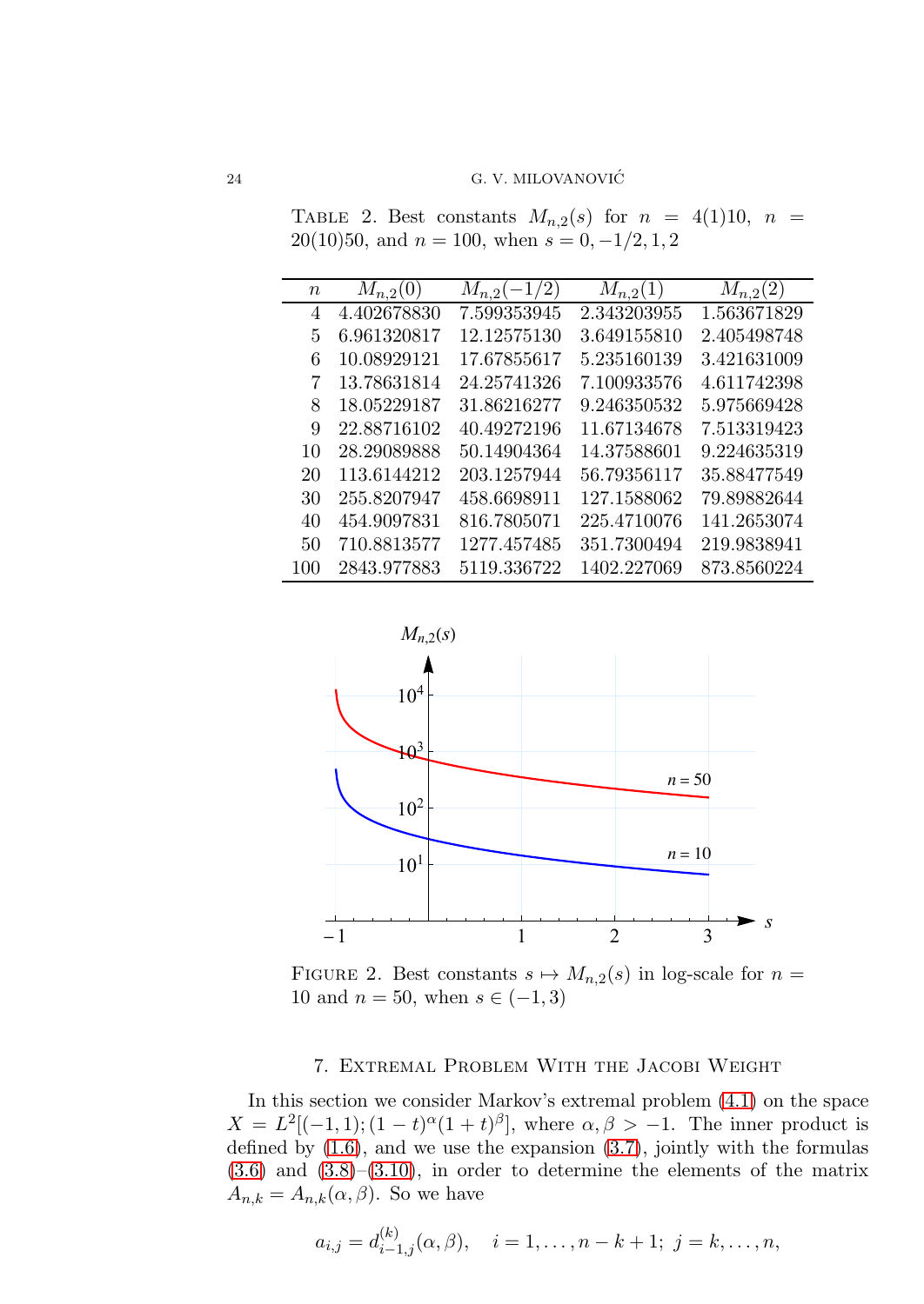TABLE 2. Best constants $M_{n,2}(s)$ for $n = 4(1)10$, $n = 20(10)50$, and $n = 100$, when $s = 0, -1/2, 1, 2$

| $n$ | $M_{n,2}(0)$ | $M_{n,2}(-1/2)$ | $M_{n,2}(1)$ | $M_{n,2}(2)$ |
|---|---|---|---|---|
| 4 | 4.402678830 | 7.599353945 | 2.343203955 | 1.563671829 |
| 5 | 6.961320817 | 12.12575130 | 3.649155810 | 2.405498748 |
| 6 | 10.08929121 | 17.67855617 | 5.235160139 | 3.421631009 |
| 7 | 13.78631814 | 24.25741326 | 7.100933576 | 4.611742398 |
| 8 | 18.05229187 | 31.86216277 | 9.246350532 | 5.975669428 |
| 9 | 22.88716102 | 40.49272196 | 11.67134678 | 7.513319423 |
| 10 | 28.29089888 | 50.14904364 | 14.37588601 | 9.224635319 |
| 20 | 113.6144212 | 203.1257944 | 56.79356117 | 35.88477549 |
| 30 | 255.8207947 | 458.6698911 | 127.1588062 | 79.89882644 |
| 40 | 454.9097831 | 816.7805071 | 225.4710076 | 141.2653074 |
| 50 | 710.8813577 | 1277.457485 | 351.7300494 | 219.9838941 |
| 100 | 2843.977883 | 5119.336722 | 1402.227069 | 873.8560224 |

FIGURE 2. Best constants $s \mapsto M_{n,2}(s)$ in log-scale for $n = 10$ and $n = 50$, when $s \in (-1, 3)$

## 7. Extremal Problem With the Jacobi Weight

In this section we consider Markov's extremal problem (4.1) on the space $X = L^2[(-1,1);(1-t)^\alpha(1+t)^\beta]$, where $\alpha, \beta > -1$. The inner product is defined by (1.6), and we use the expansion (3.7), jointly with the formulas (3.6) and (3.8)–(3.10), in order to determine the elements of the matrix $A_{n,k} = A_{n,k}(\alpha,\beta)$. So we have

$$a_{i,j} = d^{(k)}_{i-1,j}(\alpha,\beta), \quad i = 1,\dots,n-k+1;\ j = k,\dots,n,$$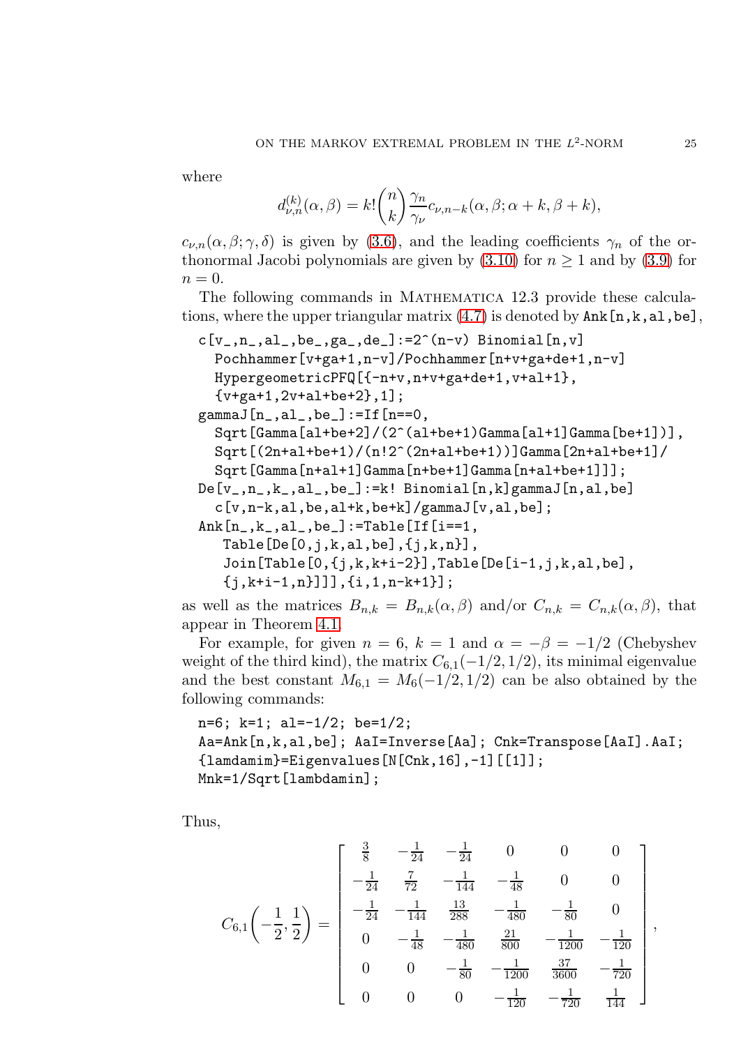where

$$d_{\nu,n}^{(k)}(\alpha,\beta) = k!\binom{n}{k}\frac{\gamma_n}{\gamma_\nu}c_{\nu,n-k}(\alpha,\beta;\alpha+k,\beta+k),$$

$c_{\nu,n}(\alpha,\beta;\gamma,\delta)$ is given by (3.6), and the leading coefficients $\gamma_n$ of the orthonormal Jacobi polynomials are given by (3.10) for $n \geq 1$ and by (3.9) for $n = 0$.

The following commands in Mathematica 12.3 provide these calculations, where the upper triangular matrix (4.7) is denoted by `Ank[n,k,al,be]`,

```
c[v_,n_,al_,be_,ga_,de_]:=2^(n-v) Binomial[n,v]
  Pochhammer[v+ga+1,n-v]/Pochhammer[n+v+ga+de+1,n-v]
  HypergeometricPFQ[{-n+v,n+v+ga+de+1,v+al+1},
  {v+ga+1,2v+al+be+2},1];
gammaJ[n_,al_,be_]:=If[n==0,
  Sqrt[Gamma[al+be+2]/(2^(al+be+1)Gamma[al+1]Gamma[be+1])],
  Sqrt[(2n+al+be+1)/(n!2^(2n+al+be+1))]Gamma[2n+al+be+1]/
  Sqrt[Gamma[n+al+1]Gamma[n+be+1]Gamma[n+al+be+1]]];
De[v_,n_,k_,al_,be_]:=k! Binomial[n,k]gammaJ[n,al,be]
  c[v,n-k,al,be,al+k,be+k]/gammaJ[v,al,be];
Ank[n_,k_,al_,be_]:=Table[If[i==1,
   Table[De[0,j,k,al,be],{j,k,n}],
   Join[Table[0,{j,k,k+i-2}],Table[De[i-1,j,k,al,be],
   {j,k+i-1,n}]]],{i,1,n-k+1}];
```

as well as the matrices $B_{n,k} = B_{n,k}(\alpha,\beta)$ and/or $C_{n,k} = C_{n,k}(\alpha,\beta)$, that appear in Theorem 4.1.

For example, for given $n = 6$, $k = 1$ and $\alpha = -\beta = -1/2$ (Chebyshev weight of the third kind), the matrix $C_{6,1}(-1/2,1/2)$, its minimal eigenvalue and the best constant $M_{6,1} = M_6(-1/2,1/2)$ can be also obtained by the following commands:

```
n=6; k=1; al=-1/2; be=1/2;
Aa=Ank[n,k,al,be]; AaI=Inverse[Aa]; Cnk=Transpose[AaI].AaI;
{lamdamim}=Eigenvalues[N[Cnk,16],-1][[1]];
Mnk=1/Sqrt[lambdamin];
```

Thus,

$$C_{6,1}\left(-\frac{1}{2},\frac{1}{2}\right) = \begin{bmatrix} \frac{3}{8} & -\frac{1}{24} & -\frac{1}{24} & 0 & 0 & 0 \\ -\frac{1}{24} & \frac{7}{72} & -\frac{1}{144} & -\frac{1}{48} & 0 & 0 \\ -\frac{1}{24} & -\frac{1}{144} & \frac{13}{288} & -\frac{1}{480} & -\frac{1}{80} & 0 \\ 0 & -\frac{1}{48} & -\frac{1}{480} & \frac{21}{800} & -\frac{1}{1200} & -\frac{1}{120} \\ 0 & 0 & -\frac{1}{80} & -\frac{1}{1200} & \frac{37}{3600} & -\frac{1}{720} \\ 0 & 0 & 0 & -\frac{1}{120} & -\frac{1}{720} & \frac{1}{144} \end{bmatrix},$$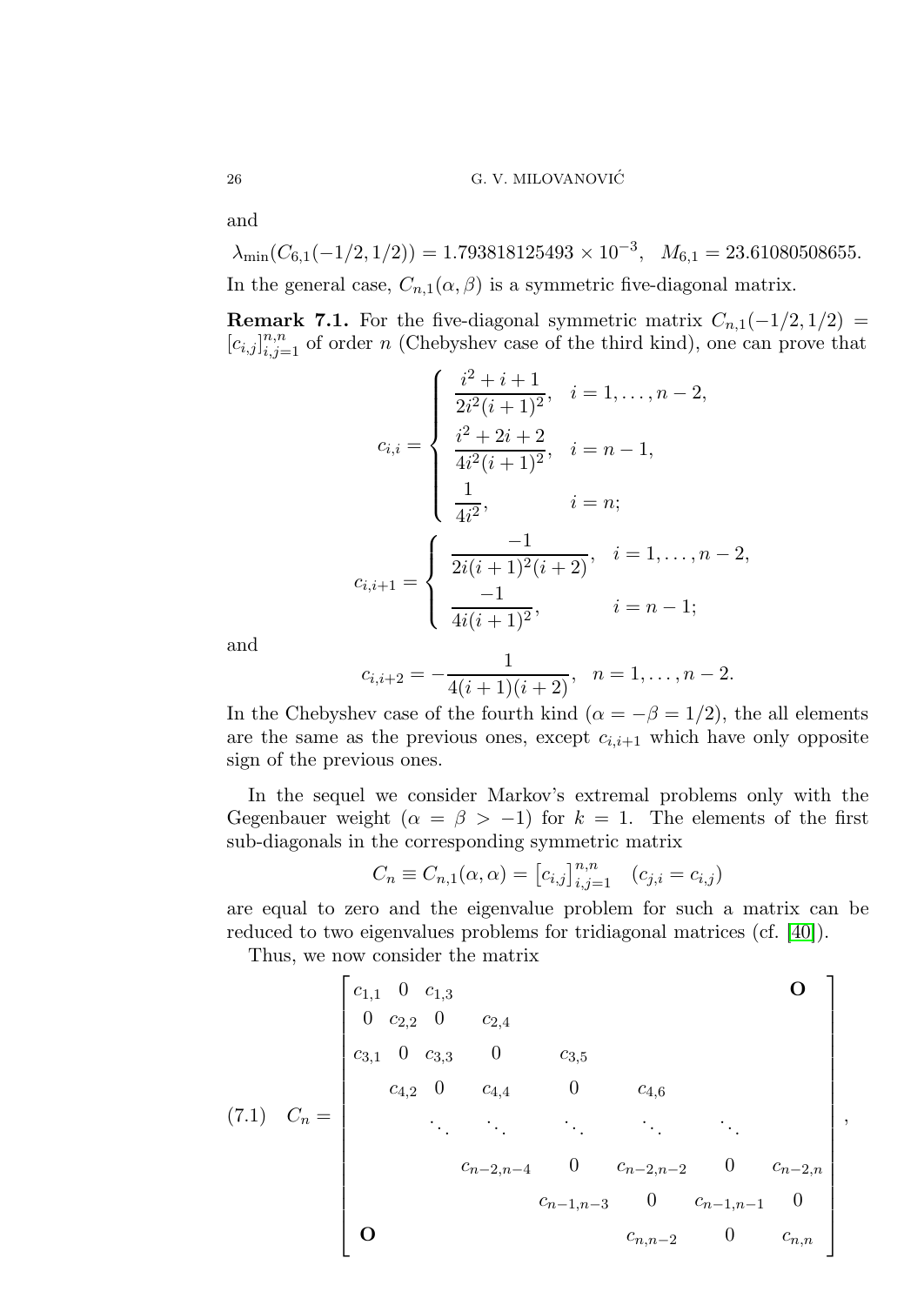and

$$\lambda_{\min}(C_{6,1}(-1/2, 1/2)) = 1.793818125493 \times 10^{-3}, \quad M_{6,1} = 23.61080508655.$$

In the general case, $C_{n,1}(\alpha, \beta)$ is a symmetric five-diagonal matrix.

**Remark 7.1.** For the five-diagonal symmetric matrix $C_{n,1}(-1/2, 1/2) = [c_{i,j}]_{i,j=1}^{n,n}$ of order $n$ (Chebyshev case of the third kind), one can prove that

$$c_{i,i} = \begin{cases} \dfrac{i^2+i+1}{2i^2(i+1)^2}, & i = 1, \ldots, n-2, \\[2mm] \dfrac{i^2+2i+2}{4i^2(i+1)^2}, & i = n-1, \\[2mm] \dfrac{1}{4i^2}, & i = n; \end{cases}$$

$$c_{i,i+1} = \begin{cases} \dfrac{-1}{2i(i+1)^2(i+2)}, & i = 1, \ldots, n-2, \\[2mm] \dfrac{-1}{4i(i+1)^2}, & i = n-1; \end{cases}$$

and

$$c_{i,i+2} = -\frac{1}{4(i+1)(i+2)}, \quad n = 1, \ldots, n-2.$$

In the Chebyshev case of the fourth kind ($\alpha = -\beta = 1/2$), the all elements are the same as the previous ones, except $c_{i,i+1}$ which have only opposite sign of the previous ones.

In the sequel we consider Markov's extremal problems only with the Gegenbauer weight ($\alpha = \beta > -1$) for $k = 1$. The elements of the first sub-diagonals in the corresponding symmetric matrix

$$C_n \equiv C_{n,1}(\alpha, \alpha) = \left[c_{i,j}\right]_{i,j=1}^{n,n} \quad (c_{j,i} = c_{i,j})$$

are equal to zero and the eigenvalue problem for such a matrix can be reduced to two eigenvalues problems for tridiagonal matrices (cf. [40]).

Thus, we now consider the matrix

$$C_n = \begin{bmatrix} c_{1,1} & 0 & c_{1,3} & & & & & \mathbf{O} \\ 0 & c_{2,2} & 0 & c_{2,4} & & & & \\ c_{3,1} & 0 & c_{3,3} & 0 & c_{3,5} & & & \\ & c_{4,2} & 0 & c_{4,4} & 0 & c_{4,6} & & \\ & & \ddots & \ddots & \ddots & \ddots & \ddots & \\ & & & c_{n-2,n-4} & 0 & c_{n-2,n-2} & 0 & c_{n-2,n} \\ & & & & c_{n-1,n-3} & 0 & c_{n-1,n-1} & 0 \\ \mathbf{O} & & & & & c_{n,n-2} & 0 & c_{n,n} \end{bmatrix}, \tag{7.1}$$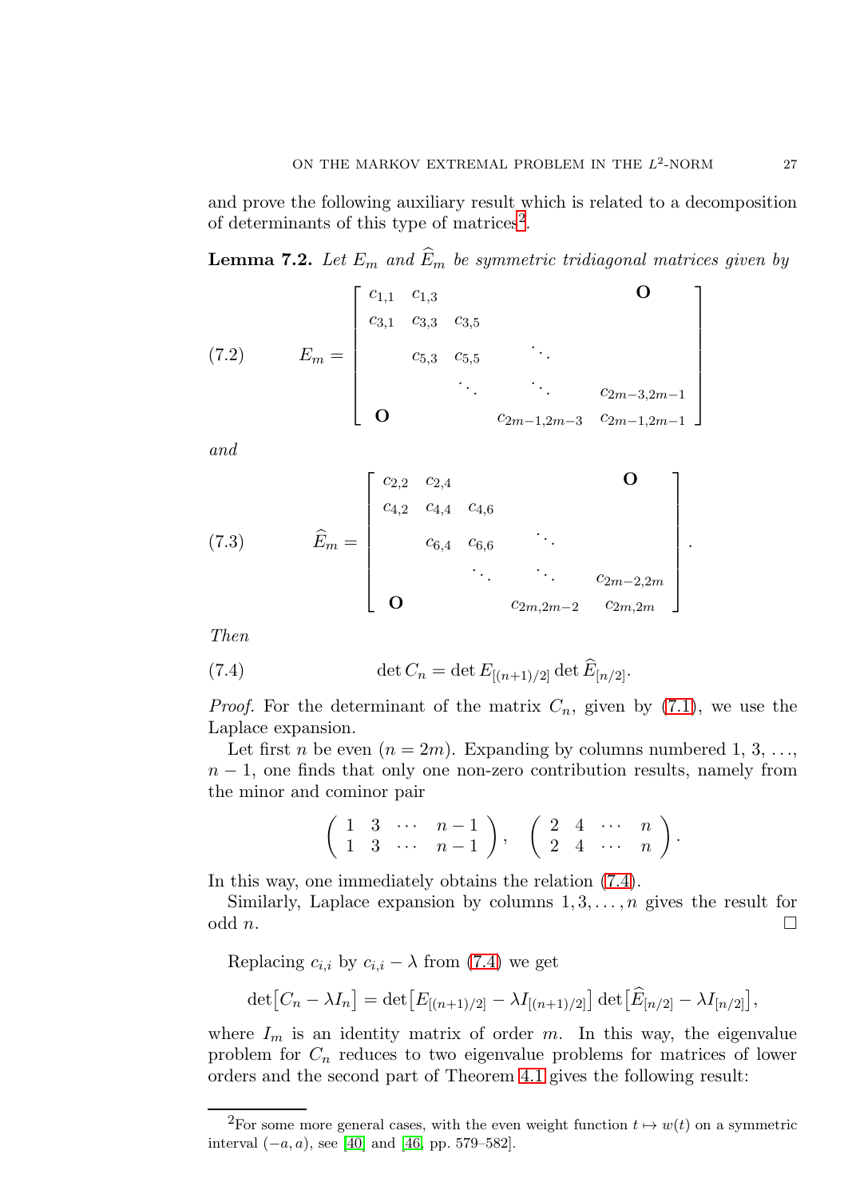and prove the following auxiliary result which is related to a decomposition of determinants of this type of matrices[2].

**Lemma 7.2.** *Let $E_m$ and $\widehat{E}_m$ be symmetric tridiagonal matrices given by*

$$E_m = \begin{bmatrix} c_{1,1} & c_{1,3} & & & \mathbf{O} \\ c_{3,1} & c_{3,3} & c_{3,5} & & \\ & c_{5,3} & c_{5,5} & \ddots & \\ & & \ddots & \ddots & c_{2m-3,2m-1} \\ \mathbf{O} & & & c_{2m-1,2m-3} & c_{2m-1,2m-1} \end{bmatrix} \tag{7.2}$$

*and*

$$\widehat{E}_m = \begin{bmatrix} c_{2,2} & c_{2,4} & & & \mathbf{O} \\ c_{4,2} & c_{4,4} & c_{4,6} & & \\ & c_{6,4} & c_{6,6} & \ddots & \\ & & \ddots & \ddots & c_{2m-2,2m} \\ \mathbf{O} & & & c_{2m,2m-2} & c_{2m,2m} \end{bmatrix}. \tag{7.3}$$

*Then*

$$\det C_n = \det E_{[(n+1)/2]} \det \widehat{E}_{[n/2]}. \tag{7.4}$$

*Proof.* For the determinant of the matrix $C_n$, given by (7.1), we use the Laplace expansion.

Let first $n$ be even ($n = 2m$). Expanding by columns numbered $1, 3, \ldots, n-1$, one finds that only one non-zero contribution results, namely from the minor and cominor pair

$$\begin{pmatrix} 1 & 3 & \cdots & n-1 \\ 1 & 3 & \cdots & n-1 \end{pmatrix}, \quad \begin{pmatrix} 2 & 4 & \cdots & n \\ 2 & 4 & \cdots & n \end{pmatrix}.$$

In this way, one immediately obtains the relation (7.4).

Similarly, Laplace expansion by columns $1, 3, \ldots, n$ gives the result for odd $n$. □

Replacing $c_{i,i}$ by $c_{i,i} - \lambda$ from (7.4) we get

$$\det\bigl[C_n - \lambda I_n\bigr] = \det\bigl[E_{[(n+1)/2]} - \lambda I_{[(n+1)/2]}\bigr] \det\bigl[\widehat{E}_{[n/2]} - \lambda I_{[n/2]}\bigr],$$

where $I_m$ is an identity matrix of order $m$. In this way, the eigenvalue problem for $C_n$ reduces to two eigenvalue problems for matrices of lower orders and the second part of Theorem 4.1 gives the following result:

---

[2] For some more general cases, with the even weight function $t \mapsto w(t)$ on a symmetric interval $(-a, a)$, see [40] and [46, pp. 579–582].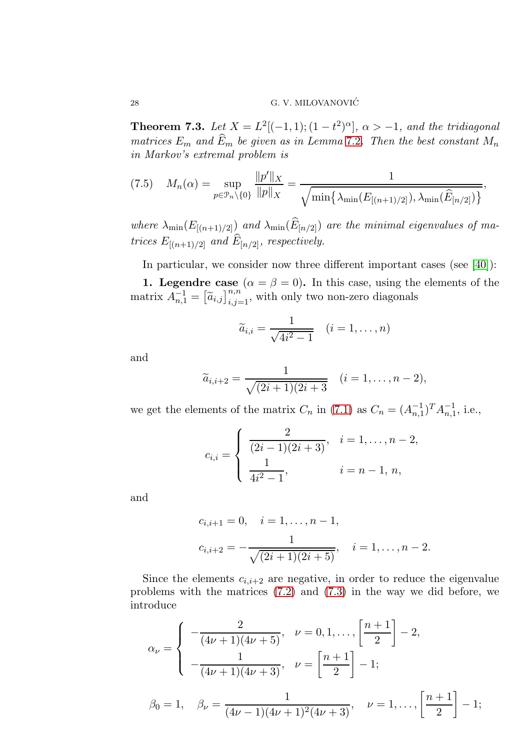**Theorem 7.3.** *Let $X = L^2[(-1,1);(1-t^2)^\alpha]$, $\alpha > -1$, and the tridiagonal matrices $E_m$ and $\widehat{E}_m$ be given as in Lemma 7.2. Then the best constant $M_n$ in Markov's extremal problem is*

$$M_n(\alpha) = \sup_{p\in \mathcal{P}_n\setminus\{0\}} \frac{\|p'\|_X}{\|p\|_X} = \frac{1}{\sqrt{\min\bigl\{\lambda_{\min}(E_{[(n+1)/2]}),\lambda_{\min}(\widehat{E}_{[n/2]})\bigr\}}}, \tag{7.5}$$

*where $\lambda_{\min}(E_{[(n+1)/2]})$ and $\lambda_{\min}(\widehat{E}_{[n/2]})$ are the minimal eigenvalues of matrices $E_{[(n+1)/2]}$ and $\widehat{E}_{[n/2]}$, respectively.*

In particular, we consider now three different important cases (see [40]):

**1. Legendre case** ($\alpha = \beta = 0$)**.** In this case, using the elements of the matrix $A_{n,1}^{-1} = \bigl[\widetilde{a}_{i,j}\bigr]_{i,j=1}^{n,n}$, with only two non-zero diagonals

$$\widetilde{a}_{i,i} = \frac{1}{\sqrt{4i^2-1}} \quad (i = 1,\ldots,n)$$

and

$$\widetilde{a}_{i,i+2} = \frac{1}{\sqrt{(2i+1)(2i+3}} \quad (i = 1,\ldots,n-2),$$

we get the elements of the matrix $C_n$ in (7.1) as $C_n = (A_{n,1}^{-1})^T A_{n,1}^{-1}$, i.e.,

$$c_{i,i} = \begin{cases} \dfrac{2}{(2i-1)(2i+3)}, & i = 1,\ldots,n-2,\\[2mm] \dfrac{1}{4i^2-1}, & i = n-1,\, n,\end{cases}$$

and

$$c_{i,i+1} = 0, \quad i = 1,\ldots,n-1,$$

$$c_{i,i+2} = -\frac{1}{\sqrt{(2i+1)(2i+5)}}, \quad i = 1,\ldots,n-2.$$

Since the elements $c_{i,i+2}$ are negative, in order to reduce the eigenvalue problems with the matrices (7.2) and (7.3) in the way we did before, we introduce

$$\alpha_\nu = \begin{cases} -\dfrac{2}{(4\nu+1)(4\nu+5)}, & \nu = 0,1,\ldots,\left[\dfrac{n+1}{2}\right]-2,\\[2mm] -\dfrac{1}{(4\nu+1)(4\nu+3)}, & \nu = \left[\dfrac{n+1}{2}\right]-1;\end{cases}$$

$$\beta_0 = 1, \quad \beta_\nu = \frac{1}{(4\nu-1)(4\nu+1)^2(4\nu+3)}, \quad \nu = 1,\ldots,\left[\frac{n+1}{2}\right]-1;$$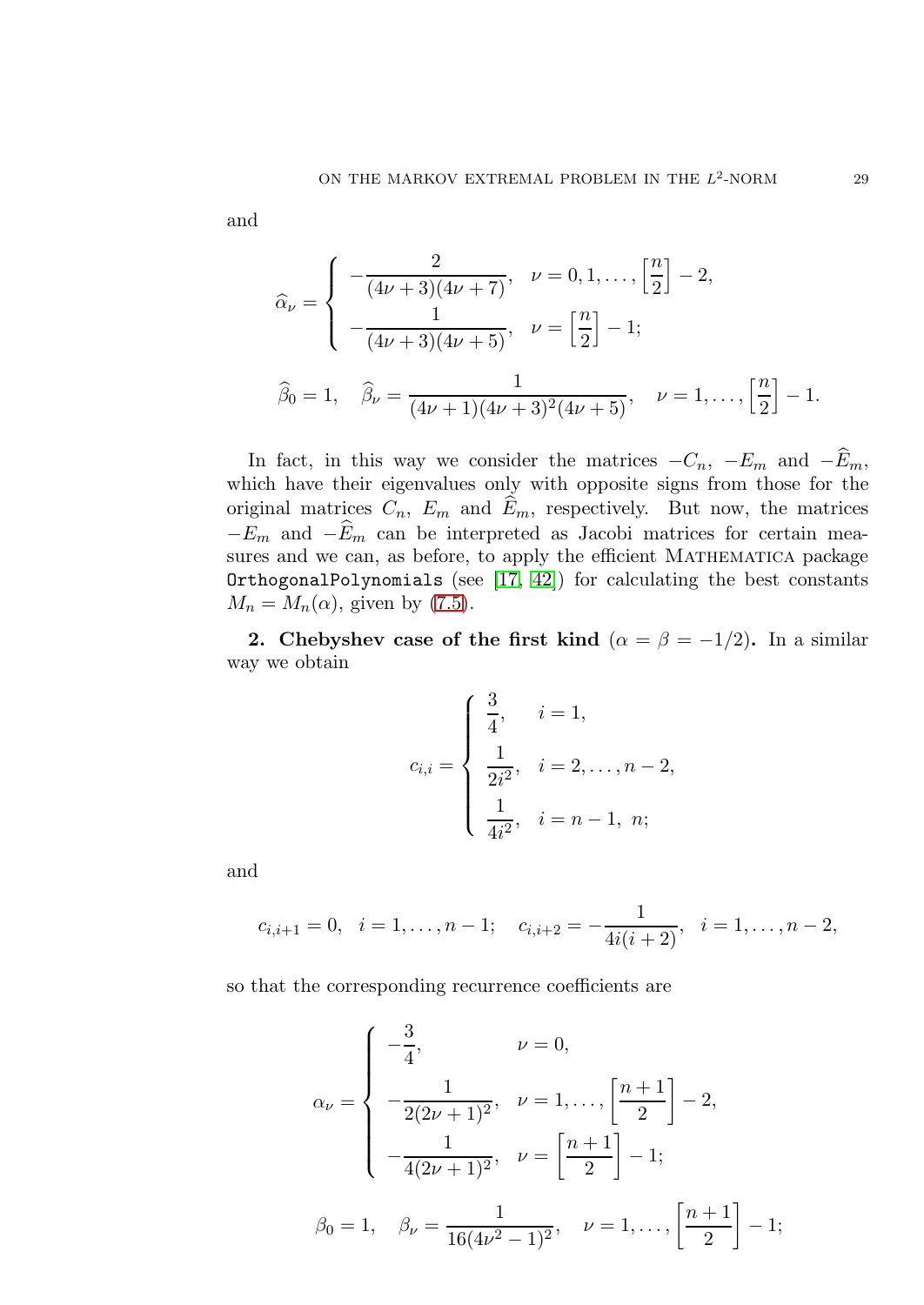and

$$
\widehat{\alpha}_\nu = \begin{cases} -\dfrac{2}{(4\nu+3)(4\nu+7)}, & \nu = 0, 1, \ldots, \left[\dfrac{n}{2}\right] - 2, \\ -\dfrac{1}{(4\nu+3)(4\nu+5)}, & \nu = \left[\dfrac{n}{2}\right] - 1; \end{cases}
$$

$$
\widehat{\beta}_0 = 1, \quad \widehat{\beta}_\nu = \frac{1}{(4\nu+1)(4\nu+3)^2(4\nu+5)}, \quad \nu = 1, \ldots, \left[\frac{n}{2}\right] - 1.
$$

In fact, in this way we consider the matrices $-C_n$, $-E_m$ and $-\widehat{E}_m$, which have their eigenvalues only with opposite signs from those for the original matrices $C_n$, $E_m$ and $\widehat{E}_m$, respectively. But now, the matrices $-E_m$ and $-\widehat{E}_m$ can be interpreted as Jacobi matrices for certain measures and we can, as before, to apply the efficient MATHEMATICA package `OrthogonalPolynomials` (see [17, 42]) for calculating the best constants $M_n = M_n(\alpha)$, given by (7.5).

**2. Chebyshev case of the first kind** ($\alpha = \beta = -1/2$)**.** In a similar way we obtain

$$
c_{i,i} = \begin{cases} \dfrac{3}{4}, & i = 1, \\ \dfrac{1}{2i^2}, & i = 2, \ldots, n-2, \\ \dfrac{1}{4i^2}, & i = n-1,\ n; \end{cases}
$$

and

$$
c_{i,i+1} = 0, \quad i = 1, \ldots, n-1; \quad c_{i,i+2} = -\frac{1}{4i(i+2)}, \quad i = 1, \ldots, n-2,
$$

so that the corresponding recurrence coefficients are

$$
\alpha_\nu = \begin{cases} -\dfrac{3}{4}, & \nu = 0, \\ -\dfrac{1}{2(2\nu+1)^2}, & \nu = 1, \ldots, \left[\dfrac{n+1}{2}\right] - 2, \\ -\dfrac{1}{4(2\nu+1)^2}, & \nu = \left[\dfrac{n+1}{2}\right] - 1; \end{cases}
$$

$$
\beta_0 = 1, \quad \beta_\nu = \frac{1}{16(4\nu^2-1)^2}, \quad \nu = 1, \ldots, \left[\frac{n+1}{2}\right] - 1;
$$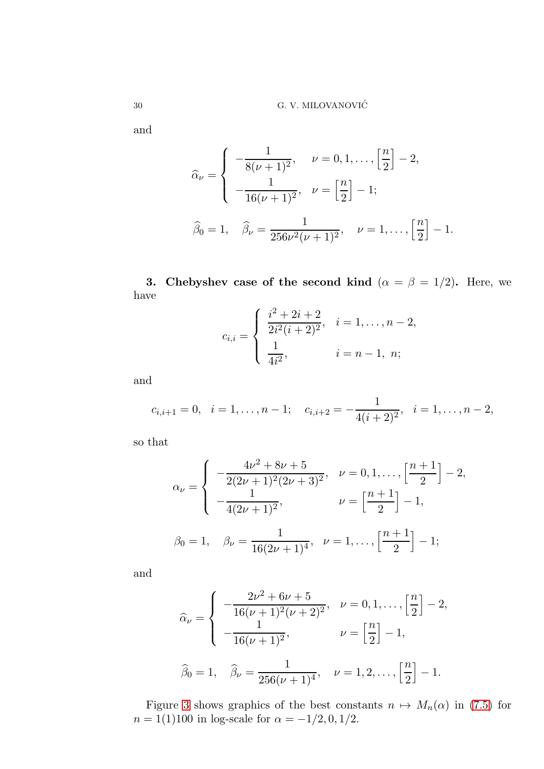and

$$
\widehat{\alpha}_\nu = \begin{cases} -\dfrac{1}{8(\nu+1)^2}, & \nu = 0, 1, \ldots, \left[\dfrac{n}{2}\right] - 2, \\[2mm] -\dfrac{1}{16(\nu+1)^2}, & \nu = \left[\dfrac{n}{2}\right] - 1; \end{cases}
$$

$$
\widehat{\beta}_0 = 1, \quad \widehat{\beta}_\nu = \frac{1}{256\nu^2(\nu+1)^2}, \quad \nu = 1, \ldots, \left[\frac{n}{2}\right] - 1.
$$

**3. Chebyshev case of the second kind** ($\alpha = \beta = 1/2$)**.** Here, we have

$$
c_{i,i} = \begin{cases} \dfrac{i^2 + 2i + 2}{2i^2(i+2)^2}, & i = 1, \ldots, n-2, \\[2mm] \dfrac{1}{4i^2}, & i = n-1, \ n; \end{cases}
$$

and

$$
c_{i,i+1} = 0, \quad i = 1, \ldots, n-1; \quad c_{i,i+2} = -\frac{1}{4(i+2)^2}, \quad i = 1, \ldots, n-2,
$$

so that

$$
\alpha_\nu = \begin{cases} -\dfrac{4\nu^2 + 8\nu + 5}{2(2\nu+1)^2(2\nu+3)^2}, & \nu = 0, 1, \ldots, \left[\dfrac{n+1}{2}\right] - 2, \\[2mm] -\dfrac{1}{4(2\nu+1)^2}, & \nu = \left[\dfrac{n+1}{2}\right] - 1, \end{cases}
$$

$$
\beta_0 = 1, \quad \beta_\nu = \frac{1}{16(2\nu+1)^4}, \quad \nu = 1, \ldots, \left[\frac{n+1}{2}\right] - 1;
$$

and

$$
\widehat{\alpha}_\nu = \begin{cases} -\dfrac{2\nu^2 + 6\nu + 5}{16(\nu+1)^2(\nu+2)^2}, & \nu = 0, 1, \ldots, \left[\dfrac{n}{2}\right] - 2, \\[2mm] -\dfrac{1}{16(\nu+1)^2}, & \nu = \left[\dfrac{n}{2}\right] - 1, \end{cases}
$$

$$
\widehat{\beta}_0 = 1, \quad \widehat{\beta}_\nu = \frac{1}{256(\nu+1)^4}, \quad \nu = 1, 2, \ldots, \left[\frac{n}{2}\right] - 1.
$$

Figure 3 shows graphics of the best constants $n \mapsto M_n(\alpha)$ in (7.5) for $n = 1(1)100$ in log-scale for $\alpha = -1/2, 0, 1/2$.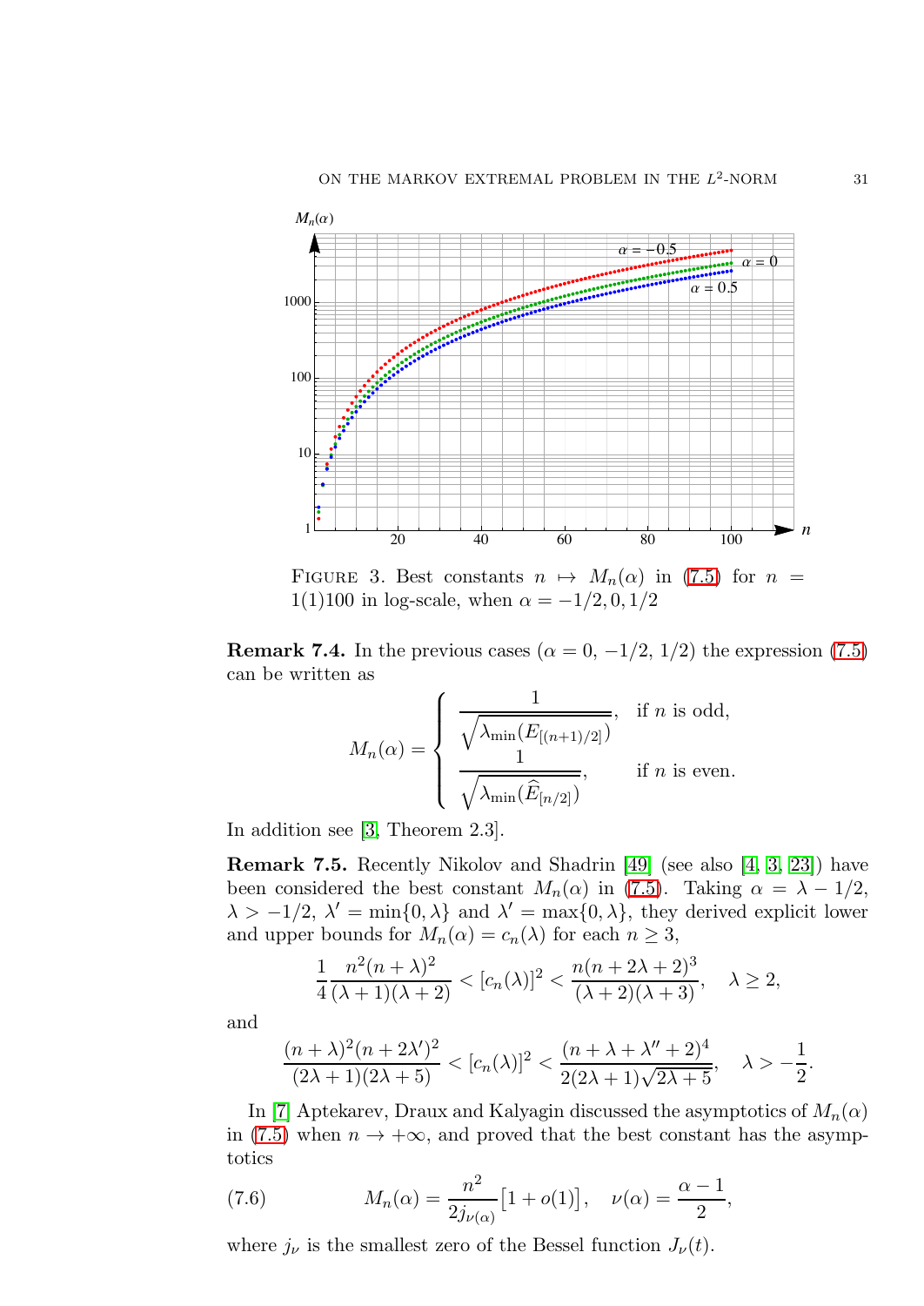FIGURE 3. Best constants $n \mapsto M_n(\alpha)$ in (7.5) for $n = 1(1)100$ in log-scale, when $\alpha = -1/2, 0, 1/2$

**Remark 7.4.** In the previous cases ($\alpha = 0,\ -1/2,\ 1/2$) the expression (7.5) can be written as

$$
M_n(\alpha) = \begin{cases} \dfrac{1}{\sqrt{\lambda_{\min}(E_{[(n+1)/2]})}}, & \text{if } n \text{ is odd,} \\[2ex] \dfrac{1}{\sqrt{\lambda_{\min}(\widehat{E}_{[n/2]})}}, & \text{if } n \text{ is even.} \end{cases}
$$

In addition see [3, Theorem 2.3].

**Remark 7.5.** Recently Nikolov and Shadrin [49] (see also [4, 3, 23]) have been considered the best constant $M_n(\alpha)$ in (7.5). Taking $\alpha = \lambda - 1/2$, $\lambda > -1/2$, $\lambda' = \min\{0, \lambda\}$ and $\lambda' = \max\{0, \lambda\}$, they derived explicit lower and upper bounds for $M_n(\alpha) = c_n(\lambda)$ for each $n \geq 3$,

$$
\frac{1}{4}\frac{n^2(n+\lambda)^2}{(\lambda+1)(\lambda+2)} < [c_n(\lambda)]^2 < \frac{n(n+2\lambda+2)^3}{(\lambda+2)(\lambda+3)}, \quad \lambda \geq 2,
$$

and

$$
\frac{(n+\lambda)^2(n+2\lambda')^2}{(2\lambda+1)(2\lambda+5)} < [c_n(\lambda)]^2 < \frac{(n+\lambda+\lambda''+2)^4}{2(2\lambda+1)\sqrt{2\lambda+5}}, \quad \lambda > -\frac{1}{2}.
$$

In [7] Aptekarev, Draux and Kalyagin discussed the asymptotics of $M_n(\alpha)$ in (7.5) when $n \to +\infty$, and proved that the best constant has the asymptotics

$$
M_n(\alpha) = \frac{n^2}{2 j_{\nu(\alpha)}}\big[1 + o(1)\big], \quad \nu(\alpha) = \frac{\alpha - 1}{2}, \tag{7.6}
$$

where $j_\nu$ is the smallest zero of the Bessel function $J_\nu(t)$.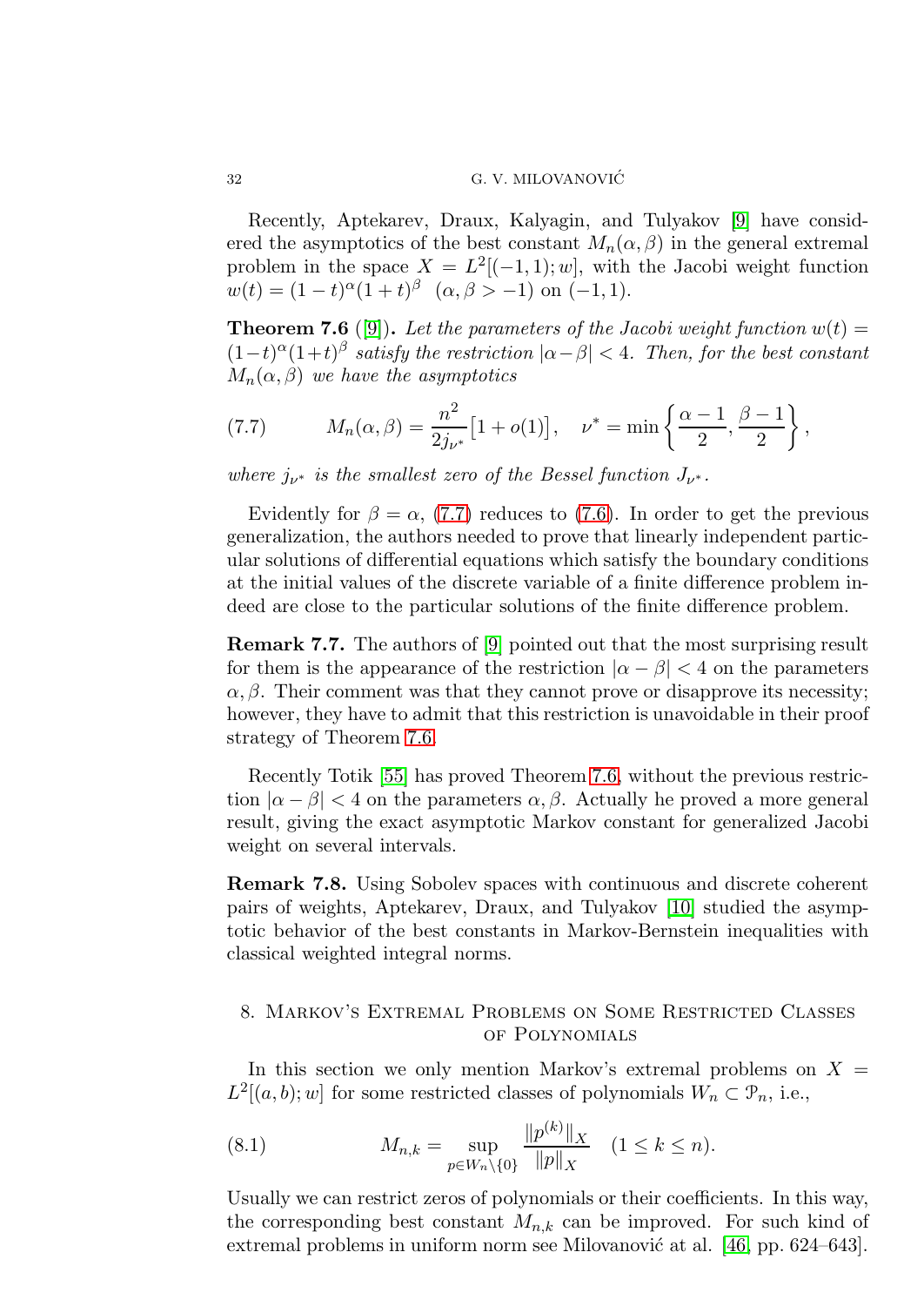Recently, Aptekarev, Draux, Kalyagin, and Tulyakov [9] have considered the asymptotics of the best constant $M_n(\alpha,\beta)$ in the general extremal problem in the space $X = L^2[(-1,1);w]$, with the Jacobi weight function $w(t) = (1-t)^\alpha(1+t)^\beta$ $(\alpha,\beta > -1)$ on $(-1,1)$.

**Theorem 7.6** ([9])**.** *Let the parameters of the Jacobi weight function $w(t) = (1-t)^\alpha(1+t)^\beta$ satisfy the restriction $|\alpha-\beta| < 4$. Then, for the best constant $M_n(\alpha,\beta)$ we have the asymptotics*

$$M_n(\alpha,\beta) = \frac{n^2}{2j_{\nu^*}}\big[1+o(1)\big], \quad \nu^* = \min\left\{\frac{\alpha-1}{2}, \frac{\beta-1}{2}\right\}, \tag{7.7}$$

*where $j_{\nu^*}$ is the smallest zero of the Bessel function $J_{\nu^*}$.*

Evidently for $\beta = \alpha$, (7.7) reduces to (7.6). In order to get the previous generalization, the authors needed to prove that linearly independent particular solutions of differential equations which satisfy the boundary conditions at the initial values of the discrete variable of a finite difference problem indeed are close to the particular solutions of the finite difference problem.

**Remark 7.7.** The authors of [9] pointed out that the most surprising result for them is the appearance of the restriction $|\alpha-\beta| < 4$ on the parameters $\alpha,\beta$. Their comment was that they cannot prove or disapprove its necessity; however, they have to admit that this restriction is unavoidable in their proof strategy of Theorem 7.6.

Recently Totik [55] has proved Theorem 7.6, without the previous restriction $|\alpha-\beta| < 4$ on the parameters $\alpha,\beta$. Actually he proved a more general result, giving the exact asymptotic Markov constant for generalized Jacobi weight on several intervals.

**Remark 7.8.** Using Sobolev spaces with continuous and discrete coherent pairs of weights, Aptekarev, Draux, and Tulyakov [10] studied the asymptotic behavior of the best constants in Markov-Bernstein inequalities with classical weighted integral norms.

## 8. Markov's Extremal Problems on Some Restricted Classes of Polynomials

In this section we only mention Markov's extremal problems on $X = L^2[(a,b);w]$ for some restricted classes of polynomials $W_n \subset \mathcal{P}_n$, i.e.,

$$M_{n,k} = \sup_{p\in W_n\setminus\{0\}} \frac{\|p^{(k)}\|_X}{\|p\|_X} \quad (1 \le k \le n). \tag{8.1}$$

Usually we can restrict zeros of polynomials or their coefficients. In this way, the corresponding best constant $M_{n,k}$ can be improved. For such kind of extremal problems in uniform norm see Milovanović at al. [46, pp. 624–643].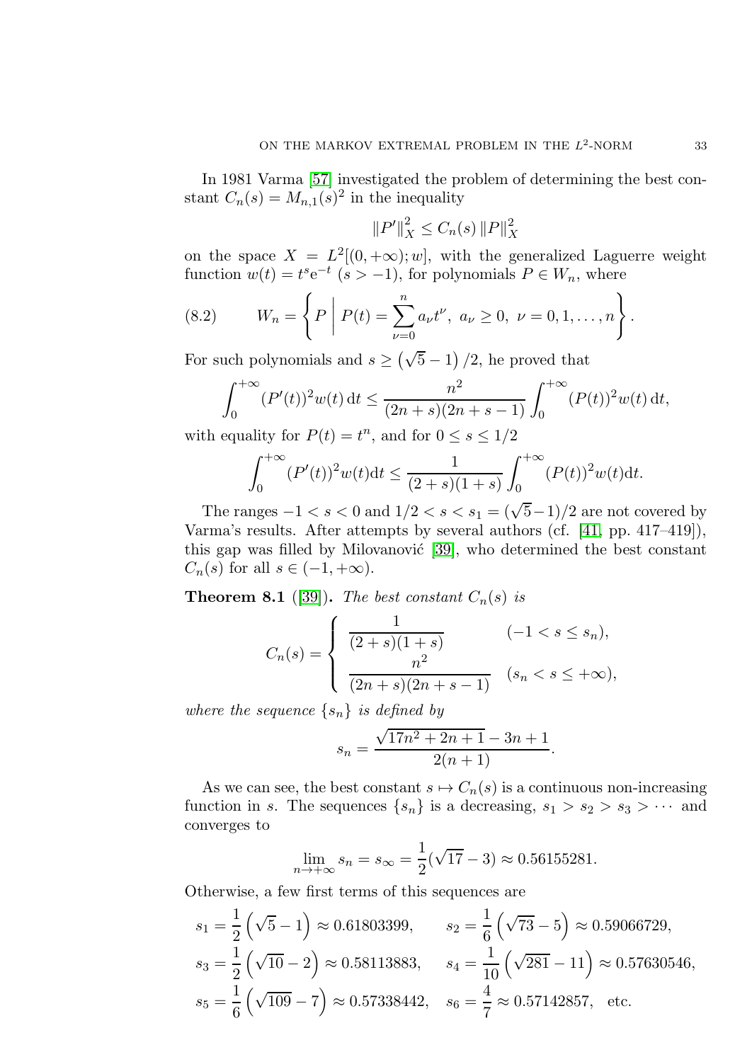In 1981 Varma [57] investigated the problem of determining the best constant $C_n(s) = M_{n,1}(s)^2$ in the inequality

$$\|P'\|_X^2 \le C_n(s)\,\|P\|_X^2$$

on the space $X = L^2[(0,+\infty);w]$, with the generalized Laguerre weight function $w(t) = t^s \mathrm{e}^{-t}$ $(s > -1)$, for polynomials $P \in W_n$, where

$$W_n = \left\{ P \;\middle|\; P(t) = \sum_{\nu=0}^{n} a_\nu t^\nu,\ a_\nu \ge 0,\ \nu = 0,1,\ldots,n \right\}. \tag{8.2}$$

For such polynomials and $s \ge \left(\sqrt{5}-1\right)/2$, he proved that

$$\int_0^{+\infty} (P'(t))^2 w(t)\,\mathrm{d}t \le \frac{n^2}{(2n+s)(2n+s-1)} \int_0^{+\infty} (P(t))^2 w(t)\,\mathrm{d}t,$$

with equality for $P(t) = t^n$, and for $0 \le s \le 1/2$

$$\int_0^{+\infty} (P'(t))^2 w(t)\mathrm{d}t \le \frac{1}{(2+s)(1+s)} \int_0^{+\infty} (P(t))^2 w(t)\mathrm{d}t.$$

The ranges $-1 < s < 0$ and $1/2 < s < s_1 = (\sqrt{5}-1)/2$ are not covered by Varma's results. After attempts by several authors (cf. [41, pp. 417–419]), this gap was filled by Milovanović [39], who determined the best constant $C_n(s)$ for all $s \in (-1,+\infty)$.

**Theorem 8.1** ([39]). *The best constant $C_n(s)$ is*

$$C_n(s) = \begin{cases} \dfrac{1}{(2+s)(1+s)} & (-1 < s \le s_n), \\[2ex] \dfrac{n^2}{(2n+s)(2n+s-1)} & (s_n < s \le +\infty), \end{cases}$$

*where the sequence $\{s_n\}$ is defined by*

$$s_n = \frac{\sqrt{17n^2+2n+1} - 3n + 1}{2(n+1)}.$$

As we can see, the best constant $s \mapsto C_n(s)$ is a continuous non-increasing function in $s$. The sequences $\{s_n\}$ is a decreasing, $s_1 > s_2 > s_3 > \cdots$ and converges to

$$\lim_{n\to+\infty} s_n = s_\infty = \frac{1}{2}(\sqrt{17}-3) \approx 0.56155281.$$

Otherwise, a few first terms of this sequences are

$$s_1 = \frac{1}{2}\left(\sqrt{5}-1\right) \approx 0.61803399, \qquad s_2 = \frac{1}{6}\left(\sqrt{73}-5\right) \approx 0.59066729,$$

$$s_3 = \frac{1}{2}\left(\sqrt{10}-2\right) \approx 0.58113883, \qquad s_4 = \frac{1}{10}\left(\sqrt{281}-11\right) \approx 0.57630546,$$

$$s_5 = \frac{1}{6}\left(\sqrt{109}-7\right) \approx 0.57338442, \quad s_6 = \frac{4}{7} \approx 0.57142857, \quad \text{etc.}$$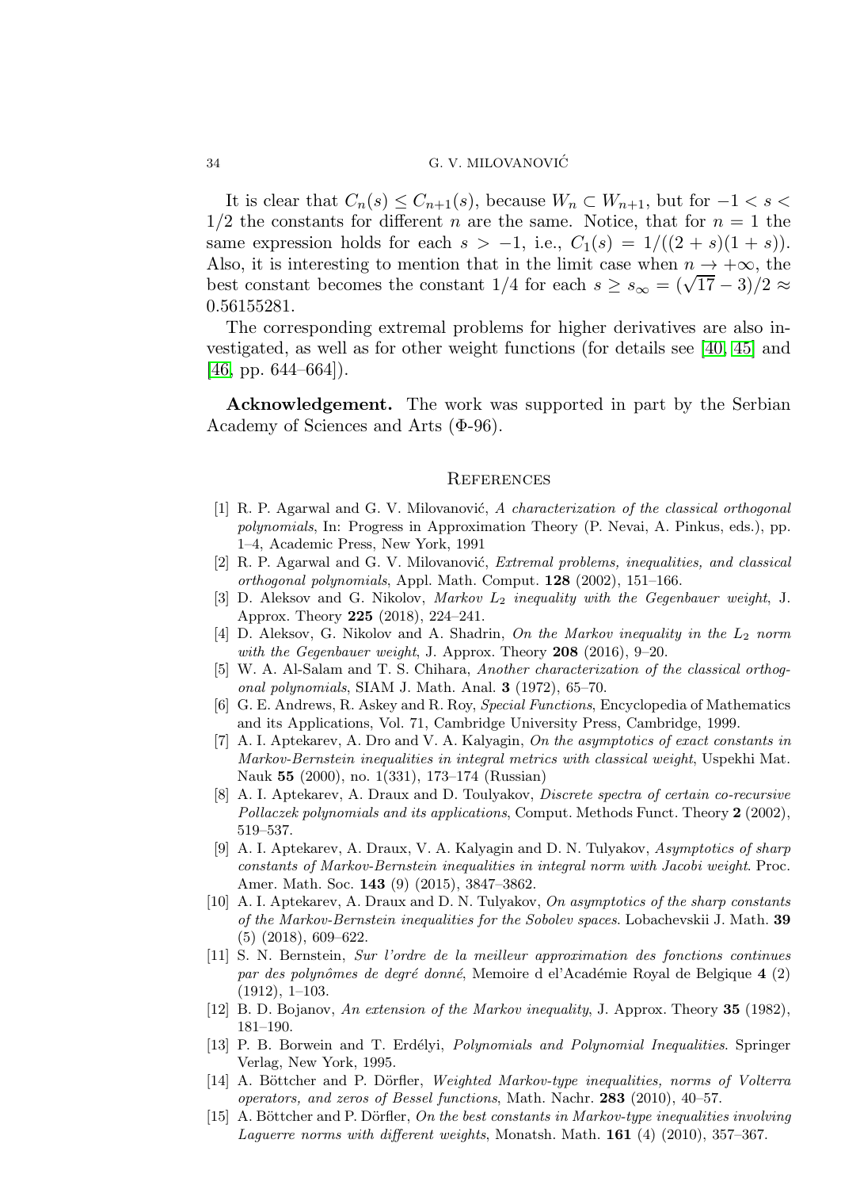It is clear that $C_n(s) \le C_{n+1}(s)$, because $W_n \subset W_{n+1}$, but for $-1 < s < 1/2$ the constants for different $n$ are the same. Notice, that for $n = 1$ the same expression holds for each $s > -1$, i.e., $C_1(s) = 1/((2+s)(1+s))$. Also, it is interesting to mention that in the limit case when $n \to +\infty$, the best constant becomes the constant $1/4$ for each $s \ge s_\infty = (\sqrt{17}-3)/2 \approx 0.56155281$.

The corresponding extremal problems for higher derivatives are also investigated, as well as for other weight functions (for details see [40, 45] and [46, pp. 644–664]).

**Acknowledgement.** The work was supported in part by the Serbian Academy of Sciences and Arts (Φ-96).

## References

[1] R. P. Agarwal and G. V. Milovanović, *A characterization of the classical orthogonal polynomials*, In: Progress in Approximation Theory (P. Nevai, A. Pinkus, eds.), pp. 1–4, Academic Press, New York, 1991

[2] R. P. Agarwal and G. V. Milovanović, *Extremal problems, inequalities, and classical orthogonal polynomials*, Appl. Math. Comput. **128** (2002), 151–166.

[3] D. Aleksov and G. Nikolov, *Markov $L_2$ inequality with the Gegenbauer weight*, J. Approx. Theory **225** (2018), 224–241.

[4] D. Aleksov, G. Nikolov and A. Shadrin, *On the Markov inequality in the $L_2$ norm with the Gegenbauer weight*, J. Approx. Theory **208** (2016), 9–20.

[5] W. A. Al-Salam and T. S. Chihara, *Another characterization of the classical orthogonal polynomials*, SIAM J. Math. Anal. **3** (1972), 65–70.

[6] G. E. Andrews, R. Askey and R. Roy, *Special Functions*, Encyclopedia of Mathematics and its Applications, Vol. 71, Cambridge University Press, Cambridge, 1999.

[7] A. I. Aptekarev, A. Dro and V. A. Kalyagin, *On the asymptotics of exact constants in Markov-Bernstein inequalities in integral metrics with classical weight*, Uspekhi Mat. Nauk **55** (2000), no. 1(331), 173–174 (Russian)

[8] A. I. Aptekarev, A. Draux and D. Toulyakov, *Discrete spectra of certain co-recursive Pollaczek polynomials and its applications*, Comput. Methods Funct. Theory **2** (2002), 519–537.

[9] A. I. Aptekarev, A. Draux, V. A. Kalyagin and D. N. Tulyakov, *Asymptotics of sharp constants of Markov-Bernstein inequalities in integral norm with Jacobi weight*. Proc. Amer. Math. Soc. **143** (9) (2015), 3847–3862.

[10] A. I. Aptekarev, A. Draux and D. N. Tulyakov, *On asymptotics of the sharp constants of the Markov-Bernstein inequalities for the Sobolev spaces*. Lobachevskii J. Math. **39** (5) (2018), 609–622.

[11] S. N. Bernstein, *Sur l'ordre de la meilleur approximation des fonctions continues par des polynômes de degré donné*, Memoire d el'Académie Royal de Belgique **4** (2) (1912), 1–103.

[12] B. D. Bojanov, *An extension of the Markov inequality*, J. Approx. Theory **35** (1982), 181–190.

[13] P. B. Borwein and T. Erdélyi, *Polynomials and Polynomial Inequalities*. Springer Verlag, New York, 1995.

[14] A. Böttcher and P. Dörfler, *Weighted Markov-type inequalities, norms of Volterra operators, and zeros of Bessel functions*, Math. Nachr. **283** (2010), 40–57.

[15] A. Böttcher and P. Dörfler, *On the best constants in Markov-type inequalities involving Laguerre norms with different weights*, Monatsh. Math. **161** (4) (2010), 357–367.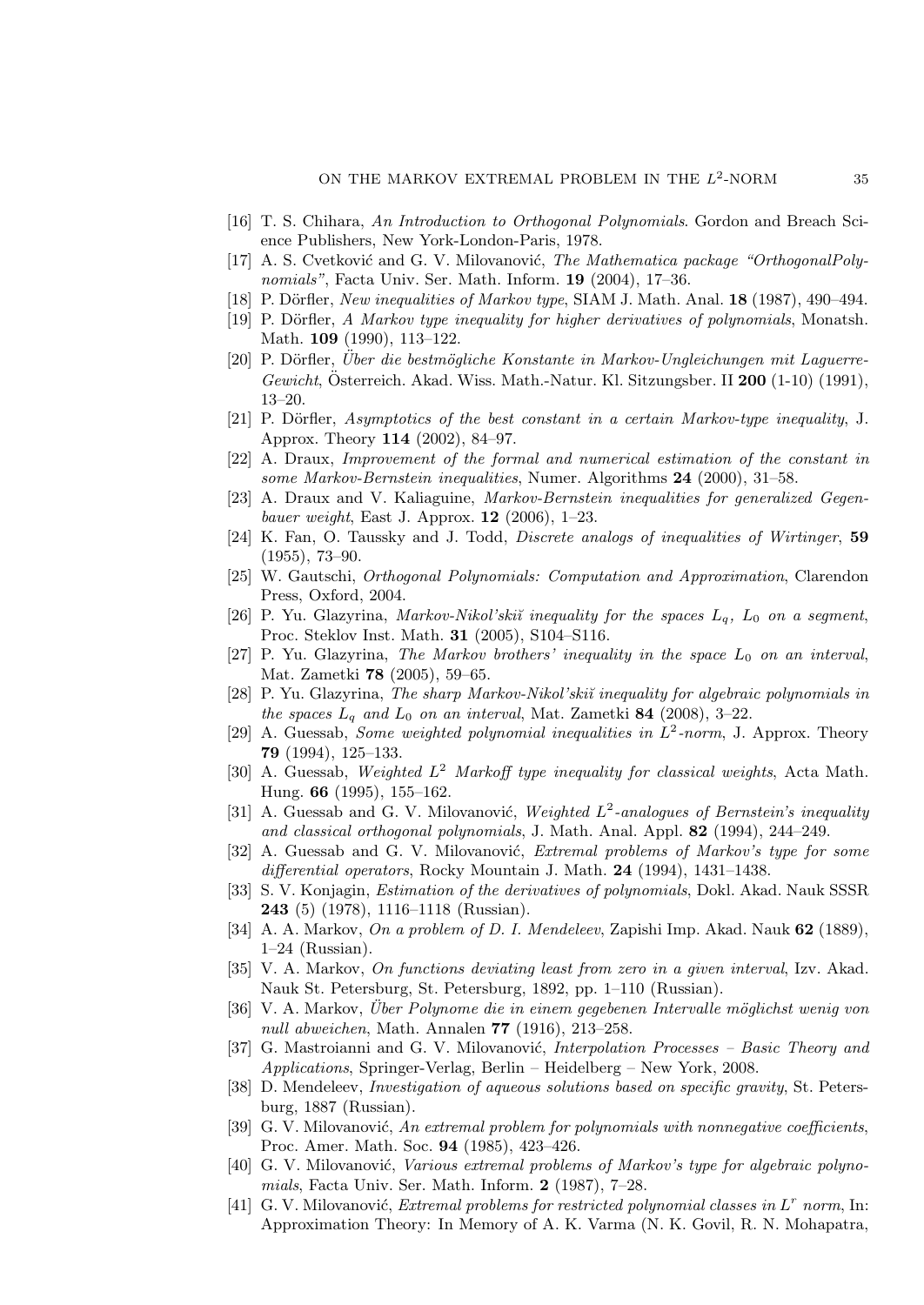[16] T. S. Chihara, *An Introduction to Orthogonal Polynomials*. Gordon and Breach Science Publishers, New York-London-Paris, 1978.

[17] A. S. Cvetković and G. V. Milovanović, *The Mathematica package "OrthogonalPolynomials"*, Facta Univ. Ser. Math. Inform. **19** (2004), 17–36.

[18] P. Dörfler, *New inequalities of Markov type*, SIAM J. Math. Anal. **18** (1987), 490–494.

[19] P. Dörfler, *A Markov type inequality for higher derivatives of polynomials*, Monatsh. Math. **109** (1990), 113–122.

[20] P. Dörfler, *Über die bestmögliche Konstante in Markov-Ungleichungen mit Laguerre-Gewicht*, Österreich. Akad. Wiss. Math.-Natur. Kl. Sitzungsber. II **200** (1-10) (1991), 13–20.

[21] P. Dörfler, *Asymptotics of the best constant in a certain Markov-type inequality*, J. Approx. Theory **114** (2002), 84–97.

[22] A. Draux, *Improvement of the formal and numerical estimation of the constant in some Markov-Bernstein inequalities*, Numer. Algorithms **24** (2000), 31–58.

[23] A. Draux and V. Kaliaguine, *Markov-Bernstein inequalities for generalized Gegenbauer weight*, East J. Approx. **12** (2006), 1–23.

[24] K. Fan, O. Taussky and J. Todd, *Discrete analogs of inequalities of Wirtinger*, **59** (1955), 73–90.

[25] W. Gautschi, *Orthogonal Polynomials: Computation and Approximation*, Clarendon Press, Oxford, 2004.

[26] P. Yu. Glazyrina, *Markov-Nikol'skiĭ inequality for the spaces $L_q$, $L_0$ on a segment*, Proc. Steklov Inst. Math. **31** (2005), S104–S116.

[27] P. Yu. Glazyrina, *The Markov brothers' inequality in the space $L_0$ on an interval*, Mat. Zametki **78** (2005), 59–65.

[28] P. Yu. Glazyrina, *The sharp Markov-Nikol'skiĭ inequality for algebraic polynomials in the spaces $L_q$ and $L_0$ on an interval*, Mat. Zametki **84** (2008), 3–22.

[29] A. Guessab, *Some weighted polynomial inequalities in $L^2$-norm*, J. Approx. Theory **79** (1994), 125–133.

[30] A. Guessab, *Weighted $L^2$ Markoff type inequality for classical weights*, Acta Math. Hung. **66** (1995), 155–162.

[31] A. Guessab and G. V. Milovanović, *Weighted $L^2$-analogues of Bernstein's inequality and classical orthogonal polynomials*, J. Math. Anal. Appl. **82** (1994), 244–249.

[32] A. Guessab and G. V. Milovanović, *Extremal problems of Markov's type for some differential operators*, Rocky Mountain J. Math. **24** (1994), 1431–1438.

[33] S. V. Konjagin, *Estimation of the derivatives of polynomials*, Dokl. Akad. Nauk SSSR **243** (5) (1978), 1116–1118 (Russian).

[34] A. A. Markov, *On a problem of D. I. Mendeleev*, Zapishi Imp. Akad. Nauk **62** (1889), 1–24 (Russian).

[35] V. A. Markov, *On functions deviating least from zero in a given interval*, Izv. Akad. Nauk St. Petersburg, St. Petersburg, 1892, pp. 1–110 (Russian).

[36] V. A. Markov, *Über Polynome die in einem gegebenen Intervalle möglichst wenig von null abweichen*, Math. Annalen **77** (1916), 213–258.

[37] G. Mastroianni and G. V. Milovanović, *Interpolation Processes – Basic Theory and Applications*, Springer-Verlag, Berlin – Heidelberg – New York, 2008.

[38] D. Mendeleev, *Investigation of aqueous solutions based on specific gravity*, St. Petersburg, 1887 (Russian).

[39] G. V. Milovanović, *An extremal problem for polynomials with nonnegative coefficients*, Proc. Amer. Math. Soc. **94** (1985), 423–426.

[40] G. V. Milovanović, *Various extremal problems of Markov's type for algebraic polynomials*, Facta Univ. Ser. Math. Inform. **2** (1987), 7–28.

[41] G. V. Milovanović, *Extremal problems for restricted polynomial classes in $L^r$ norm*, In: Approximation Theory: In Memory of A. K. Varma (N. K. Govil, R. N. Mohapatra,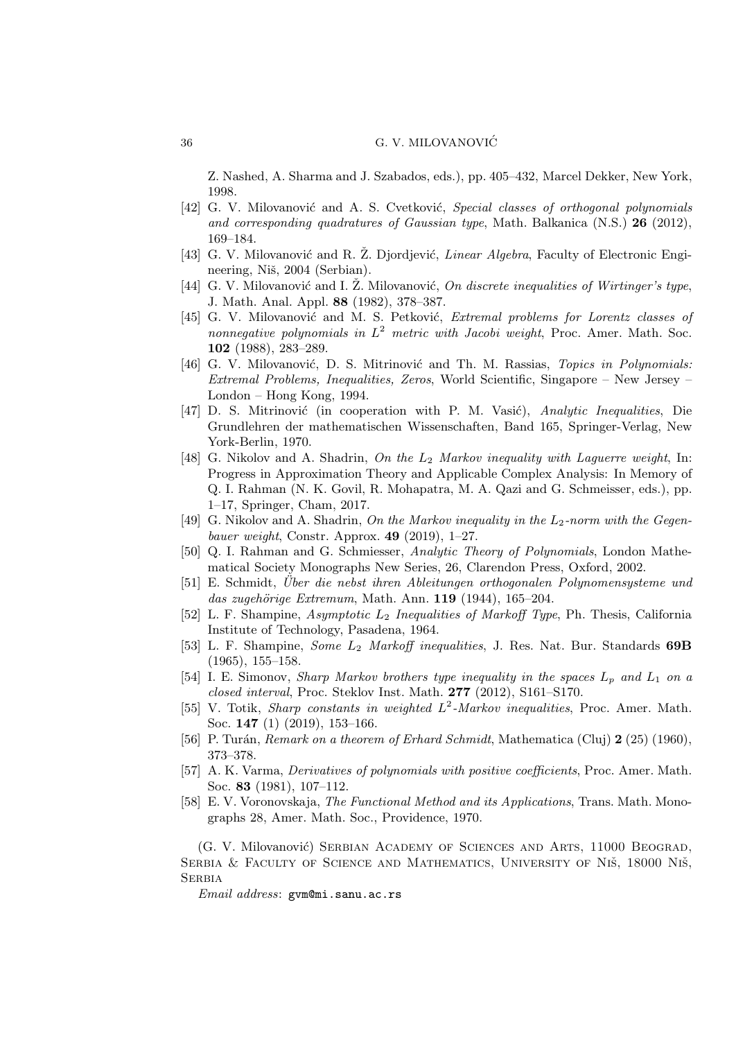Z. Nashed, A. Sharma and J. Szabados, eds.), pp. 405–432, Marcel Dekker, New York, 1998.

[42] G. V. Milovanović and A. S. Cvetković, *Special classes of orthogonal polynomials and corresponding quadratures of Gaussian type*, Math. Balkanica (N.S.) **26** (2012), 169–184.

[43] G. V. Milovanović and R. Ž. Djordjević, *Linear Algebra*, Faculty of Electronic Engineering, Niš, 2004 (Serbian).

[44] G. V. Milovanović and I. Ž. Milovanović, *On discrete inequalities of Wirtinger's type*, J. Math. Anal. Appl. **88** (1982), 378–387.

[45] G. V. Milovanović and M. S. Petković, *Extremal problems for Lorentz classes of nonnegative polynomials in $L^2$ metric with Jacobi weight*, Proc. Amer. Math. Soc. **102** (1988), 283–289.

[46] G. V. Milovanović, D. S. Mitrinović and Th. M. Rassias, *Topics in Polynomials: Extremal Problems, Inequalities, Zeros*, World Scientific, Singapore – New Jersey – London – Hong Kong, 1994.

[47] D. S. Mitrinović (in cooperation with P. M. Vasić), *Analytic Inequalities*, Die Grundlehren der mathematischen Wissenschaften, Band 165, Springer-Verlag, New York-Berlin, 1970.

[48] G. Nikolov and A. Shadrin, *On the $L_2$ Markov inequality with Laguerre weight*, In: Progress in Approximation Theory and Applicable Complex Analysis: In Memory of Q. I. Rahman (N. K. Govil, R. Mohapatra, M. A. Qazi and G. Schmeisser, eds.), pp. 1–17, Springer, Cham, 2017.

[49] G. Nikolov and A. Shadrin, *On the Markov inequality in the $L_2$-norm with the Gegenbauer weight*, Constr. Approx. **49** (2019), 1–27.

[50] Q. I. Rahman and G. Schmiesser, *Analytic Theory of Polynomials*, London Mathematical Society Monographs New Series, 26, Clarendon Press, Oxford, 2002.

[51] E. Schmidt, *Über die nebst ihren Ableitungen orthogonalen Polynomensysteme und das zugehörige Extremum*, Math. Ann. **119** (1944), 165–204.

[52] L. F. Shampine, *Asymptotic $L_2$ Inequalities of Markoff Type*, Ph. Thesis, California Institute of Technology, Pasadena, 1964.

[53] L. F. Shampine, *Some $L_2$ Markoff inequalities*, J. Res. Nat. Bur. Standards **69B** (1965), 155–158.

[54] I. E. Simonov, *Sharp Markov brothers type inequality in the spaces $L_p$ and $L_1$ on a closed interval*, Proc. Steklov Inst. Math. **277** (2012), S161–S170.

[55] V. Totik, *Sharp constants in weighted $L^2$-Markov inequalities*, Proc. Amer. Math. Soc. **147** (1) (2019), 153–166.

[56] P. Turán, *Remark on a theorem of Erhard Schmidt*, Mathematica (Cluj) **2** (25) (1960), 373–378.

[57] A. K. Varma, *Derivatives of polynomials with positive coefficients*, Proc. Amer. Math. Soc. **83** (1981), 107–112.

[58] E. V. Voronovskaja, *The Functional Method and its Applications*, Trans. Math. Monographs 28, Amer. Math. Soc., Providence, 1970.

(G. V. Milovanović) Serbian Academy of Sciences and Arts, 11000 Beograd, Serbia & Faculty of Science and Mathematics, University of Niš, 18000 Niš, Serbia

*Email address*: gvm@mi.sanu.ac.rs